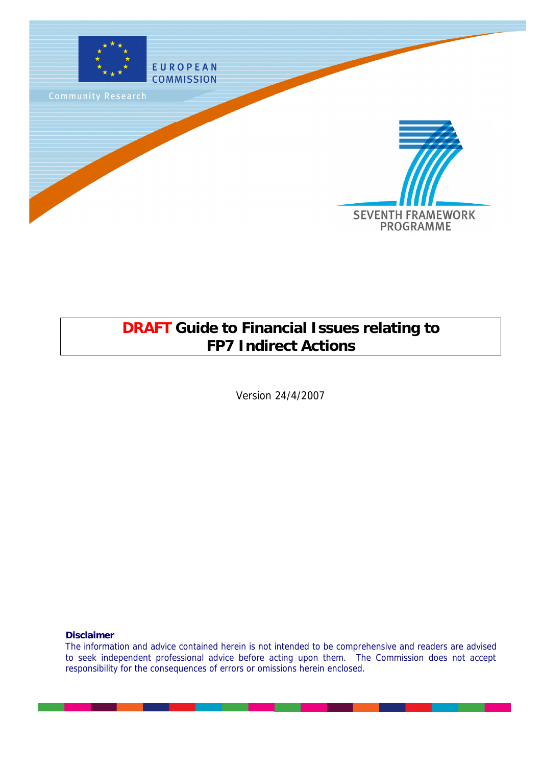EUROPEAN COMMISSION

Community Research

SEVENTH FRAMEWORK PROGRAMME

# DRAFT Guide to Financial Issues relating to FP7 Indirect Actions

Version 24/4/2007

**Disclaimer**

The information and advice contained herein is not intended to be comprehensive and readers are advised to seek independent professional advice before acting upon them. The Commission does not accept responsibility for the consequences of errors or omissions herein enclosed.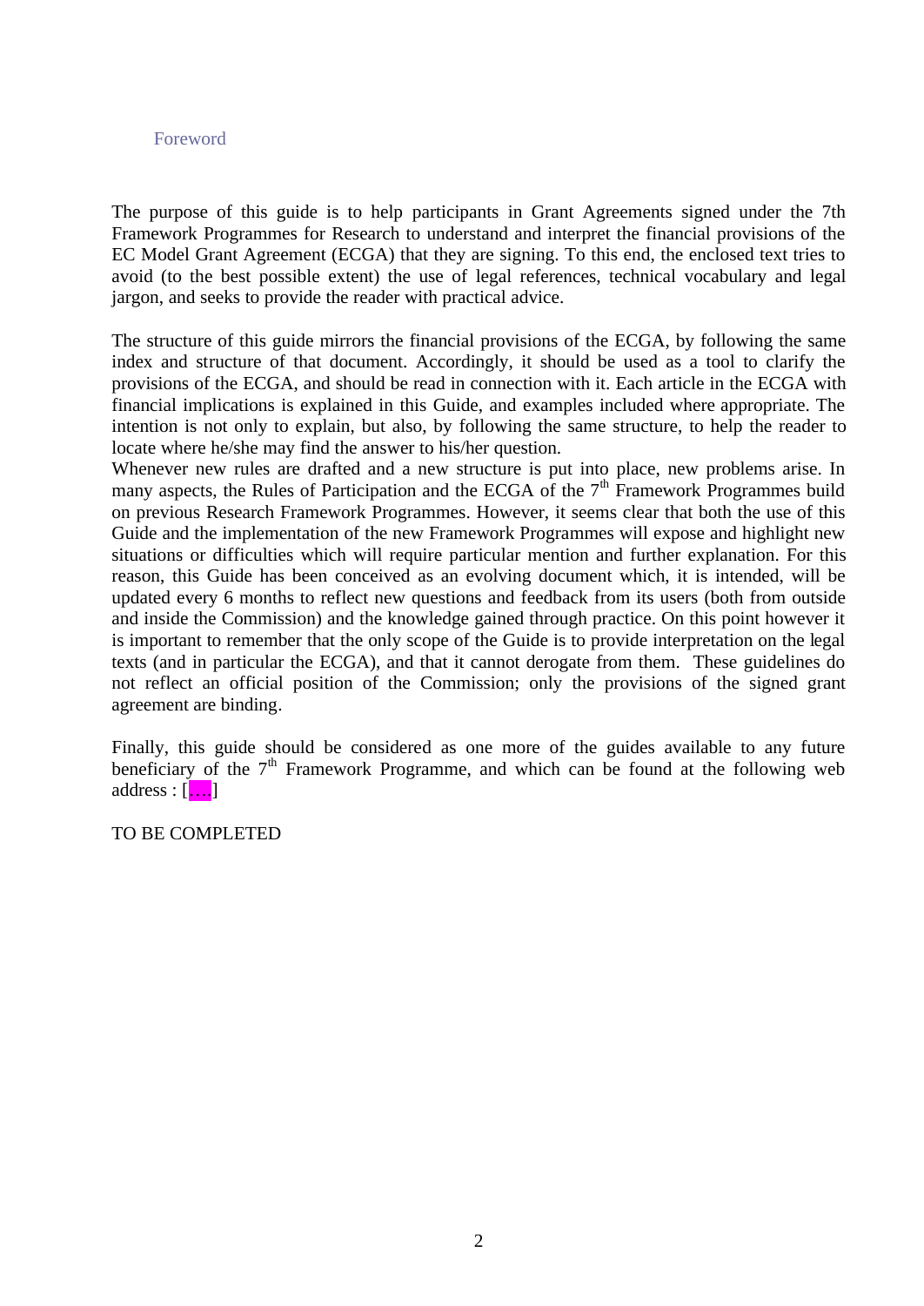# Foreword

The purpose of this guide is to help participants in Grant Agreements signed under the 7th Framework Programmes for Research to understand and interpret the financial provisions of the EC Model Grant Agreement (ECGA) that they are signing. To this end, the enclosed text tries to avoid (to the best possible extent) the use of legal references, technical vocabulary and legal jargon, and seeks to provide the reader with practical advice.

The structure of this guide mirrors the financial provisions of the ECGA, by following the same index and structure of that document. Accordingly, it should be used as a tool to clarify the provisions of the ECGA, and should be read in connection with it. Each article in the ECGA with financial implications is explained in this Guide, and examples included where appropriate. The intention is not only to explain, but also, by following the same structure, to help the reader to locate where he/she may find the answer to his/her question.

Whenever new rules are drafted and a new structure is put into place, new problems arise. In many aspects, the Rules of Participation and the ECGA of the 7th Framework Programmes build on previous Research Framework Programmes. However, it seems clear that both the use of this Guide and the implementation of the new Framework Programmes will expose and highlight new situations or difficulties which will require particular mention and further explanation. For this reason, this Guide has been conceived as an evolving document which, it is intended, will be updated every 6 months to reflect new questions and feedback from its users (both from outside and inside the Commission) and the knowledge gained through practice. On this point however it is important to remember that the only scope of the Guide is to provide interpretation on the legal texts (and in particular the ECGA), and that it cannot derogate from them. These guidelines do not reflect an official position of the Commission; only the provisions of the signed grant agreement are binding.

Finally, this guide should be considered as one more of the guides available to any future beneficiary of the 7th Framework Programme, and which can be found at the following web address : [….]

TO BE COMPLETED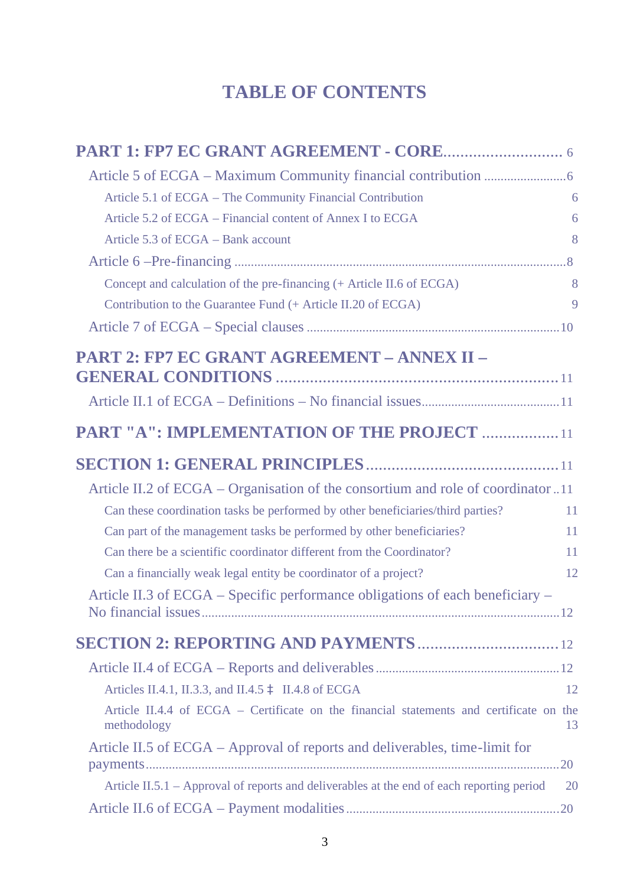# TABLE OF CONTENTS

PART 1: FP7 EC GRANT AGREEMENT - CORE ........................... 6

- Article 5 of ECGA – Maximum Community financial contribution ........................ 6
  - Article 5.1 of ECGA – The Community Financial Contribution 6
  - Article 5.2 of ECGA – Financial content of Annex I to ECGA 6
  - Article 5.3 of ECGA – Bank account 8
- Article 6 –Pre-financing ................................................................................................ 8
  - Concept and calculation of the pre-financing (+ Article II.6 of ECGA) 8
  - Contribution to the Guarantee Fund (+ Article II.20 of ECGA) 9
- Article 7 of ECGA – Special clauses ............................................................................ 10

PART 2: FP7 EC GRANT AGREEMENT – ANNEX II – GENERAL CONDITIONS ................................................................. 11

- Article II.1 of ECGA – Definitions – No financial issues......................................... 11

PART "A": IMPLEMENTATION OF THE PROJECT .................. 11

SECTION 1: GENERAL PRINCIPLES ............................................ 11

- Article II.2 of ECGA – Organisation of the consortium and role of coordinator .. 11
  - Can these coordination tasks be performed by other beneficiaries/third parties? 11
  - Can part of the management tasks be performed by other beneficiaries? 11
  - Can there be a scientific coordinator different from the Coordinator? 11
  - Can a financially weak legal entity be coordinator of a project? 12
- Article II.3 of ECGA – Specific performance obligations of each beneficiary – No financial issues........................................................................................................... 12

SECTION 2: REPORTING AND PAYMENTS ................................. 12

- Article II.4 of ECGA – Reports and deliverables ...................................................... 12
  - Articles II.4.1, II.3.3, and II.4.5 ‡ II.4.8 of ECGA 12
  - Article II.4.4 of ECGA – Certificate on the financial statements and certificate on the methodology 13
- Article II.5 of ECGA – Approval of reports and deliverables, time-limit for payments............................................................................................................................ 20
  - Article II.5.1 – Approval of reports and deliverables at the end of each reporting period 20
- Article II.6 of ECGA – Payment modalities ................................................................ 20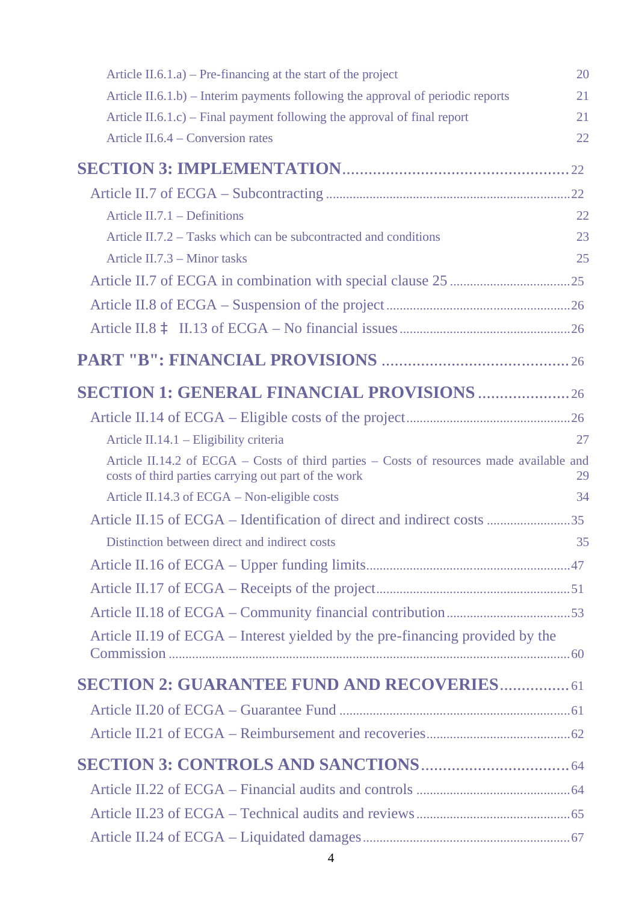Article II.6.1.a) – Pre-financing at the start of the project 20

Article II.6.1.b) – Interim payments following the approval of periodic reports 21

Article II.6.1.c) – Final payment following the approval of final report 21

Article II.6.4 – Conversion rates 22

**SECTION 3: IMPLEMENTATION** .................................................. 22

Article II.7 of ECGA – Subcontracting ........................................................................ 22

Article II.7.1 – Definitions 22

Article II.7.2 – Tasks which can be subcontracted and conditions 23

Article II.7.3 – Minor tasks 25

Article II.7 of ECGA in combination with special clause 25 ................................... 25

Article II.8 of ECGA – Suspension of the project ...................................................... 26

Article II.8 ‡ II.13 of ECGA – No financial issues .................................................. 26

**PART "B": FINANCIAL PROVISIONS** .......................................... 26

**SECTION 1: GENERAL FINANCIAL PROVISIONS** ..................... 26

Article II.14 of ECGA – Eligible costs of the project ................................................ 26

Article II.14.1 – Eligibility criteria 27

Article II.14.2 of ECGA – Costs of third parties – Costs of resources made available and costs of third parties carrying out part of the work 29

Article II.14.3 of ECGA – Non-eligible costs 34

Article II.15 of ECGA – Identification of direct and indirect costs ......................... 35

Distinction between direct and indirect costs 35

Article II.16 of ECGA – Upper funding limits ............................................................ 47

Article II.17 of ECGA – Receipts of the project ......................................................... 51

Article II.18 of ECGA – Community financial contribution .................................... 53

Article II.19 of ECGA – Interest yielded by the pre-financing provided by the Commission ........................................................................................................................ 60

**SECTION 2: GUARANTEE FUND AND RECOVERIES** ................ 61

Article II.20 of ECGA – Guarantee Fund .................................................................... 61

Article II.21 of ECGA – Reimbursement and recoveries .......................................... 62

**SECTION 3: CONTROLS AND SANCTIONS** .................................. 64

Article II.22 of ECGA – Financial audits and controls ............................................. 64

Article II.23 of ECGA – Technical audits and reviews ............................................. 65

Article II.24 of ECGA – Liquidated damages ............................................................ 67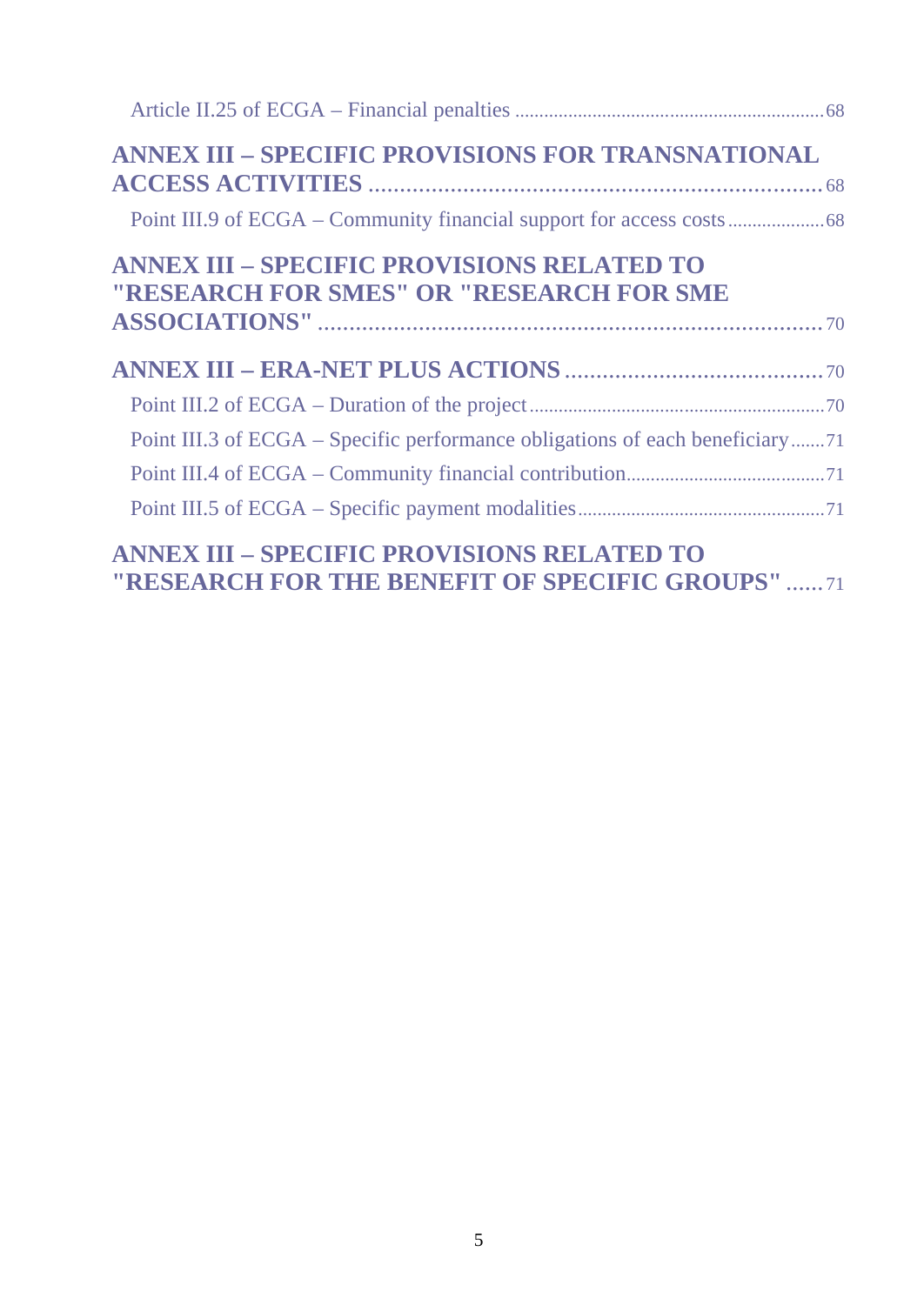Article II.25 of ECGA – Financial penalties ............................................................... 68

**ANNEX III – SPECIFIC PROVISIONS FOR TRANSNATIONAL ACCESS ACTIVITIES** ........................................................................ 68

Point III.9 of ECGA – Community financial support for access costs ................... 68

**ANNEX III – SPECIFIC PROVISIONS RELATED TO "RESEARCH FOR SMES" OR "RESEARCH FOR SME ASSOCIATIONS"** ................................................................................ 70

**ANNEX III – ERA-NET PLUS ACTIONS** ........................................ 70

Point III.2 of ECGA – Duration of the project ............................................................ 70

Point III.3 of ECGA – Specific performance obligations of each beneficiary ....... 71

Point III.4 of ECGA – Community financial contribution ........................................ 71

Point III.5 of ECGA – Specific payment modalities .................................................. 71

**ANNEX III – SPECIFIC PROVISIONS RELATED TO "RESEARCH FOR THE BENEFIT OF SPECIFIC GROUPS"** ...... 71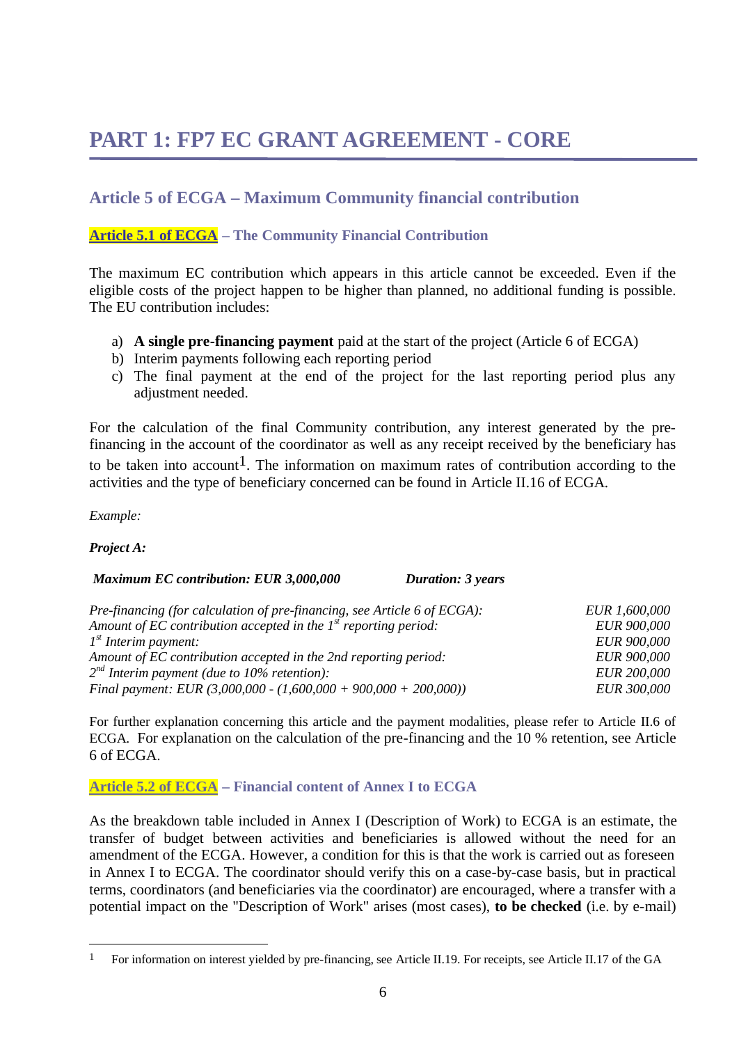# PART 1: FP7 EC GRANT AGREEMENT - CORE

## Article 5 of ECGA – Maximum Community financial contribution

### Article 5.1 of ECGA – The Community Financial Contribution

The maximum EC contribution which appears in this article cannot be exceeded. Even if the eligible costs of the project happen to be higher than planned, no additional funding is possible. The EU contribution includes:

a) **A single pre-financing payment** paid at the start of the project (Article 6 of ECGA)
b) Interim payments following each reporting period
c) The final payment at the end of the project for the last reporting period plus any adjustment needed.

For the calculation of the final Community contribution, any interest generated by the pre-financing in the account of the coordinator as well as any receipt received by the beneficiary has to be taken into account[1]. The information on maximum rates of contribution according to the activities and the type of beneficiary concerned can be found in Article II.16 of ECGA.

*Example:*

***Project A:***

***Maximum EC contribution: EUR 3,000,000*** ***Duration: 3 years***

| | |
|---|---|
| *Pre-financing (for calculation of pre-financing, see Article 6 of ECGA):* | *EUR 1,600,000* |
| *Amount of EC contribution accepted in the 1st reporting period:* | *EUR 900,000* |
| *1st Interim payment:* | *EUR 900,000* |
| *Amount of EC contribution accepted in the 2nd reporting period:* | *EUR 900,000* |
| *2nd Interim payment (due to 10% retention):* | *EUR 200,000* |
| *Final payment: EUR (3,000,000 - (1,600,000 + 900,000 + 200,000))* | *EUR 300,000* |

For further explanation concerning this article and the payment modalities, please refer to Article II.6 of ECGA. For explanation on the calculation of the pre-financing and the 10 % retention, see Article 6 of ECGA.

### Article 5.2 of ECGA – Financial content of Annex I to ECGA

As the breakdown table included in Annex I (Description of Work) to ECGA is an estimate, the transfer of budget between activities and beneficiaries is allowed without the need for an amendment of the ECGA. However, a condition for this is that the work is carried out as foreseen in Annex I to ECGA. The coordinator should verify this on a case-by-case basis, but in practical terms, coordinators (and beneficiaries via the coordinator) are encouraged, where a transfer with a potential impact on the "Description of Work" arises (most cases), **to be checked** (i.e. by e-mail)

[1] For information on interest yielded by pre-financing, see Article II.19. For receipts, see Article II.17 of the GA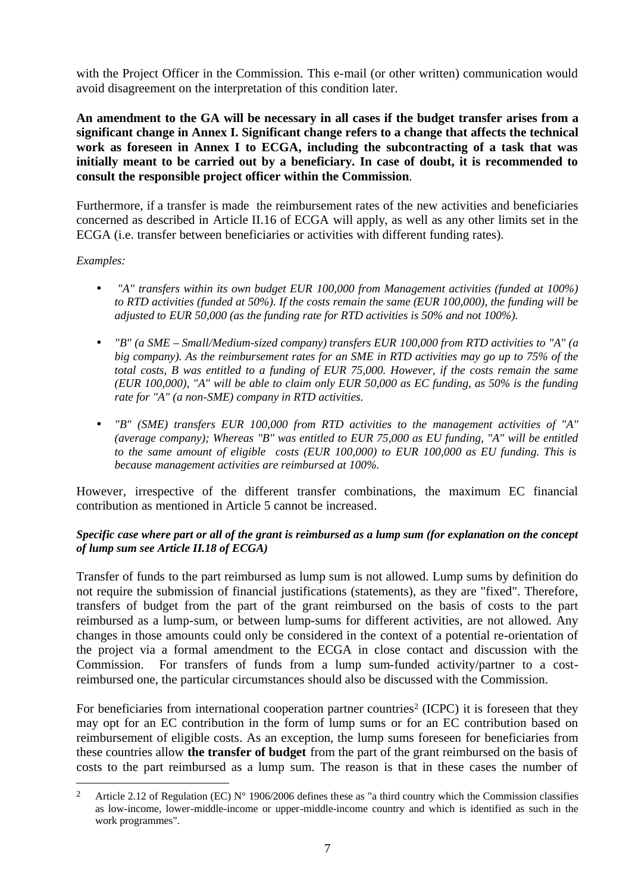with the Project Officer in the Commission. This e-mail (or other written) communication would avoid disagreement on the interpretation of this condition later.

**An amendment to the GA will be necessary in all cases if the budget transfer arises from a significant change in Annex I. Significant change refers to a change that affects the technical work as foreseen in Annex I to ECGA, including the subcontracting of a task that was initially meant to be carried out by a beneficiary. In case of doubt, it is recommended to consult the responsible project officer within the Commission**.

Furthermore, if a transfer is made the reimbursement rates of the new activities and beneficiaries concerned as described in Article II.16 of ECGA will apply, as well as any other limits set in the ECGA (i.e. transfer between beneficiaries or activities with different funding rates).

*Examples:*

- *"A" transfers within its own budget EUR 100,000 from Management activities (funded at 100%) to RTD activities (funded at 50%). If the costs remain the same (EUR 100,000), the funding will be adjusted to EUR 50,000 (as the funding rate for RTD activities is 50% and not 100%).*
- *"B" (a SME – Small/Medium-sized company) transfers EUR 100,000 from RTD activities to "A" (a big company). As the reimbursement rates for an SME in RTD activities may go up to 75% of the total costs, B was entitled to a funding of EUR 75,000. However, if the costs remain the same (EUR 100,000), "A" will be able to claim only EUR 50,000 as EC funding, as 50% is the funding rate for "A" (a non-SME) company in RTD activities.*
- *"B" (SME) transfers EUR 100,000 from RTD activities to the management activities of "A" (average company); Whereas "B" was entitled to EUR 75,000 as EU funding, "A" will be entitled to the same amount of eligible costs (EUR 100,000) to EUR 100,000 as EU funding. This is because management activities are reimbursed at 100%.*

However, irrespective of the different transfer combinations, the maximum EC financial contribution as mentioned in Article 5 cannot be increased.

***Specific case where part or all of the grant is reimbursed as a lump sum (for explanation on the concept of lump sum see Article II.18 of ECGA)***

Transfer of funds to the part reimbursed as lump sum is not allowed. Lump sums by definition do not require the submission of financial justifications (statements), as they are "fixed". Therefore, transfers of budget from the part of the grant reimbursed on the basis of costs to the part reimbursed as a lump-sum, or between lump-sums for different activities, are not allowed. Any changes in those amounts could only be considered in the context of a potential re-orientation of the project via a formal amendment to the ECGA in close contact and discussion with the Commission. For transfers of funds from a lump sum-funded activity/partner to a cost-reimbursed one, the particular circumstances should also be discussed with the Commission.

For beneficiaries from international cooperation partner countries[2] (ICPC) it is foreseen that they may opt for an EC contribution in the form of lump sums or for an EC contribution based on reimbursement of eligible costs. As an exception, the lump sums foreseen for beneficiaries from these countries allow **the transfer of budget** from the part of the grant reimbursed on the basis of costs to the part reimbursed as a lump sum. The reason is that in these cases the number of

[2] Article 2.12 of Regulation (EC) N° 1906/2006 defines these as "a third country which the Commission classifies as low-income, lower-middle-income or upper-middle-income country and which is identified as such in the work programmes".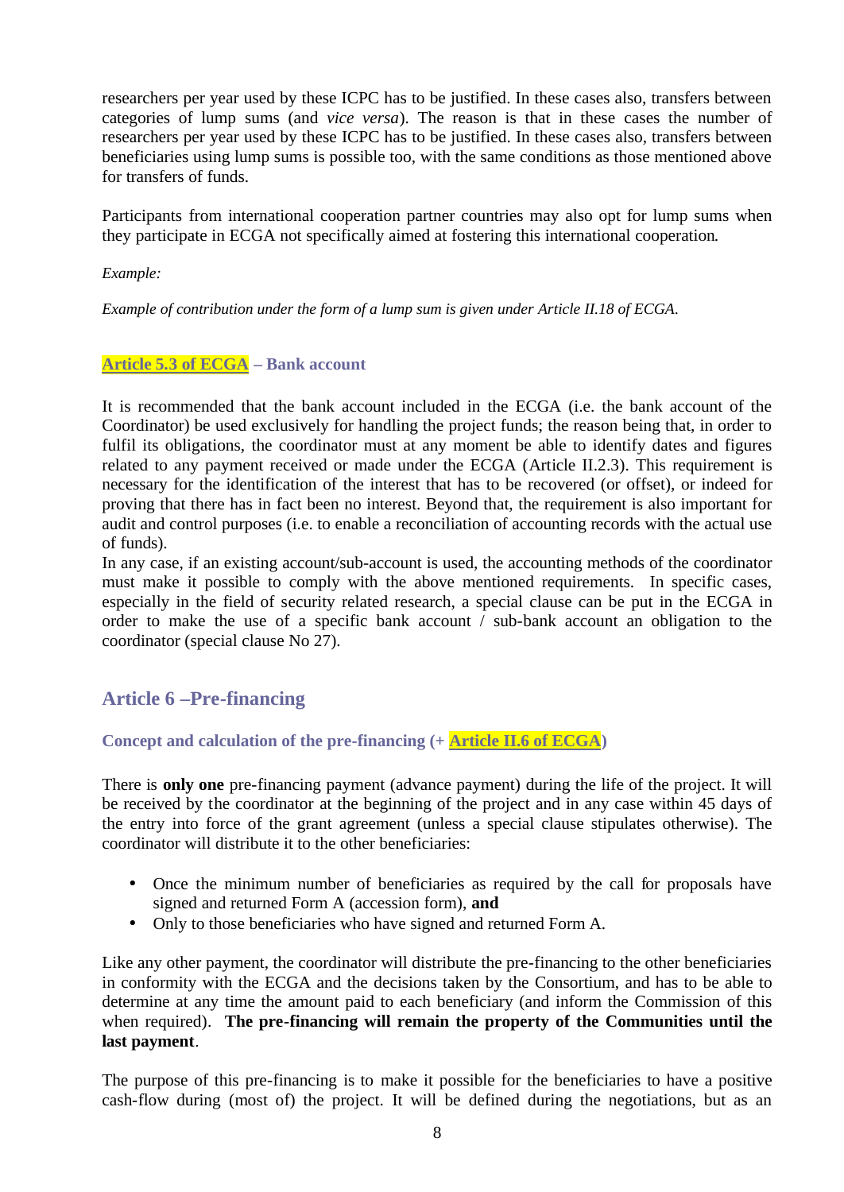researchers per year used by these ICPC has to be justified. In these cases also, transfers between categories of lump sums (and *vice versa*). The reason is that in these cases the number of researchers per year used by these ICPC has to be justified. In these cases also, transfers between beneficiaries using lump sums is possible too, with the same conditions as those mentioned above for transfers of funds.

Participants from international cooperation partner countries may also opt for lump sums when they participate in ECGA not specifically aimed at fostering this international cooperation.

*Example:*

*Example of contribution under the form of a lump sum is given under Article II.18 of ECGA.*

### Article 5.3 of ECGA – Bank account

It is recommended that the bank account included in the ECGA (i.e. the bank account of the Coordinator) be used exclusively for handling the project funds; the reason being that, in order to fulfil its obligations, the coordinator must at any moment be able to identify dates and figures related to any payment received or made under the ECGA (Article II.2.3). This requirement is necessary for the identification of the interest that has to be recovered (or offset), or indeed for proving that there has in fact been no interest. Beyond that, the requirement is also important for audit and control purposes (i.e. to enable a reconciliation of accounting records with the actual use of funds).
In any case, if an existing account/sub-account is used, the accounting methods of the coordinator must make it possible to comply with the above mentioned requirements. In specific cases, especially in the field of security related research, a special clause can be put in the ECGA in order to make the use of a specific bank account / sub-bank account an obligation to the coordinator (special clause No 27).

## Article 6 –Pre-financing

### Concept and calculation of the pre-financing (+ Article II.6 of ECGA)

There is **only one** pre-financing payment (advance payment) during the life of the project. It will be received by the coordinator at the beginning of the project and in any case within 45 days of the entry into force of the grant agreement (unless a special clause stipulates otherwise). The coordinator will distribute it to the other beneficiaries:

- Once the minimum number of beneficiaries as required by the call for proposals have signed and returned Form A (accession form), **and**
- Only to those beneficiaries who have signed and returned Form A.

Like any other payment, the coordinator will distribute the pre-financing to the other beneficiaries in conformity with the ECGA and the decisions taken by the Consortium, and has to be able to determine at any time the amount paid to each beneficiary (and inform the Commission of this when required). **The pre-financing will remain the property of the Communities until the last payment**.

The purpose of this pre-financing is to make it possible for the beneficiaries to have a positive cash-flow during (most of) the project. It will be defined during the negotiations, but as an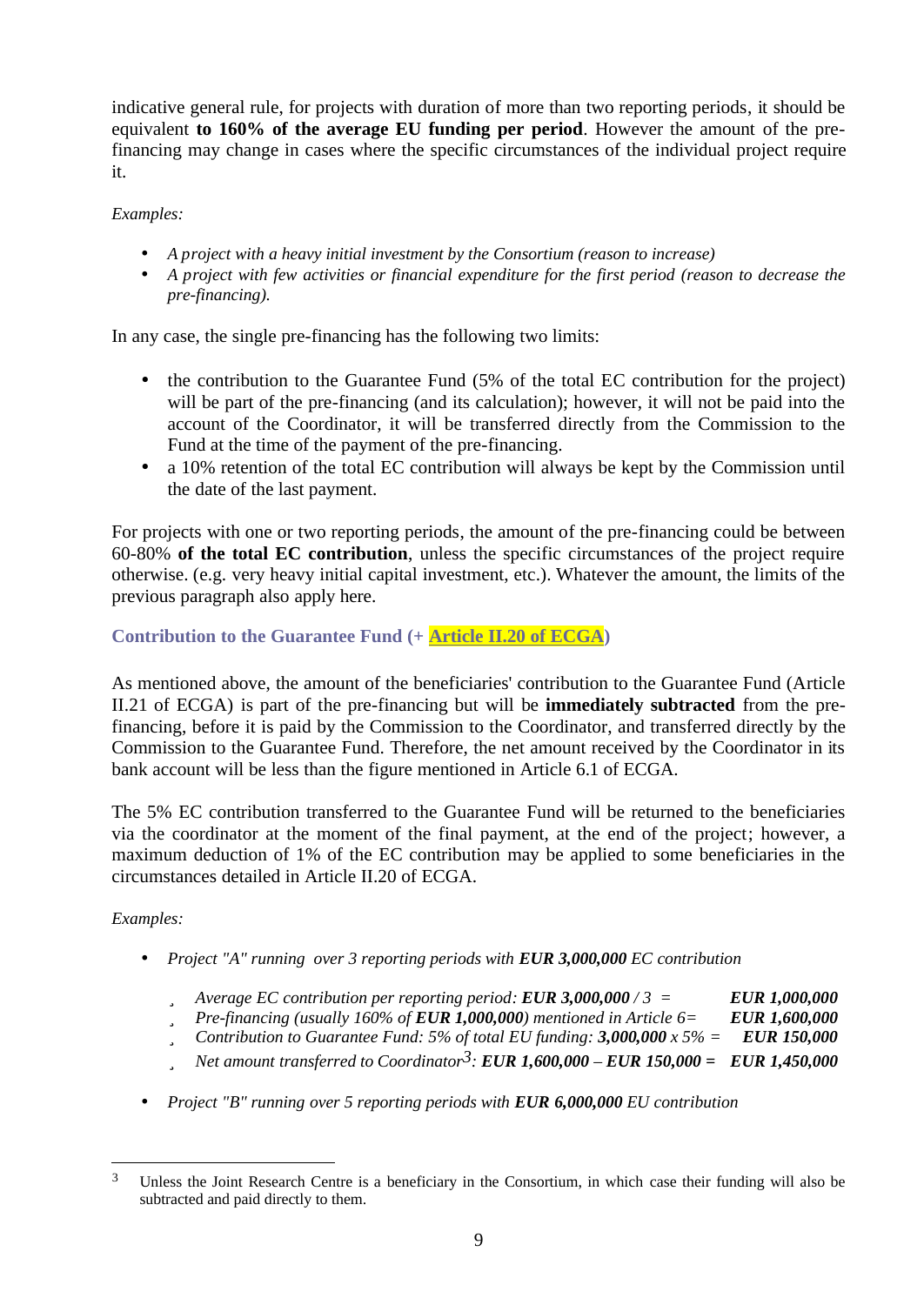indicative general rule, for projects with duration of more than two reporting periods, it should be equivalent **to 160% of the average EU funding per period**. However the amount of the pre-financing may change in cases where the specific circumstances of the individual project require it.

*Examples:*

- *A project with a heavy initial investment by the Consortium (reason to increase)*
- *A project with few activities or financial expenditure for the first period (reason to decrease the pre-financing).*

In any case, the single pre-financing has the following two limits:

- the contribution to the Guarantee Fund (5% of the total EC contribution for the project) will be part of the pre-financing (and its calculation); however, it will not be paid into the account of the Coordinator, it will be transferred directly from the Commission to the Fund at the time of the payment of the pre-financing.
- a 10% retention of the total EC contribution will always be kept by the Commission until the date of the last payment.

For projects with one or two reporting periods, the amount of the pre-financing could be between 60-80% **of the total EC contribution**, unless the specific circumstances of the project require otherwise. (e.g. very heavy initial capital investment, etc.). Whatever the amount, the limits of the previous paragraph also apply here.

### Contribution to the Guarantee Fund (+ Article II.20 of ECGA)

As mentioned above, the amount of the beneficiaries' contribution to the Guarantee Fund (Article II.21 of ECGA) is part of the pre-financing but will be **immediately subtracted** from the pre-financing, before it is paid by the Commission to the Coordinator, and transferred directly by the Commission to the Guarantee Fund. Therefore, the net amount received by the Coordinator in its bank account will be less than the figure mentioned in Article 6.1 of ECGA.

The 5% EC contribution transferred to the Guarantee Fund will be returned to the beneficiaries via the coordinator at the moment of the final payment, at the end of the project; however, a maximum deduction of 1% of the EC contribution may be applied to some beneficiaries in the circumstances detailed in Article II.20 of ECGA.

*Examples:*

- *Project "A" running over 3 reporting periods with **EUR 3,000,000** EC contribution*
  - *Average EC contribution per reporting period: **EUR 3,000,000** / 3 =* ***EUR 1,000,000***
  - *Pre-financing (usually 160% of **EUR 1,000,000**) mentioned in Article 6=* ***EUR 1,600,000***
  - *Contribution to Guarantee Fund: 5% of total EU funding: **3,000,000** x 5% =* ***EUR 150,000***
  - *Net amount transferred to Coordinator[3]: **EUR 1,600,000 – EUR 150,000 = EUR 1,450,000***
- *Project "B" running over 5 reporting periods with **EUR 6,000,000** EU contribution*

[3] Unless the Joint Research Centre is a beneficiary in the Consortium, in which case their funding will also be subtracted and paid directly to them.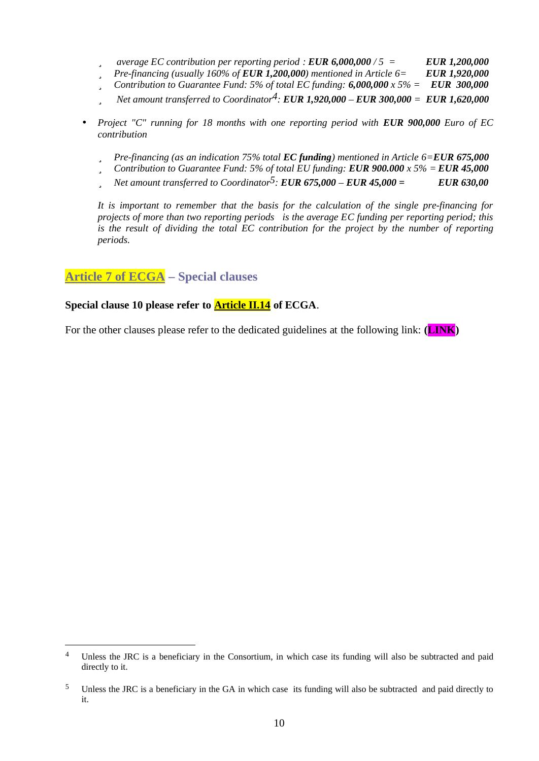- *average EC contribution per reporting period : **EUR 6,000,000** / 5 = **EUR 1,200,000***
- *Pre-financing (usually 160% of **EUR 1,200,000**) mentioned in Article 6= **EUR 1,920,000***
- *Contribution to Guarantee Fund: 5% of total EC funding: **6,000,000** x 5% = **EUR 300,000***
- *Net amount transferred to Coordinator[4]: **EUR 1,920,000 – EUR 300,000 = EUR 1,620,000***

- *Project "C" running for 18 months with one reporting period with **EUR 900,000** Euro of EC contribution*

  - *Pre-financing (as an indication 75% total **EC funding**) mentioned in Article 6=**EUR 675,000***
  - *Contribution to Guarantee Fund: 5% of total EU funding: **EUR 900.000** x 5% = **EUR 45,000***
  - *Net amount transferred to Coordinator[5]: **EUR 675,000 – EUR 45,000 = EUR 630,00***

  *It is important to remember that the basis for the calculation of the single pre-financing for projects of more than two reporting periods is the average EC funding per reporting period; this is the result of dividing the total EC contribution for the project by the number of reporting periods.*

## Article 7 of ECGA – Special clauses

**Special clause 10 please refer to Article II.14 of ECGA**.

For the other clauses please refer to the dedicated guidelines at the following link: **(LINK)**

---

[4] Unless the JRC is a beneficiary in the Consortium, in which case its funding will also be subtracted and paid directly to it.

[5] Unless the JRC is a beneficiary in the GA in which case its funding will also be subtracted and paid directly to it.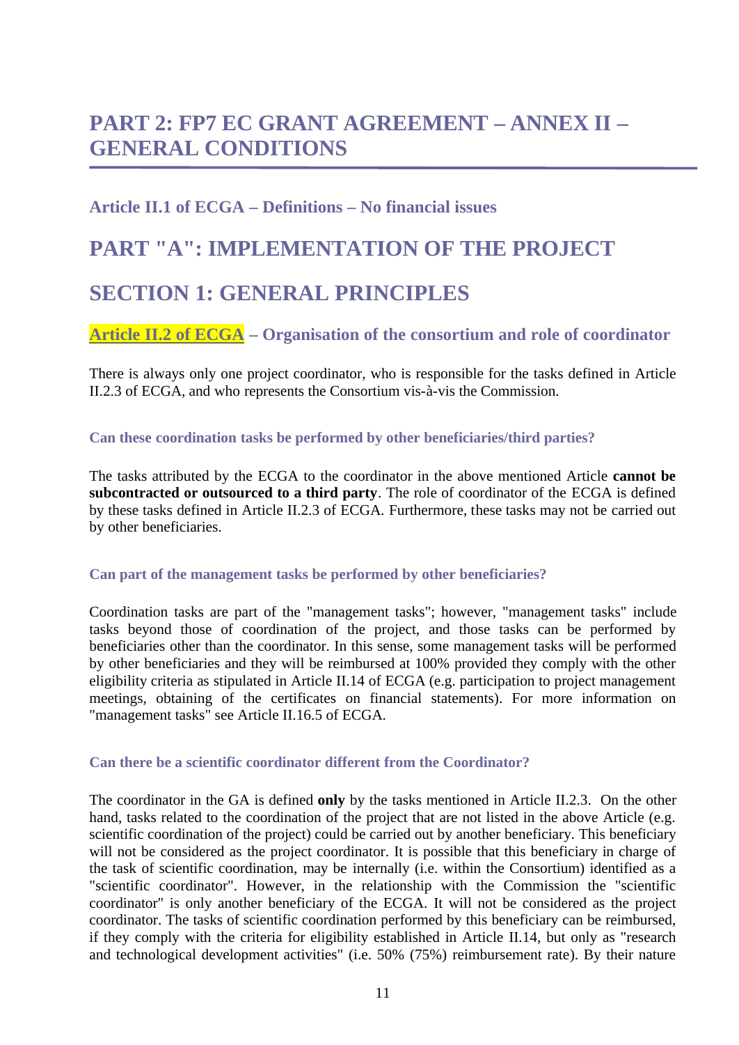# PART 2: FP7 EC GRANT AGREEMENT – ANNEX II – GENERAL CONDITIONS

### Article II.1 of ECGA – Definitions – No financial issues

## PART "A": IMPLEMENTATION OF THE PROJECT

## SECTION 1: GENERAL PRINCIPLES

### Article II.2 of ECGA – Organisation of the consortium and role of coordinator

There is always only one project coordinator, who is responsible for the tasks defined in Article II.2.3 of ECGA, and who represents the Consortium vis-à-vis the Commission.

#### Can these coordination tasks be performed by other beneficiaries/third parties?

The tasks attributed by the ECGA to the coordinator in the above mentioned Article **cannot be subcontracted or outsourced to a third party**. The role of coordinator of the ECGA is defined by these tasks defined in Article II.2.3 of ECGA. Furthermore, these tasks may not be carried out by other beneficiaries.

#### Can part of the management tasks be performed by other beneficiaries?

Coordination tasks are part of the "management tasks"; however, "management tasks" include tasks beyond those of coordination of the project, and those tasks can be performed by beneficiaries other than the coordinator. In this sense, some management tasks will be performed by other beneficiaries and they will be reimbursed at 100% provided they comply with the other eligibility criteria as stipulated in Article II.14 of ECGA (e.g. participation to project management meetings, obtaining of the certificates on financial statements). For more information on "management tasks" see Article II.16.5 of ECGA.

#### Can there be a scientific coordinator different from the Coordinator?

The coordinator in the GA is defined **only** by the tasks mentioned in Article II.2.3. On the other hand, tasks related to the coordination of the project that are not listed in the above Article (e.g. scientific coordination of the project) could be carried out by another beneficiary. This beneficiary will not be considered as the project coordinator. It is possible that this beneficiary in charge of the task of scientific coordination, may be internally (i.e. within the Consortium) identified as a "scientific coordinator". However, in the relationship with the Commission the "scientific coordinator" is only another beneficiary of the ECGA. It will not be considered as the project coordinator. The tasks of scientific coordination performed by this beneficiary can be reimbursed, if they comply with the criteria for eligibility established in Article II.14, but only as "research and technological development activities" (i.e. 50% (75%) reimbursement rate). By their nature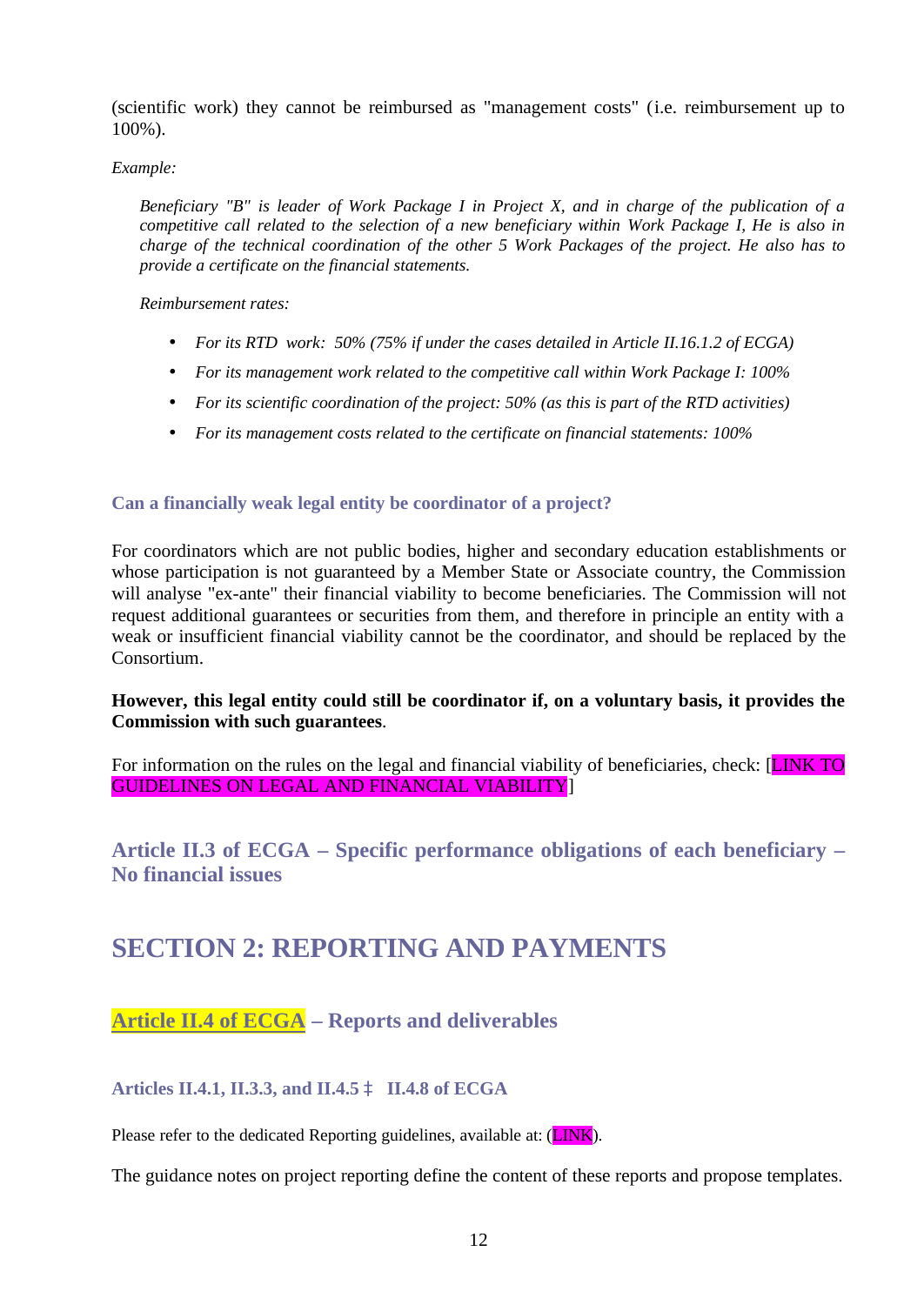(scientific work) they cannot be reimbursed as "management costs" (i.e. reimbursement up to 100%).

*Example:*

> *Beneficiary "B" is leader of Work Package I in Project X, and in charge of the publication of a competitive call related to the selection of a new beneficiary within Work Package I, He is also in charge of the technical coordination of the other 5 Work Packages of the project. He also has to provide a certificate on the financial statements.*
>
> *Reimbursement rates:*
>
> - *For its RTD work: 50% (75% if under the cases detailed in Article II.16.1.2 of ECGA)*
> - *For its management work related to the competitive call within Work Package I: 100%*
> - *For its scientific coordination of the project: 50% (as this is part of the RTD activities)*
> - *For its management costs related to the certificate on financial statements: 100%*

#### Can a financially weak legal entity be coordinator of a project?

For coordinators which are not public bodies, higher and secondary education establishments or whose participation is not guaranteed by a Member State or Associate country, the Commission will analyse "ex-ante" their financial viability to become beneficiaries. The Commission will not request additional guarantees or securities from them, and therefore in principle an entity with a weak or insufficient financial viability cannot be the coordinator, and should be replaced by the Consortium.

**However, this legal entity could still be coordinator if, on a voluntary basis, it provides the Commission with such guarantees**.

For information on the rules on the legal and financial viability of beneficiaries, check: [LINK TO GUIDELINES ON LEGAL AND FINANCIAL VIABILITY]

### Article II.3 of ECGA – Specific performance obligations of each beneficiary – No financial issues

## SECTION 2: REPORTING AND PAYMENTS

### Article II.4 of ECGA – Reports and deliverables

#### Articles II.4.1, II.3.3, and II.4.5 ‡ II.4.8 of ECGA

Please refer to the dedicated Reporting guidelines, available at: (LINK).

The guidance notes on project reporting define the content of these reports and propose templates.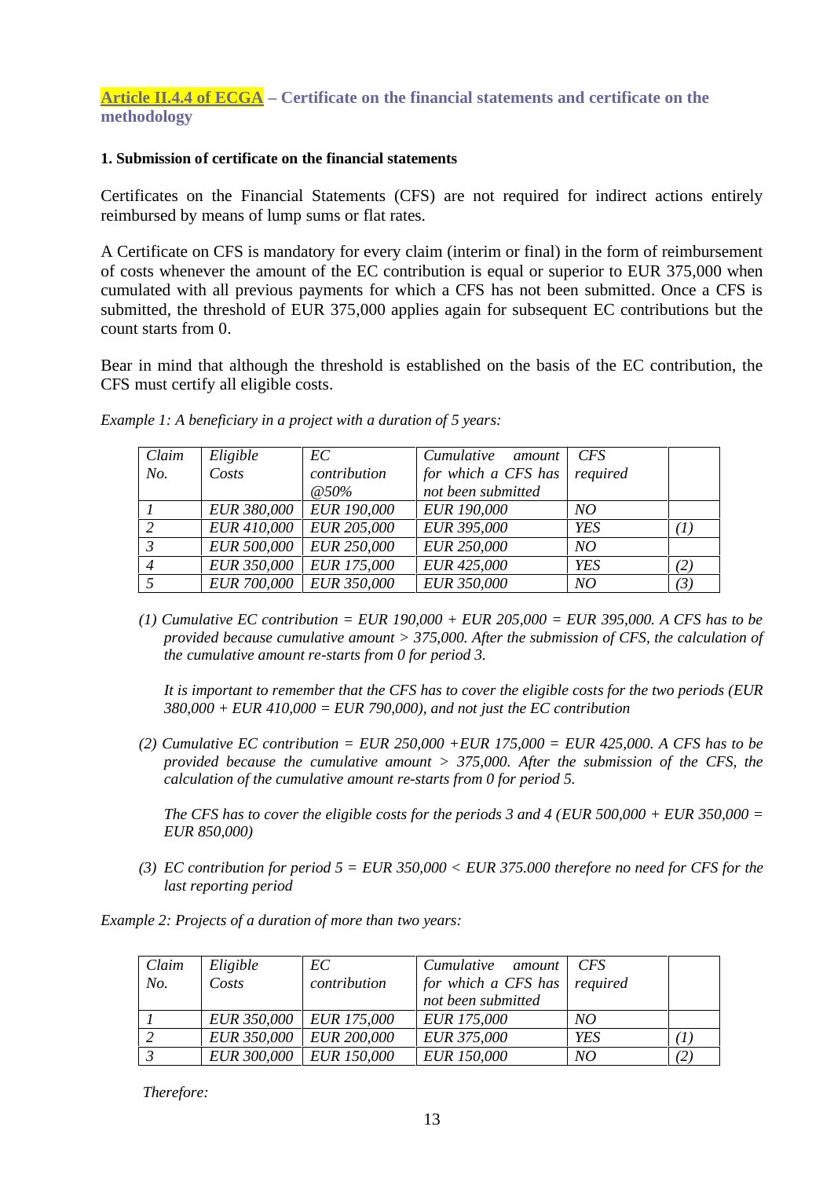## Article II.4.4 of ECGA – Certificate on the financial statements and certificate on the methodology

### 1. Submission of certificate on the financial statements

Certificates on the Financial Statements (CFS) are not required for indirect actions entirely reimbursed by means of lump sums or flat rates.

A Certificate on CFS is mandatory for every claim (interim or final) in the form of reimbursement of costs whenever the amount of the EC contribution is equal or superior to EUR 375,000 when cumulated with all previous payments for which a CFS has not been submitted. Once a CFS is submitted, the threshold of EUR 375,000 applies again for subsequent EC contributions but the count starts from 0.

Bear in mind that although the threshold is established on the basis of the EC contribution, the CFS must certify all eligible costs.

*Example 1: A beneficiary in a project with a duration of 5 years:*

| *Claim No.* | *Eligible Costs* | *EC contribution @50%* | *Cumulative amount for which a CFS has not been submitted* | *CFS required* | |
|---|---|---|---|---|---|
| *1* | *EUR 380,000* | *EUR 190,000* | *EUR 190,000* | *NO* | |
| *2* | *EUR 410,000* | *EUR 205,000* | *EUR 395,000* | *YES* | *(1)* |
| *3* | *EUR 500,000* | *EUR 250,000* | *EUR 250,000* | *NO* | |
| *4* | *EUR 350,000* | *EUR 175,000* | *EUR 425,000* | *YES* | *(2)* |
| *5* | *EUR 700,000* | *EUR 350,000* | *EUR 350,000* | *NO* | *(3)* |

*(1) Cumulative EC contribution = EUR 190,000 + EUR 205,000 = EUR 395,000. A CFS has to be provided because cumulative amount > 375,000. After the submission of CFS, the calculation of the cumulative amount re-starts from 0 for period 3.*

*It is important to remember that the CFS has to cover the eligible costs for the two periods (EUR 380,000 + EUR 410,000 = EUR 790,000), and not just the EC contribution*

*(2) Cumulative EC contribution = EUR 250,000 +EUR 175,000 = EUR 425,000. A CFS has to be provided because the cumulative amount > 375,000. After the submission of the CFS, the calculation of the cumulative amount re-starts from 0 for period 5.*

*The CFS has to cover the eligible costs for the periods 3 and 4 (EUR 500,000 + EUR 350,000 = EUR 850,000)*

*(3) EC contribution for period 5 = EUR 350,000 < EUR 375.000 therefore no need for CFS for the last reporting period*

*Example 2: Projects of a duration of more than two years:*

| *Claim No.* | *Eligible Costs* | *EC contribution* | *Cumulative amount for which a CFS has not been submitted* | *CFS required* | |
|---|---|---|---|---|---|
| *1* | *EUR 350,000* | *EUR 175,000* | *EUR 175,000* | *NO* | |
| *2* | *EUR 350,000* | *EUR 200,000* | *EUR 375,000* | *YES* | *(1)* |
| *3* | *EUR 300,000* | *EUR 150,000* | *EUR 150,000* | *NO* | *(2)* |

*Therefore:*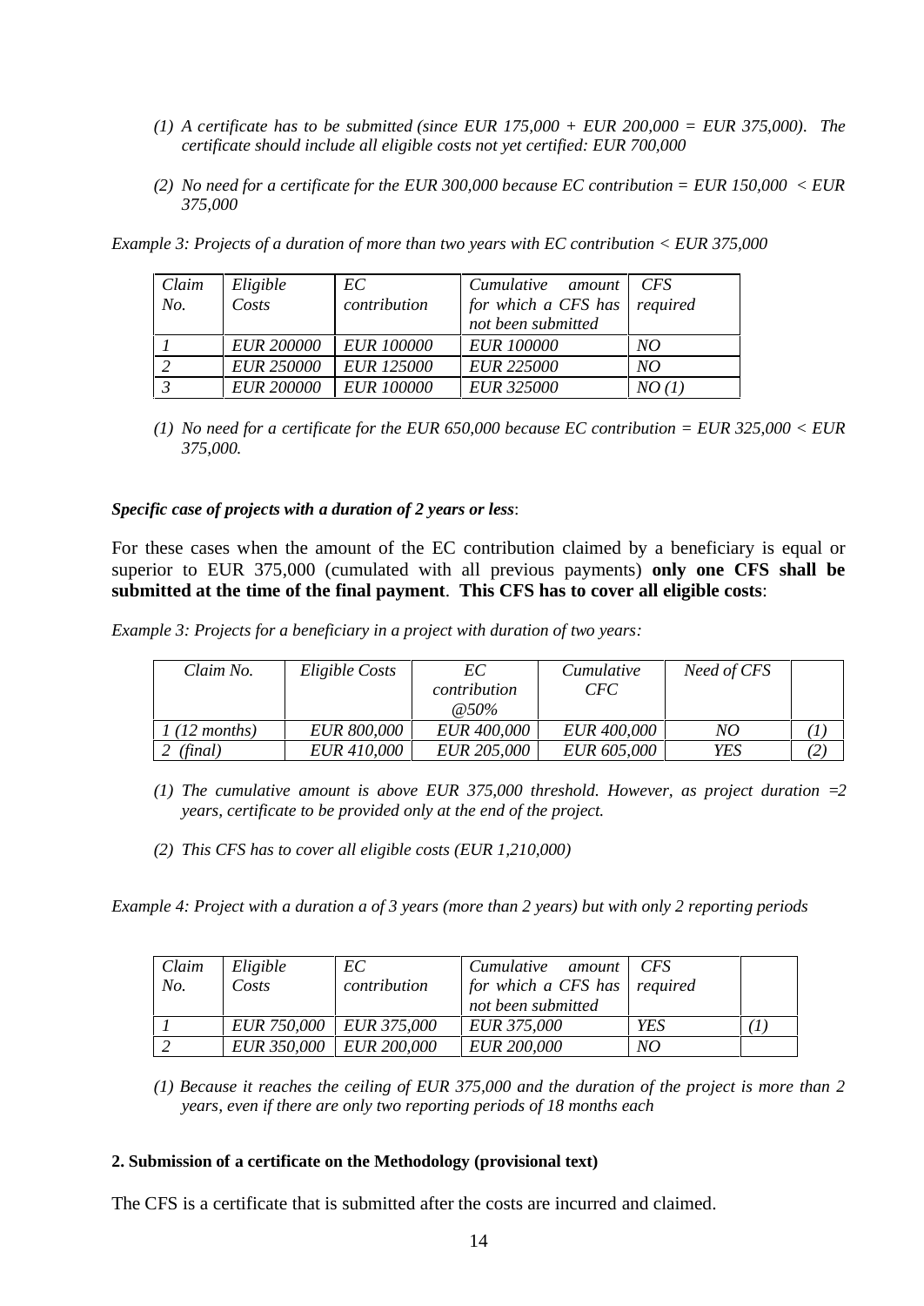1. *A certificate has to be submitted (since EUR 175,000 + EUR 200,000 = EUR 375,000). The certificate should include all eligible costs not yet certified: EUR 700,000*

2. *No need for a certificate for the EUR 300,000 because EC contribution = EUR 150,000 < EUR 375,000*

*Example 3: Projects of a duration of more than two years with EC contribution < EUR 375,000*

| *Claim No.* | *Eligible Costs* | *EC contribution* | *Cumulative amount for which a CFS has not been submitted* | *CFS required* |
|---|---|---|---|---|
| *1* | *EUR 200000* | *EUR 100000* | *EUR 100000* | *NO* |
| *2* | *EUR 250000* | *EUR 125000* | *EUR 225000* | *NO* |
| *3* | *EUR 200000* | *EUR 100000* | *EUR 325000* | *NO (1)* |

1. *No need for a certificate for the EUR 650,000 because EC contribution = EUR 325,000 < EUR 375,000.*

***Specific case of projects with a duration of 2 years or less***:

For these cases when the amount of the EC contribution claimed by a beneficiary is equal or superior to EUR 375,000 (cumulated with all previous payments) **only one CFS shall be submitted at the time of the final payment**. **This CFS has to cover all eligible costs**:

*Example 3: Projects for a beneficiary in a project with duration of two years:*

| *Claim No.* | *Eligible Costs* | *EC contribution @50%* | *Cumulative CFC* | *Need of CFS* | |
|---|---|---|---|---|---|
| *1 (12 months)* | *EUR 800,000* | *EUR 400,000* | *EUR 400,000* | *NO* | *(1)* |
| *2 (final)* | *EUR 410,000* | *EUR 205,000* | *EUR 605,000* | *YES* | *(2)* |

1. *The cumulative amount is above EUR 375,000 threshold. However, as project duration =2 years, certificate to be provided only at the end of the project.*

2. *This CFS has to cover all eligible costs (EUR 1,210,000)*

*Example 4: Project with a duration a of 3 years (more than 2 years) but with only 2 reporting periods*

| *Claim No.* | *Eligible Costs* | *EC contribution* | *Cumulative amount for which a CFS has not been submitted* | *CFS required* | |
|---|---|---|---|---|---|
| *1* | *EUR 750,000* | *EUR 375,000* | *EUR 375,000* | *YES* | *(1)* |
| *2* | *EUR 350,000* | *EUR 200,000* | *EUR 200,000* | *NO* | |

1. *Because it reaches the ceiling of EUR 375,000 and the duration of the project is more than 2 years, even if there are only two reporting periods of 18 months each*

#### 2. Submission of a certificate on the Methodology (provisional text)

The CFS is a certificate that is submitted after the costs are incurred and claimed.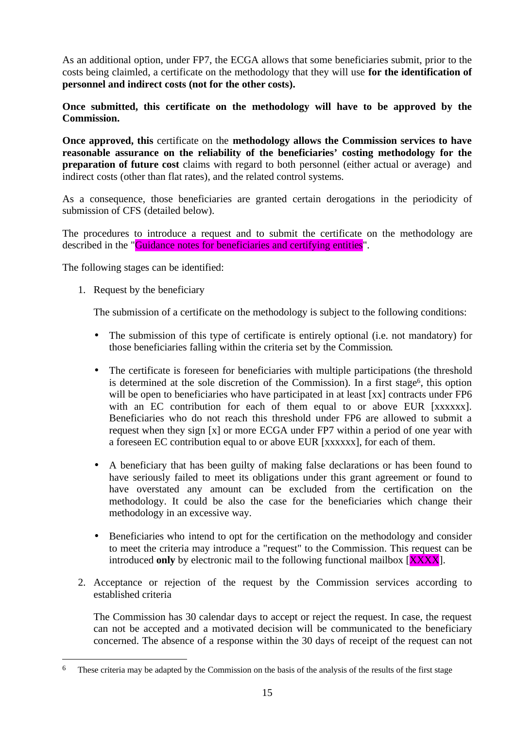As an additional option, under FP7, the ECGA allows that some beneficiaries submit, prior to the costs being claimled, a certificate on the methodology that they will use **for the identification of personnel and indirect costs (not for the other costs).**

**Once submitted, this certificate on the methodology will have to be approved by the Commission.**

**Once approved, this** certificate on the **methodology allows the Commission services to have reasonable assurance on the reliability of the beneficiaries' costing methodology for the preparation of future cost** claims with regard to both personnel (either actual or average) and indirect costs (other than flat rates), and the related control systems.

As a consequence, those beneficiaries are granted certain derogations in the periodicity of submission of CFS (detailed below).

The procedures to introduce a request and to submit the certificate on the methodology are described in the "Guidance notes for beneficiaries and certifying entities".

The following stages can be identified:

1. Request by the beneficiary

   The submission of a certificate on the methodology is subject to the following conditions:

   - The submission of this type of certificate is entirely optional (i.e. not mandatory) for those beneficiaries falling within the criteria set by the Commission.

   - The certificate is foreseen for beneficiaries with multiple participations (the threshold is determined at the sole discretion of the Commission). In a first stage[6], this option will be open to beneficiaries who have participated in at least [xx] contracts under FP6 with an EC contribution for each of them equal to or above EUR [xxxxxx]. Beneficiaries who do not reach this threshold under FP6 are allowed to submit a request when they sign [x] or more ECGA under FP7 within a period of one year with a foreseen EC contribution equal to or above EUR [xxxxxx], for each of them.

   - A beneficiary that has been guilty of making false declarations or has been found to have seriously failed to meet its obligations under this grant agreement or found to have overstated any amount can be excluded from the certification on the methodology. It could be also the case for the beneficiaries which change their methodology in an excessive way.

   - Beneficiaries who intend to opt for the certification on the methodology and consider to meet the criteria may introduce a "request" to the Commission. This request can be introduced **only** by electronic mail to the following functional mailbox [XXXX].

2. Acceptance or rejection of the request by the Commission services according to established criteria

   The Commission has 30 calendar days to accept or reject the request. In case, the request can not be accepted and a motivated decision will be communicated to the beneficiary concerned. The absence of a response within the 30 days of receipt of the request can not

[6] These criteria may be adapted by the Commission on the basis of the analysis of the results of the first stage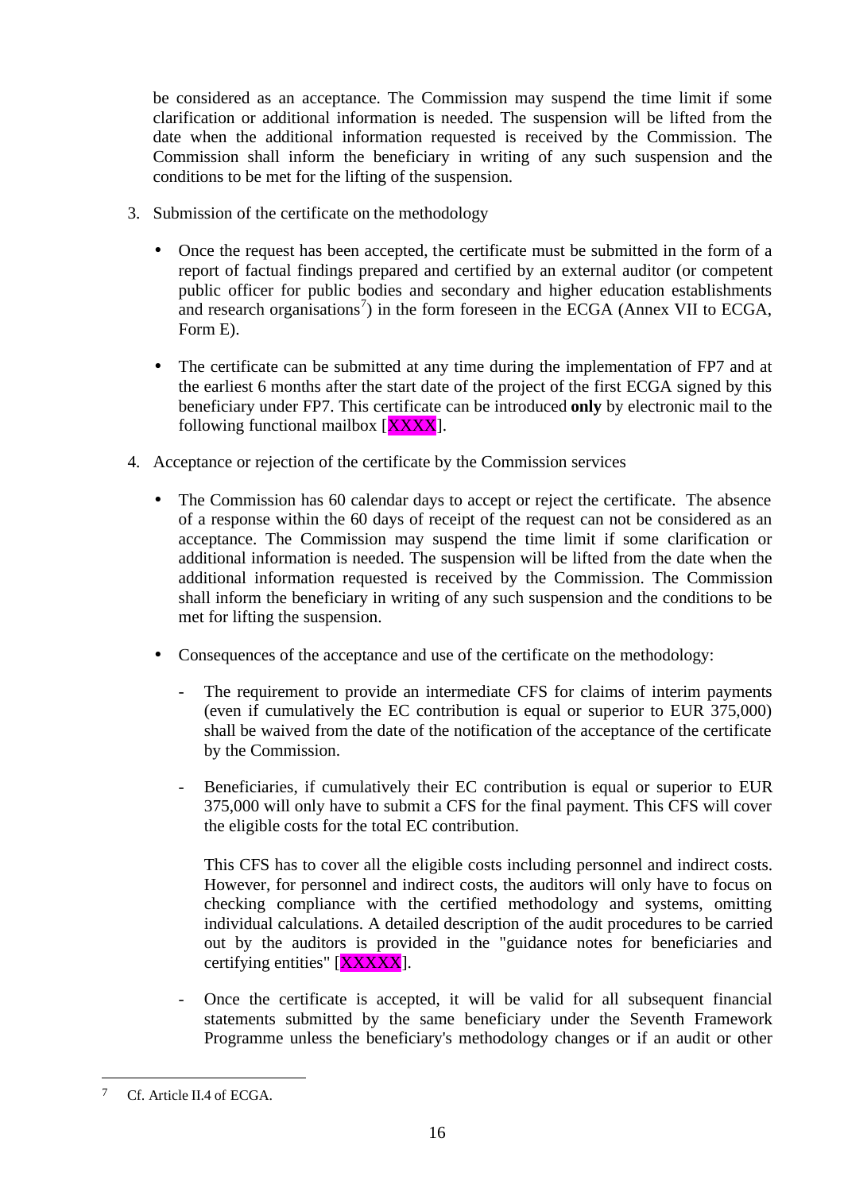be considered as an acceptance. The Commission may suspend the time limit if some clarification or additional information is needed. The suspension will be lifted from the date when the additional information requested is received by the Commission. The Commission shall inform the beneficiary in writing of any such suspension and the conditions to be met for the lifting of the suspension.

3. Submission of the certificate on the methodology

   - Once the request has been accepted, the certificate must be submitted in the form of a report of factual findings prepared and certified by an external auditor (or competent public officer for public bodies and secondary and higher education establishments and research organisations[7]) in the form foreseen in the ECGA (Annex VII to ECGA, Form E).

   - The certificate can be submitted at any time during the implementation of FP7 and at the earliest 6 months after the start date of the project of the first ECGA signed by this beneficiary under FP7. This certificate can be introduced **only** by electronic mail to the following functional mailbox [XXXX].

4. Acceptance or rejection of the certificate by the Commission services

   - The Commission has 60 calendar days to accept or reject the certificate. The absence of a response within the 60 days of receipt of the request can not be considered as an acceptance. The Commission may suspend the time limit if some clarification or additional information is needed. The suspension will be lifted from the date when the additional information requested is received by the Commission. The Commission shall inform the beneficiary in writing of any such suspension and the conditions to be met for lifting the suspension.

   - Consequences of the acceptance and use of the certificate on the methodology:

     - The requirement to provide an intermediate CFS for claims of interim payments (even if cumulatively the EC contribution is equal or superior to EUR 375,000) shall be waived from the date of the notification of the acceptance of the certificate by the Commission.

     - Beneficiaries, if cumulatively their EC contribution is equal or superior to EUR 375,000 will only have to submit a CFS for the final payment. This CFS will cover the eligible costs for the total EC contribution.

       This CFS has to cover all the eligible costs including personnel and indirect costs. However, for personnel and indirect costs, the auditors will only have to focus on checking compliance with the certified methodology and systems, omitting individual calculations. A detailed description of the audit procedures to be carried out by the auditors is provided in the "guidance notes for beneficiaries and certifying entities" [XXXXX].

     - Once the certificate is accepted, it will be valid for all subsequent financial statements submitted by the same beneficiary under the Seventh Framework Programme unless the beneficiary's methodology changes or if an audit or other

---

[7] Cf. Article II.4 of ECGA.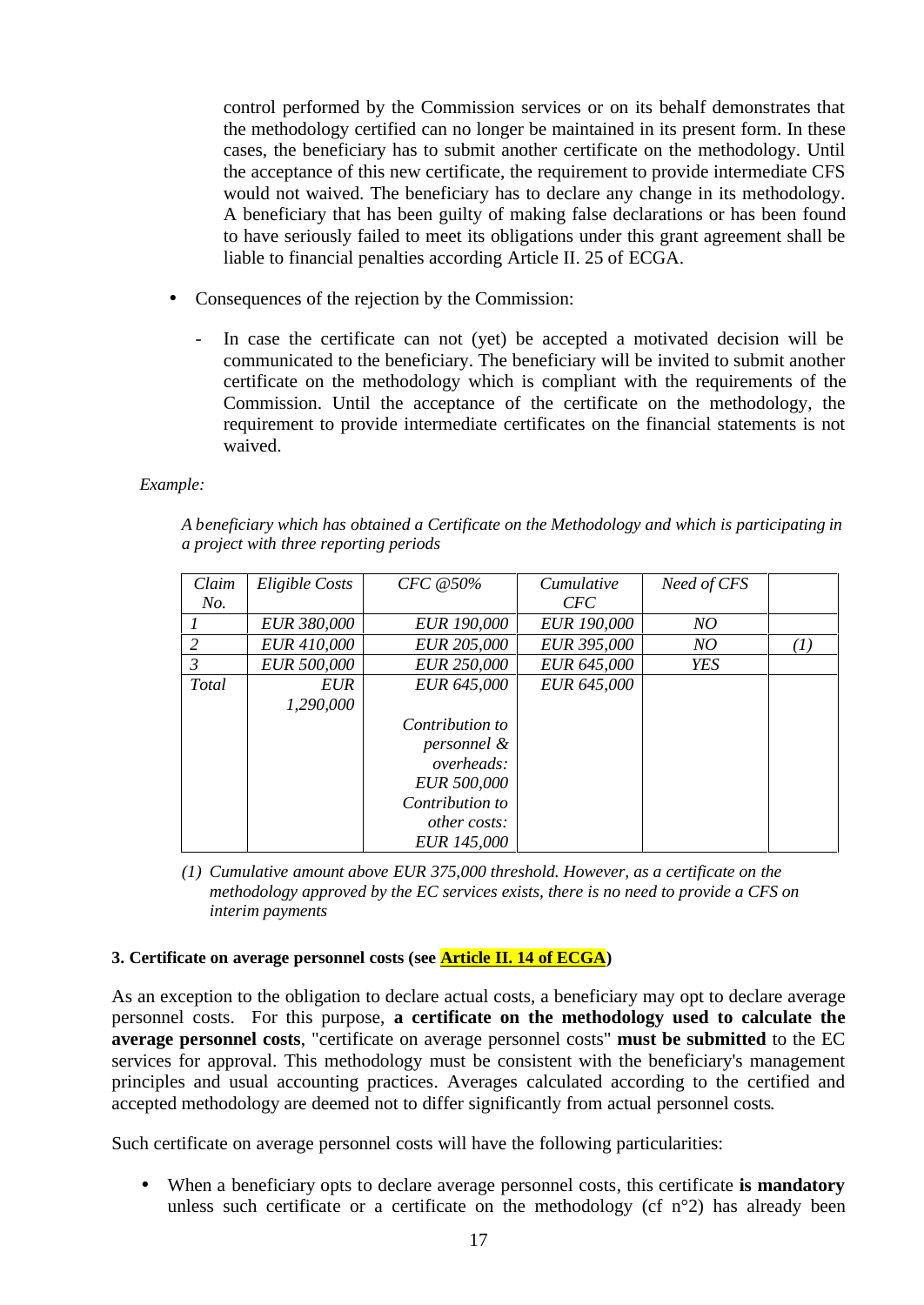control performed by the Commission services or on its behalf demonstrates that the methodology certified can no longer be maintained in its present form. In these cases, the beneficiary has to submit another certificate on the methodology. Until the acceptance of this new certificate, the requirement to provide intermediate CFS would not waived. The beneficiary has to declare any change in its methodology. A beneficiary that has been guilty of making false declarations or has been found to have seriously failed to meet its obligations under this grant agreement shall be liable to financial penalties according Article II. 25 of ECGA.

- Consequences of the rejection by the Commission:
  - In case the certificate can not (yet) be accepted a motivated decision will be communicated to the beneficiary. The beneficiary will be invited to submit another certificate on the methodology which is compliant with the requirements of the Commission. Until the acceptance of the certificate on the methodology, the requirement to provide intermediate certificates on the financial statements is not waived.

*Example:*

*A beneficiary which has obtained a Certificate on the Methodology and which is participating in a project with three reporting periods*

| *Claim No.* | *Eligible Costs* | *CFC @50%* | *Cumulative CFC* | *Need of CFS* | |
|---|---|---|---|---|---|
| *1* | *EUR 380,000* | *EUR 190,000* | *EUR 190,000* | *NO* | |
| *2* | *EUR 410,000* | *EUR 205,000* | *EUR 395,000* | *NO* | *(1)* |
| *3* | *EUR 500,000* | *EUR 250,000* | *EUR 645,000* | *YES* | |
| *Total* | *EUR 1,290,000* | *EUR 645,000* *Contribution to personnel & overheads: EUR 500,000* *Contribution to other costs: EUR 145,000* | *EUR 645,000* | | |

*(1) Cumulative amount above EUR 375,000 threshold. However, as a certificate on the methodology approved by the EC services exists, there is no need to provide a CFS on interim payments*

**3. Certificate on average personnel costs (see Article II. 14 of ECGA)**

As an exception to the obligation to declare actual costs, a beneficiary may opt to declare average personnel costs. For this purpose, **a certificate on the methodology used to calculate the average personnel costs**, "certificate on average personnel costs" **must be submitted** to the EC services for approval. This methodology must be consistent with the beneficiary's management principles and usual accounting practices. Averages calculated according to the certified and accepted methodology are deemed not to differ significantly from actual personnel costs.

Such certificate on average personnel costs will have the following particularities:

- When a beneficiary opts to declare average personnel costs, this certificate **is mandatory** unless such certificate or a certificate on the methodology (cf n°2) has already been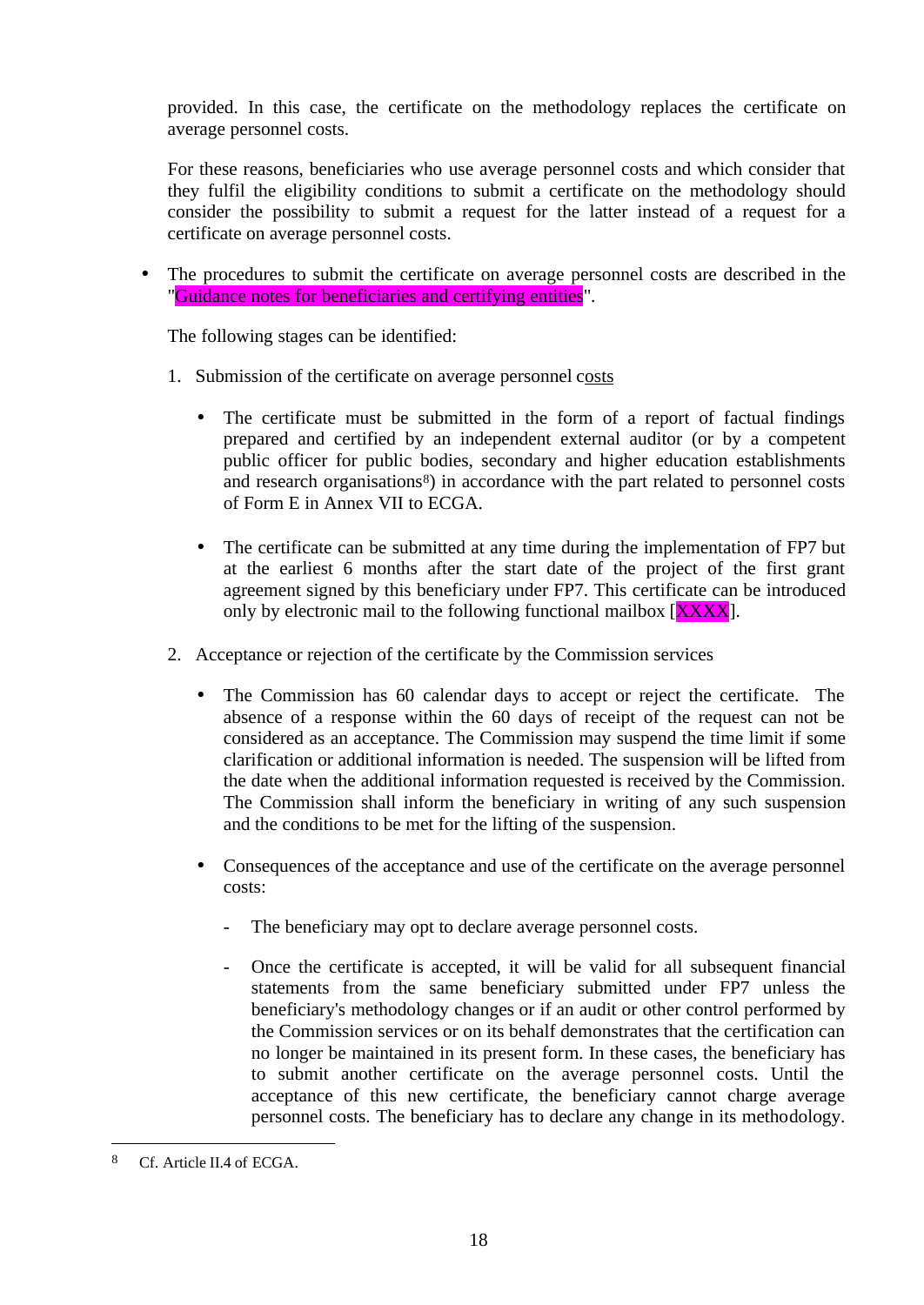provided. In this case, the certificate on the methodology replaces the certificate on average personnel costs.

For these reasons, beneficiaries who use average personnel costs and which consider that they fulfil the eligibility conditions to submit a certificate on the methodology should consider the possibility to submit a request for the latter instead of a request for a certificate on average personnel costs.

- The procedures to submit the certificate on average personnel costs are described in the "Guidance notes for beneficiaries and certifying entities".

  The following stages can be identified:

  1. Submission of the certificate on average personnel costs

     - The certificate must be submitted in the form of a report of factual findings prepared and certified by an independent external auditor (or by a competent public officer for public bodies, secondary and higher education establishments and research organisations[8]) in accordance with the part related to personnel costs of Form E in Annex VII to ECGA.

     - The certificate can be submitted at any time during the implementation of FP7 but at the earliest 6 months after the start date of the project of the first grant agreement signed by this beneficiary under FP7. This certificate can be introduced only by electronic mail to the following functional mailbox [XXXX].

  2. Acceptance or rejection of the certificate by the Commission services

     - The Commission has 60 calendar days to accept or reject the certificate. The absence of a response within the 60 days of receipt of the request can not be considered as an acceptance. The Commission may suspend the time limit if some clarification or additional information is needed. The suspension will be lifted from the date when the additional information requested is received by the Commission. The Commission shall inform the beneficiary in writing of any such suspension and the conditions to be met for the lifting of the suspension.

     - Consequences of the acceptance and use of the certificate on the average personnel costs:

       - The beneficiary may opt to declare average personnel costs.

       - Once the certificate is accepted, it will be valid for all subsequent financial statements from the same beneficiary submitted under FP7 unless the beneficiary's methodology changes or if an audit or other control performed by the Commission services or on its behalf demonstrates that the certification can no longer be maintained in its present form. In these cases, the beneficiary has to submit another certificate on the average personnel costs. Until the acceptance of this new certificate, the beneficiary cannot charge average personnel costs. The beneficiary has to declare any change in its methodology.

[8] Cf. Article II.4 of ECGA.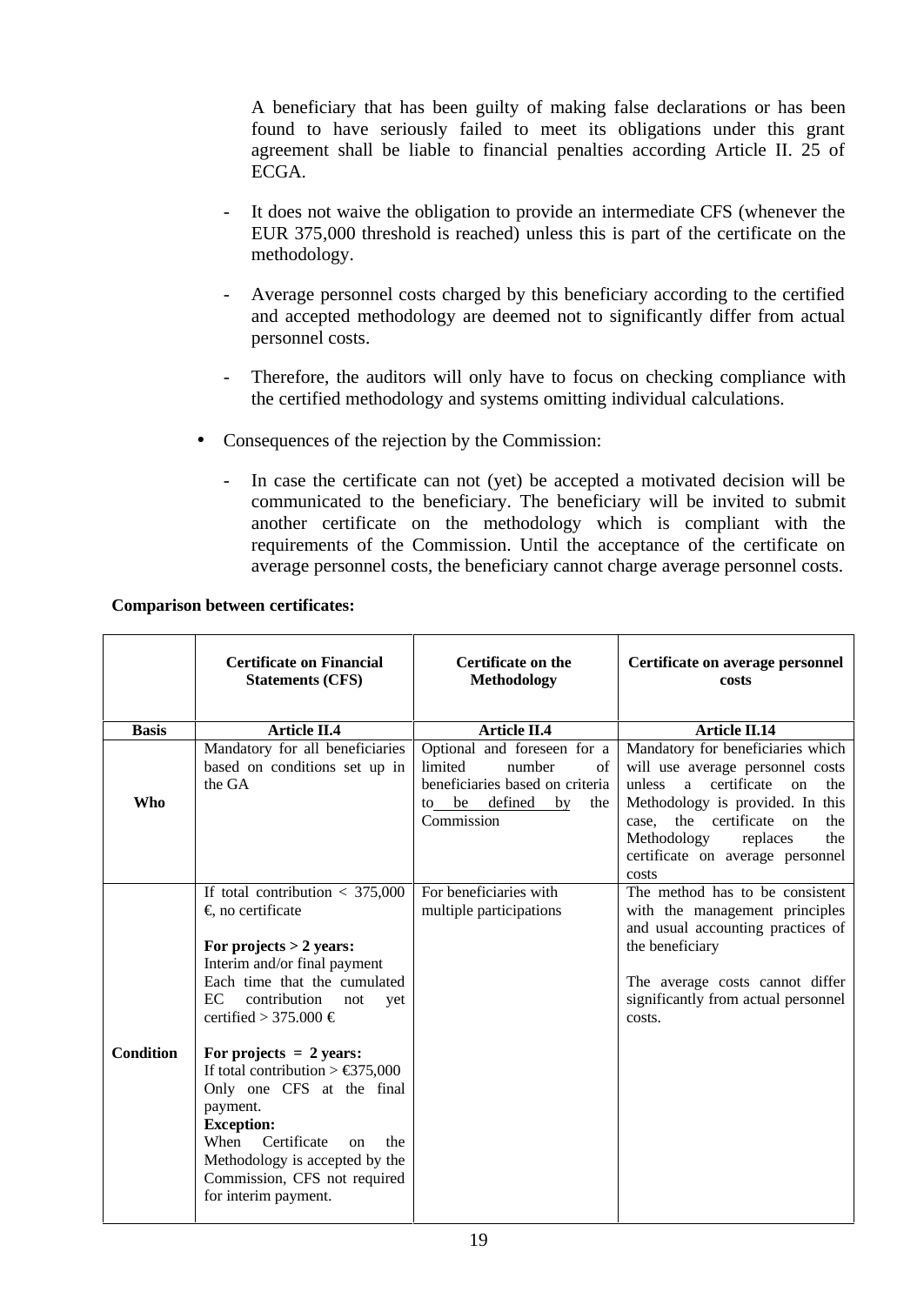A beneficiary that has been guilty of making false declarations or has been found to have seriously failed to meet its obligations under this grant agreement shall be liable to financial penalties according Article II. 25 of ECGA.

- It does not waive the obligation to provide an intermediate CFS (whenever the EUR 375,000 threshold is reached) unless this is part of the certificate on the methodology.
- Average personnel costs charged by this beneficiary according to the certified and accepted methodology are deemed not to significantly differ from actual personnel costs.
- Therefore, the auditors will only have to focus on checking compliance with the certified methodology and systems omitting individual calculations.

- Consequences of the rejection by the Commission:
  - In case the certificate can not (yet) be accepted a motivated decision will be communicated to the beneficiary. The beneficiary will be invited to submit another certificate on the methodology which is compliant with the requirements of the Commission. Until the acceptance of the certificate on average personnel costs, the beneficiary cannot charge average personnel costs.

**Comparison between certificates:**

| | **Certificate on Financial Statements (CFS)** | **Certificate on the Methodology** | **Certificate on average personnel costs** |
|---|---|---|---|
| **Basis** | **Article II.4** | **Article II.4** | **Article II.14** |
| **Who** | Mandatory for all beneficiaries based on conditions set up in the GA | Optional and foreseen for a limited number of beneficiaries based on criteria to be defined by the Commission | Mandatory for beneficiaries which will use average personnel costs unless a certificate on the Methodology is provided. In this case, the certificate on the Methodology replaces the certificate on average personnel costs |
| **Condition** | If total contribution < 375,000 €, no certificate<br><br>**For projects > 2 years:**<br>Interim and/or final payment<br>Each time that the cumulated EC contribution not yet certified > 375.000 €<br><br>**For projects = 2 years:**<br>If total contribution > €375,000 Only one CFS at the final payment.<br>**Exception:**<br>When Certificate on the Methodology is accepted by the Commission, CFS not required for interim payment. | For beneficiaries with multiple participations | The method has to be consistent with the management principles and usual accounting practices of the beneficiary<br><br>The average costs cannot differ significantly from actual personnel costs. |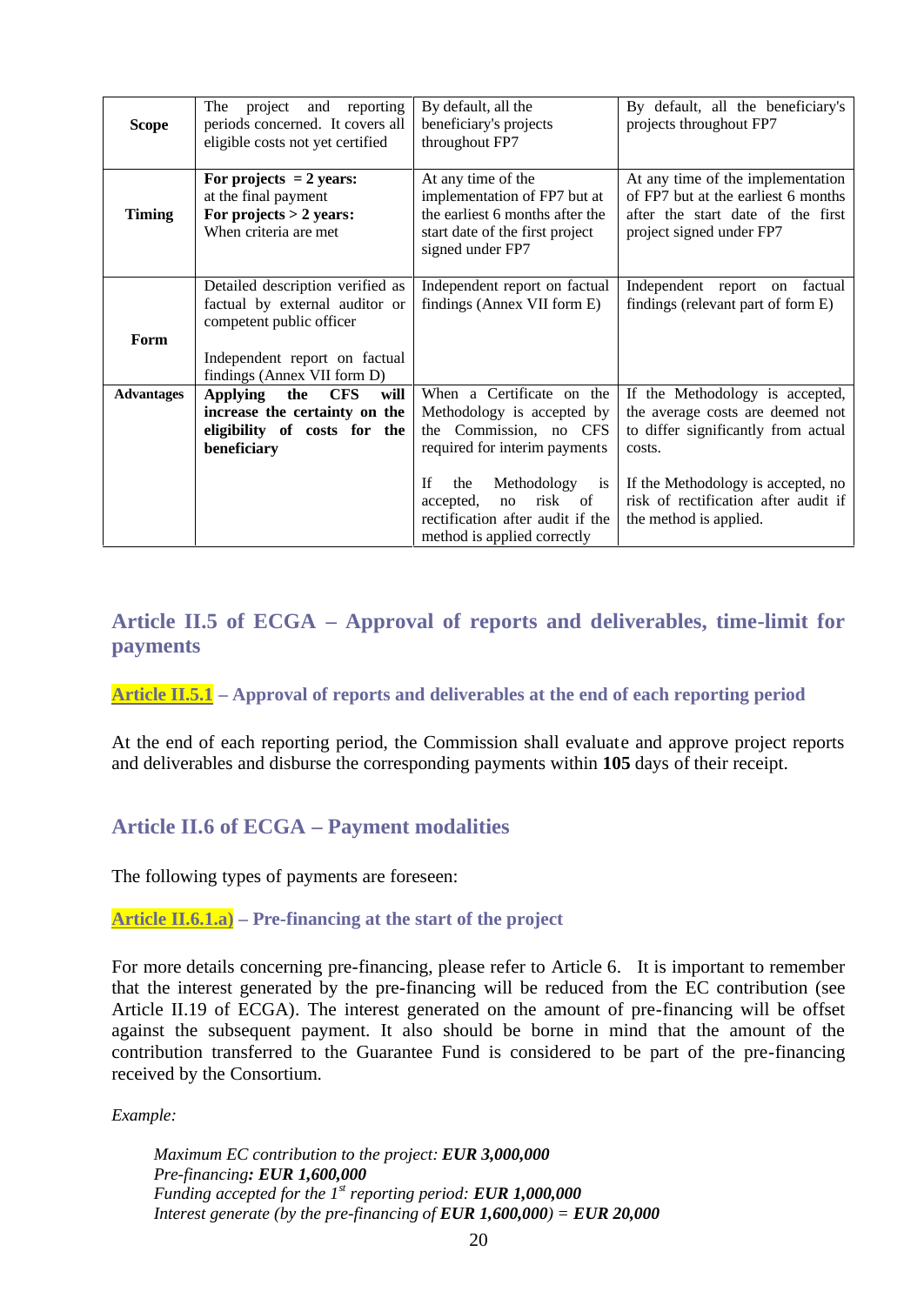| | | | |
|---|---|---|---|
| **Scope** | The project and reporting periods concerned. It covers all eligible costs not yet certified | By default, all the beneficiary's projects throughout FP7 | By default, all the beneficiary's projects throughout FP7 |
| **Timing** | **For projects = 2 years:** at the final payment **For projects > 2 years:** When criteria are met | At any time of the implementation of FP7 but at the earliest 6 months after the start date of the first project signed under FP7 | At any time of the implementation of FP7 but at the earliest 6 months after the start date of the first project signed under FP7 |
| **Form** | Detailed description verified as factual by external auditor or competent public officer<br><br>Independent report on factual findings (Annex VII form D) | Independent report on factual findings (Annex VII form E) | Independent report on factual findings (relevant part of form E) |
| **Advantages** | **Applying the CFS will increase the certainty on the eligibility of costs for the beneficiary** | When a Certificate on the Methodology is accepted by the Commission, no CFS required for interim payments<br><br>If the Methodology is accepted, no risk of rectification after audit if the method is applied correctly | If the Methodology is accepted, the average costs are deemed not to differ significantly from actual costs.<br><br>If the Methodology is accepted, no risk of rectification after audit if the method is applied. |

## Article II.5 of ECGA – Approval of reports and deliverables, time-limit for payments

### Article II.5.1 – Approval of reports and deliverables at the end of each reporting period

At the end of each reporting period, the Commission shall evaluate and approve project reports and deliverables and disburse the corresponding payments within **105** days of their receipt.

## Article II.6 of ECGA – Payment modalities

The following types of payments are foreseen:

### Article II.6.1.a) – Pre-financing at the start of the project

For more details concerning pre-financing, please refer to Article 6. It is important to remember that the interest generated by the pre-financing will be reduced from the EC contribution (see Article II.19 of ECGA). The interest generated on the amount of pre-financing will be offset against the subsequent payment. It also should be borne in mind that the amount of the contribution transferred to the Guarantee Fund is considered to be part of the pre-financing received by the Consortium.

*Example:*

*Maximum EC contribution to the project: **EUR 3,000,000***
*Pre-financing**: EUR 1,600,000***
*Funding accepted for the 1st reporting period: **EUR 1,000,000***
*Interest generate (by the pre-financing of **EUR 1,600,000**) = **EUR 20,000***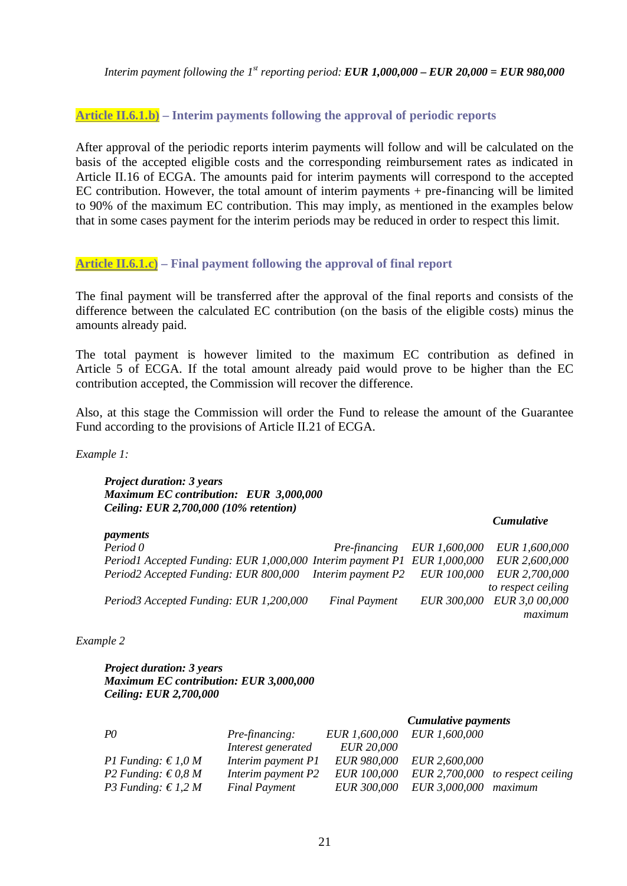*Interim payment following the 1st reporting period:* ***EUR 1,000,000 – EUR 20,000 = EUR 980,000***

### Article II.6.1.b) – Interim payments following the approval of periodic reports

After approval of the periodic reports interim payments will follow and will be calculated on the basis of the accepted eligible costs and the corresponding reimbursement rates as indicated in Article II.16 of ECGA. The amounts paid for interim payments will correspond to the accepted EC contribution. However, the total amount of interim payments + pre-financing will be limited to 90% of the maximum EC contribution. This may imply, as mentioned in the examples below that in some cases payment for the interim periods may be reduced in order to respect this limit.

### Article II.6.1.c) – Final payment following the approval of final report

The final payment will be transferred after the approval of the final reports and consists of the difference between the calculated EC contribution (on the basis of the eligible costs) minus the amounts already paid.

The total payment is however limited to the maximum EC contribution as defined in Article 5 of ECGA. If the total amount already paid would prove to be higher than the EC contribution accepted, the Commission will recover the difference.

Also, at this stage the Commission will order the Fund to release the amount of the Guarantee Fund according to the provisions of Article II.21 of ECGA.

*Example 1:*

***Project duration: 3 years***
***Maximum EC contribution: EUR 3,000,000***
***Ceiling: EUR 2,700,000 (10% retention)***

| | | | ***Cumulative payments*** |
|---|---|---|---|
| *Period 0* | *Pre-financing* | *EUR 1,600,000* | *EUR 1,600,000* |
| *Period1 Accepted Funding: EUR 1,000,000* | *Interim payment P1* | *EUR 1,000,000* | *EUR 2,600,000* |
| *Period2 Accepted Funding: EUR 800,000* | *Interim payment P2* | *EUR 100,000* | *EUR 2,700,000 to respect ceiling* |
| *Period3 Accepted Funding: EUR 1,200,000* | *Final Payment* | *EUR 300,000* | *EUR 3,0 00,000 maximum* |

*Example 2*

***Project duration: 3 years***
***Maximum EC contribution: EUR 3,000,000***
***Ceiling: EUR 2,700,000***

| | | | ***Cumulative payments*** | |
|---|---|---|---|---|
| *P0* | *Pre-financing:* | *EUR 1,600,000* | *EUR 1,600,000* | |
| | *Interest generated* | *EUR 20,000* | | |
| *P1 Funding: € 1,0 M* | *Interim payment P1* | *EUR 980,000* | *EUR 2,600,000* | |
| *P2 Funding: € 0,8 M* | *Interim payment P2* | *EUR 100,000* | *EUR 2,700,000* | *to respect ceiling* |
| *P3 Funding: € 1,2 M* | *Final Payment* | *EUR 300,000* | *EUR 3,000,000* | *maximum* |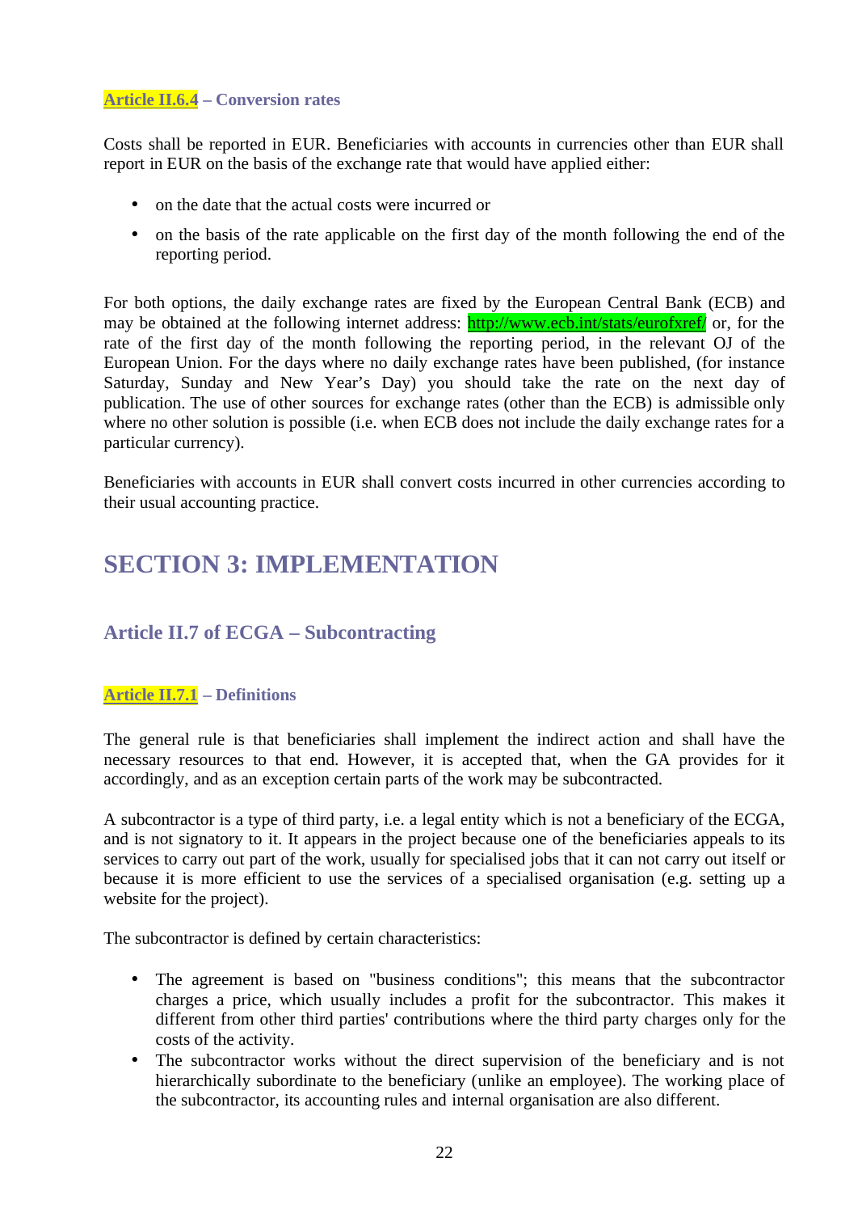#### Article II.6.4 – Conversion rates

Costs shall be reported in EUR. Beneficiaries with accounts in currencies other than EUR shall report in EUR on the basis of the exchange rate that would have applied either:

- on the date that the actual costs were incurred or
- on the basis of the rate applicable on the first day of the month following the end of the reporting period.

For both options, the daily exchange rates are fixed by the European Central Bank (ECB) and may be obtained at the following internet address: http://www.ecb.int/stats/eurofxref/ or, for the rate of the first day of the month following the reporting period, in the relevant OJ of the European Union. For the days where no daily exchange rates have been published, (for instance Saturday, Sunday and New Year's Day) you should take the rate on the next day of publication. The use of other sources for exchange rates (other than the ECB) is admissible only where no other solution is possible (i.e. when ECB does not include the daily exchange rates for a particular currency).

Beneficiaries with accounts in EUR shall convert costs incurred in other currencies according to their usual accounting practice.

## SECTION 3: IMPLEMENTATION

### Article II.7 of ECGA – Subcontracting

#### Article II.7.1 – Definitions

The general rule is that beneficiaries shall implement the indirect action and shall have the necessary resources to that end. However, it is accepted that, when the GA provides for it accordingly, and as an exception certain parts of the work may be subcontracted.

A subcontractor is a type of third party, i.e. a legal entity which is not a beneficiary of the ECGA, and is not signatory to it. It appears in the project because one of the beneficiaries appeals to its services to carry out part of the work, usually for specialised jobs that it can not carry out itself or because it is more efficient to use the services of a specialised organisation (e.g. setting up a website for the project).

The subcontractor is defined by certain characteristics:

- The agreement is based on "business conditions"; this means that the subcontractor charges a price, which usually includes a profit for the subcontractor. This makes it different from other third parties' contributions where the third party charges only for the costs of the activity.
- The subcontractor works without the direct supervision of the beneficiary and is not hierarchically subordinate to the beneficiary (unlike an employee). The working place of the subcontractor, its accounting rules and internal organisation are also different.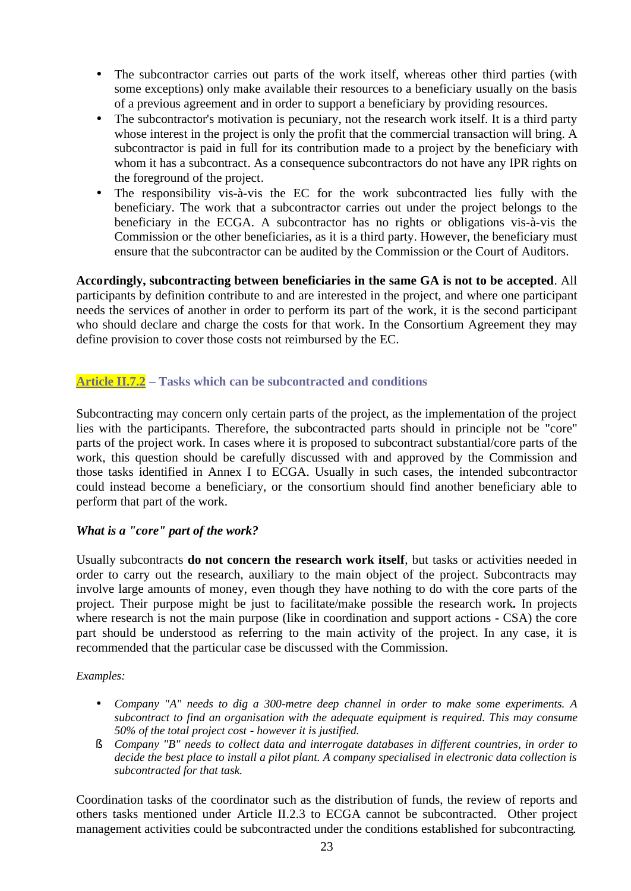- The subcontractor carries out parts of the work itself, whereas other third parties (with some exceptions) only make available their resources to a beneficiary usually on the basis of a previous agreement and in order to support a beneficiary by providing resources.
- The subcontractor's motivation is pecuniary, not the research work itself. It is a third party whose interest in the project is only the profit that the commercial transaction will bring. A subcontractor is paid in full for its contribution made to a project by the beneficiary with whom it has a subcontract. As a consequence subcontractors do not have any IPR rights on the foreground of the project.
- The responsibility vis-à-vis the EC for the work subcontracted lies fully with the beneficiary. The work that a subcontractor carries out under the project belongs to the beneficiary in the ECGA. A subcontractor has no rights or obligations vis-à-vis the Commission or the other beneficiaries, as it is a third party. However, the beneficiary must ensure that the subcontractor can be audited by the Commission or the Court of Auditors.

**Accordingly, subcontracting between beneficiaries in the same GA is not to be accepted**. All participants by definition contribute to and are interested in the project, and where one participant needs the services of another in order to perform its part of the work, it is the second participant who should declare and charge the costs for that work. In the Consortium Agreement they may define provision to cover those costs not reimbursed by the EC.

### Article II.7.2 – Tasks which can be subcontracted and conditions

Subcontracting may concern only certain parts of the project, as the implementation of the project lies with the participants. Therefore, the subcontracted parts should in principle not be "core" parts of the project work. In cases where it is proposed to subcontract substantial/core parts of the work, this question should be carefully discussed with and approved by the Commission and those tasks identified in Annex I to ECGA. Usually in such cases, the intended subcontractor could instead become a beneficiary, or the consortium should find another beneficiary able to perform that part of the work.

***What is a "core" part of the work?***

Usually subcontracts **do not concern the research work itself**, but tasks or activities needed in order to carry out the research, auxiliary to the main object of the project. Subcontracts may involve large amounts of money, even though they have nothing to do with the core parts of the project. Their purpose might be just to facilitate/make possible the research work**.** In projects where research is not the main purpose (like in coordination and support actions - CSA) the core part should be understood as referring to the main activity of the project. In any case, it is recommended that the particular case be discussed with the Commission.

*Examples:*

- *Company "A" needs to dig a 300-metre deep channel in order to make some experiments. A subcontract to find an organisation with the adequate equipment is required. This may consume 50% of the total project cost - however it is justified.*
- *Company "B" needs to collect data and interrogate databases in different countries, in order to decide the best place to install a pilot plant. A company specialised in electronic data collection is subcontracted for that task.*

Coordination tasks of the coordinator such as the distribution of funds, the review of reports and others tasks mentioned under Article II.2.3 to ECGA cannot be subcontracted. Other project management activities could be subcontracted under the conditions established for subcontracting.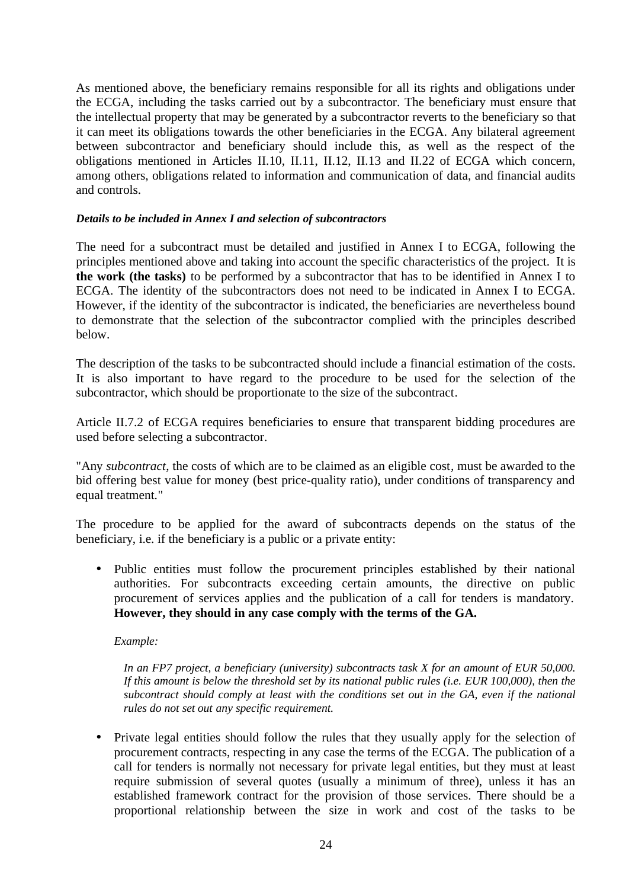As mentioned above, the beneficiary remains responsible for all its rights and obligations under the ECGA, including the tasks carried out by a subcontractor. The beneficiary must ensure that the intellectual property that may be generated by a subcontractor reverts to the beneficiary so that it can meet its obligations towards the other beneficiaries in the ECGA. Any bilateral agreement between subcontractor and beneficiary should include this, as well as the respect of the obligations mentioned in Articles II.10, II.11, II.12, II.13 and II.22 of ECGA which concern, among others, obligations related to information and communication of data, and financial audits and controls.

***Details to be included in Annex I and selection of subcontractors***

The need for a subcontract must be detailed and justified in Annex I to ECGA, following the principles mentioned above and taking into account the specific characteristics of the project. It is **the work (the tasks)** to be performed by a subcontractor that has to be identified in Annex I to ECGA. The identity of the subcontractors does not need to be indicated in Annex I to ECGA. However, if the identity of the subcontractor is indicated, the beneficiaries are nevertheless bound to demonstrate that the selection of the subcontractor complied with the principles described below.

The description of the tasks to be subcontracted should include a financial estimation of the costs. It is also important to have regard to the procedure to be used for the selection of the subcontractor, which should be proportionate to the size of the subcontract.

Article II.7.2 of ECGA requires beneficiaries to ensure that transparent bidding procedures are used before selecting a subcontractor.

"Any *subcontract*, the costs of which are to be claimed as an eligible cost, must be awarded to the bid offering best value for money (best price-quality ratio), under conditions of transparency and equal treatment."

The procedure to be applied for the award of subcontracts depends on the status of the beneficiary, i.e. if the beneficiary is a public or a private entity:

- Public entities must follow the procurement principles established by their national authorities. For subcontracts exceeding certain amounts, the directive on public procurement of services applies and the publication of a call for tenders is mandatory. **However, they should in any case comply with the terms of the GA.**

  *Example:*

  *In an FP7 project, a beneficiary (university) subcontracts task X for an amount of EUR 50,000. If this amount is below the threshold set by its national public rules (i.e. EUR 100,000), then the subcontract should comply at least with the conditions set out in the GA, even if the national rules do not set out any specific requirement.*

- Private legal entities should follow the rules that they usually apply for the selection of procurement contracts, respecting in any case the terms of the ECGA. The publication of a call for tenders is normally not necessary for private legal entities, but they must at least require submission of several quotes (usually a minimum of three), unless it has an established framework contract for the provision of those services. There should be a proportional relationship between the size in work and cost of the tasks to be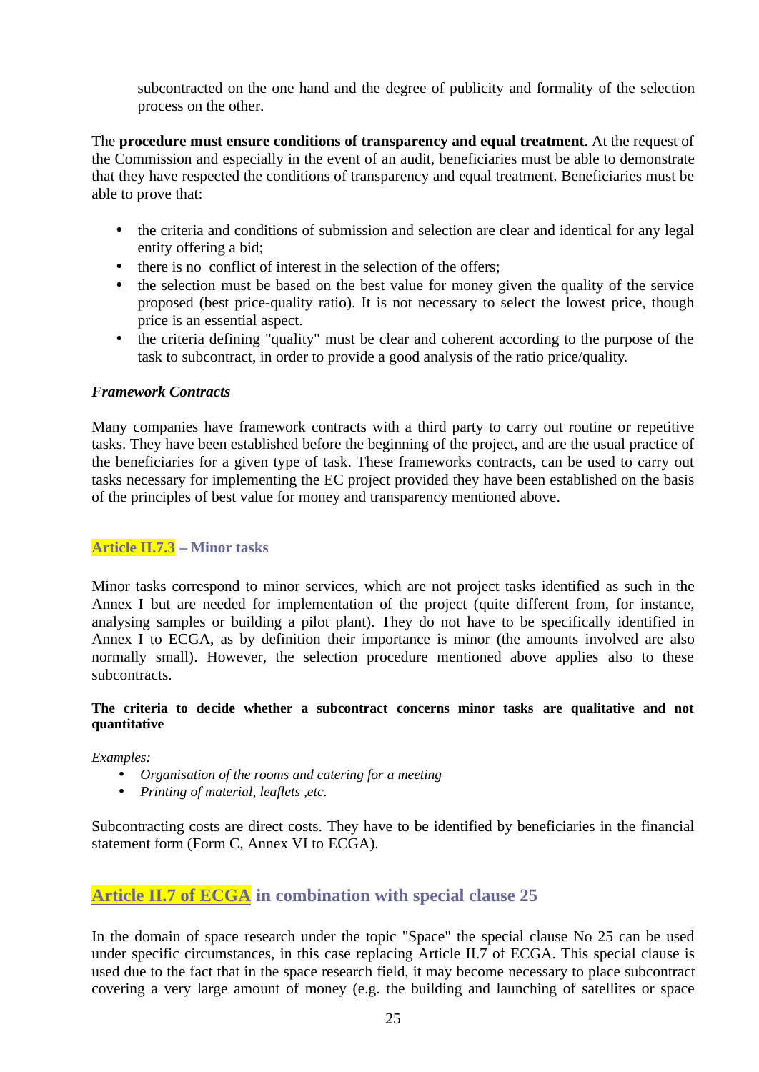subcontracted on the one hand and the degree of publicity and formality of the selection process on the other.

The **procedure must ensure conditions of transparency and equal treatment**. At the request of the Commission and especially in the event of an audit, beneficiaries must be able to demonstrate that they have respected the conditions of transparency and equal treatment. Beneficiaries must be able to prove that:

- the criteria and conditions of submission and selection are clear and identical for any legal entity offering a bid;
- there is no conflict of interest in the selection of the offers;
- the selection must be based on the best value for money given the quality of the service proposed (best price-quality ratio). It is not necessary to select the lowest price, though price is an essential aspect.
- the criteria defining "quality" must be clear and coherent according to the purpose of the task to subcontract, in order to provide a good analysis of the ratio price/quality.

***Framework Contracts***

Many companies have framework contracts with a third party to carry out routine or repetitive tasks. They have been established before the beginning of the project, and are the usual practice of the beneficiaries for a given type of task. These frameworks contracts, can be used to carry out tasks necessary for implementing the EC project provided they have been established on the basis of the principles of best value for money and transparency mentioned above.

### Article II.7.3 – Minor tasks

Minor tasks correspond to minor services, which are not project tasks identified as such in the Annex I but are needed for implementation of the project (quite different from, for instance, analysing samples or building a pilot plant). They do not have to be specifically identified in Annex I to ECGA, as by definition their importance is minor (the amounts involved are also normally small). However, the selection procedure mentioned above applies also to these subcontracts.

**The criteria to decide whether a subcontract concerns minor tasks are qualitative and not quantitative**

*Examples:*

- *Organisation of the rooms and catering for a meeting*
- *Printing of material, leaflets ,etc.*

Subcontracting costs are direct costs. They have to be identified by beneficiaries in the financial statement form (Form C, Annex VI to ECGA).

## Article II.7 of ECGA in combination with special clause 25

In the domain of space research under the topic "Space" the special clause No 25 can be used under specific circumstances, in this case replacing Article II.7 of ECGA. This special clause is used due to the fact that in the space research field, it may become necessary to place subcontract covering a very large amount of money (e.g. the building and launching of satellites or space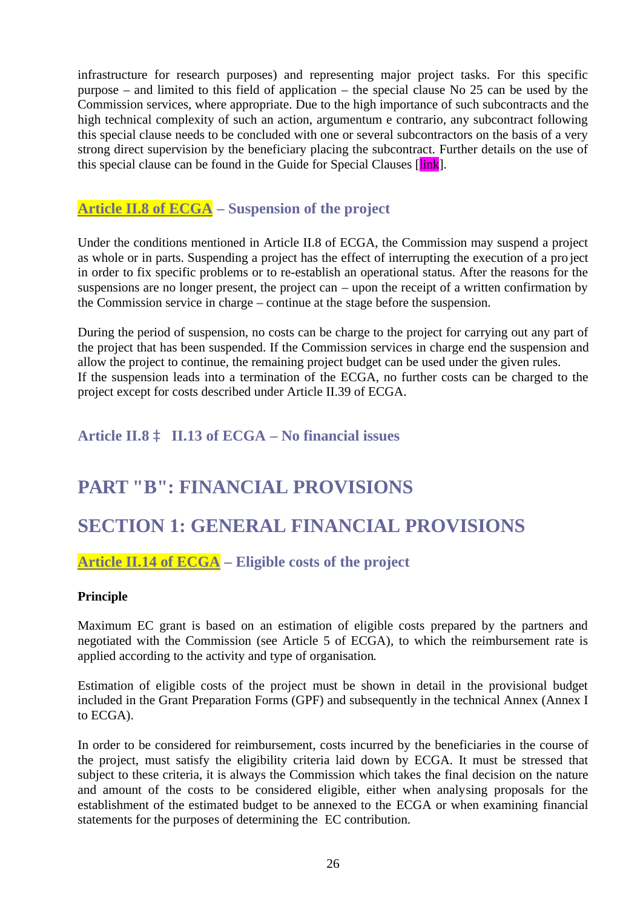infrastructure for research purposes) and representing major project tasks. For this specific purpose – and limited to this field of application – the special clause No 25 can be used by the Commission services, where appropriate. Due to the high importance of such subcontracts and the high technical complexity of such an action, argumentum e contrario, any subcontract following this special clause needs to be concluded with one or several subcontractors on the basis of a very strong direct supervision by the beneficiary placing the subcontract. Further details on the use of this special clause can be found in the Guide for Special Clauses [link].

### Article II.8 of ECGA – Suspension of the project

Under the conditions mentioned in Article II.8 of ECGA, the Commission may suspend a project as whole or in parts. Suspending a project has the effect of interrupting the execution of a project in order to fix specific problems or to re-establish an operational status. After the reasons for the suspensions are no longer present, the project can – upon the receipt of a written confirmation by the Commission service in charge – continue at the stage before the suspension.

During the period of suspension, no costs can be charge to the project for carrying out any part of the project that has been suspended. If the Commission services in charge end the suspension and allow the project to continue, the remaining project budget can be used under the given rules.
If the suspension leads into a termination of the ECGA, no further costs can be charged to the project except for costs described under Article II.39 of ECGA.

### Article II.8 ‡ II.13 of ECGA – No financial issues

# PART "B": FINANCIAL PROVISIONS

# SECTION 1: GENERAL FINANCIAL PROVISIONS

### Article II.14 of ECGA – Eligible costs of the project

**Principle**

Maximum EC grant is based on an estimation of eligible costs prepared by the partners and negotiated with the Commission (see Article 5 of ECGA), to which the reimbursement rate is applied according to the activity and type of organisation.

Estimation of eligible costs of the project must be shown in detail in the provisional budget included in the Grant Preparation Forms (GPF) and subsequently in the technical Annex (Annex I to ECGA).

In order to be considered for reimbursement, costs incurred by the beneficiaries in the course of the project, must satisfy the eligibility criteria laid down by ECGA. It must be stressed that subject to these criteria, it is always the Commission which takes the final decision on the nature and amount of the costs to be considered eligible, either when analysing proposals for the establishment of the estimated budget to be annexed to the ECGA or when examining financial statements for the purposes of determining the EC contribution.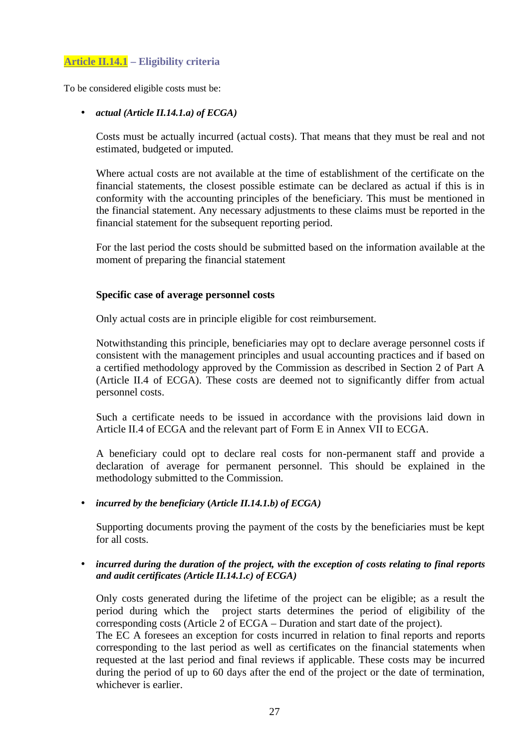### Article II.14.1 – Eligibility criteria

To be considered eligible costs must be:

- ***actual (Article II.14.1.a) of ECGA)***

  Costs must be actually incurred (actual costs). That means that they must be real and not estimated, budgeted or imputed.

  Where actual costs are not available at the time of establishment of the certificate on the financial statements, the closest possible estimate can be declared as actual if this is in conformity with the accounting principles of the beneficiary. This must be mentioned in the financial statement. Any necessary adjustments to these claims must be reported in the financial statement for the subsequent reporting period.

  For the last period the costs should be submitted based on the information available at the moment of preparing the financial statement

  **Specific case of average personnel costs**

  Only actual costs are in principle eligible for cost reimbursement.

  Notwithstanding this principle, beneficiaries may opt to declare average personnel costs if consistent with the management principles and usual accounting practices and if based on a certified methodology approved by the Commission as described in Section 2 of Part A (Article II.4 of ECGA). These costs are deemed not to significantly differ from actual personnel costs.

  Such a certificate needs to be issued in accordance with the provisions laid down in Article II.4 of ECGA and the relevant part of Form E in Annex VII to ECGA.

  A beneficiary could opt to declare real costs for non-permanent staff and provide a declaration of average for permanent personnel. This should be explained in the methodology submitted to the Commission.

- ***incurred by the beneficiary (Article II.14.1.b) of ECGA)***

  Supporting documents proving the payment of the costs by the beneficiaries must be kept for all costs.

- ***incurred during the duration of the project, with the exception of costs relating to final reports and audit certificates (Article II.14.1.c) of ECGA)***

  Only costs generated during the lifetime of the project can be eligible; as a result the period during which the project starts determines the period of eligibility of the corresponding costs (Article 2 of ECGA – Duration and start date of the project).
  The EC A foresees an exception for costs incurred in relation to final reports and reports corresponding to the last period as well as certificates on the financial statements when requested at the last period and final reviews if applicable. These costs may be incurred during the period of up to 60 days after the end of the project or the date of termination, whichever is earlier.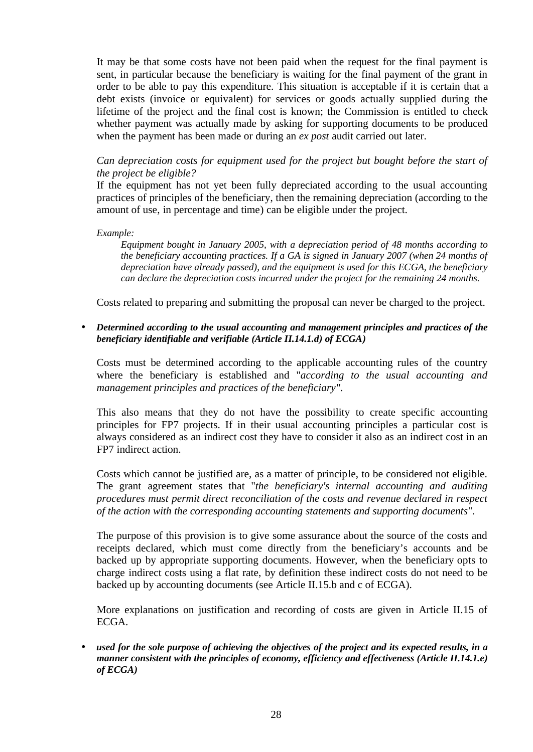It may be that some costs have not been paid when the request for the final payment is sent, in particular because the beneficiary is waiting for the final payment of the grant in order to be able to pay this expenditure. This situation is acceptable if it is certain that a debt exists (invoice or equivalent) for services or goods actually supplied during the lifetime of the project and the final cost is known; the Commission is entitled to check whether payment was actually made by asking for supporting documents to be produced when the payment has been made or during an *ex post* audit carried out later.

*Can depreciation costs for equipment used for the project but bought before the start of the project be eligible?*
If the equipment has not yet been fully depreciated according to the usual accounting practices of principles of the beneficiary, then the remaining depreciation (according to the amount of use, in percentage and time) can be eligible under the project.

*Example:*

> *Equipment bought in January 2005, with a depreciation period of 48 months according to the beneficiary accounting practices. If a GA is signed in January 2007 (when 24 months of depreciation have already passed), and the equipment is used for this ECGA, the beneficiary can declare the depreciation costs incurred under the project for the remaining 24 months.*

Costs related to preparing and submitting the proposal can never be charged to the project.

- ***Determined according to the usual accounting and management principles and practices of the beneficiary identifiable and verifiable (Article II.14.1.d) of ECGA)***

  Costs must be determined according to the applicable accounting rules of the country where the beneficiary is established and "*according to the usual accounting and management principles and practices of the beneficiary*".

  This also means that they do not have the possibility to create specific accounting principles for FP7 projects. If in their usual accounting principles a particular cost is always considered as an indirect cost they have to consider it also as an indirect cost in an FP7 indirect action.

  Costs which cannot be justified are, as a matter of principle, to be considered not eligible. The grant agreement states that "*the beneficiary's internal accounting and auditing procedures must permit direct reconciliation of the costs and revenue declared in respect of the action with the corresponding accounting statements and supporting documents*".

  The purpose of this provision is to give some assurance about the source of the costs and receipts declared, which must come directly from the beneficiary's accounts and be backed up by appropriate supporting documents. However, when the beneficiary opts to charge indirect costs using a flat rate, by definition these indirect costs do not need to be backed up by accounting documents (see Article II.15.b and c of ECGA).

  More explanations on justification and recording of costs are given in Article II.15 of ECGA.

- ***used for the sole purpose of achieving the objectives of the project and its expected results, in a manner consistent with the principles of economy, efficiency and effectiveness (Article II.14.1.e) of ECGA)***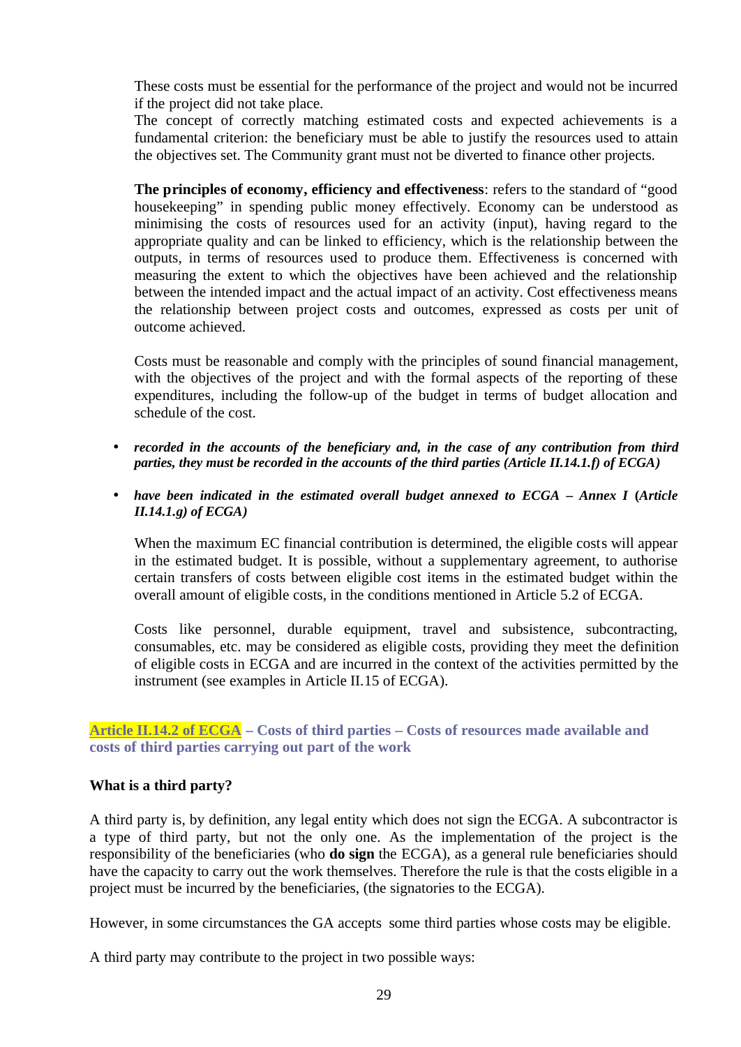These costs must be essential for the performance of the project and would not be incurred if the project did not take place.
The concept of correctly matching estimated costs and expected achievements is a fundamental criterion: the beneficiary must be able to justify the resources used to attain the objectives set. The Community grant must not be diverted to finance other projects.

**The principles of economy, efficiency and effectiveness**: refers to the standard of "good housekeeping" in spending public money effectively. Economy can be understood as minimising the costs of resources used for an activity (input), having regard to the appropriate quality and can be linked to efficiency, which is the relationship between the outputs, in terms of resources used to produce them. Effectiveness is concerned with measuring the extent to which the objectives have been achieved and the relationship between the intended impact and the actual impact of an activity. Cost effectiveness means the relationship between project costs and outcomes, expressed as costs per unit of outcome achieved.

Costs must be reasonable and comply with the principles of sound financial management, with the objectives of the project and with the formal aspects of the reporting of these expenditures, including the follow-up of the budget in terms of budget allocation and schedule of the cost.

- ***recorded in the accounts of the beneficiary and, in the case of any contribution from third parties, they must be recorded in the accounts of the third parties (Article II.14.1.f) of ECGA)***
- ***have been indicated in the estimated overall budget annexed to ECGA – Annex I (Article II.14.1.g) of ECGA)***

When the maximum EC financial contribution is determined, the eligible costs will appear in the estimated budget. It is possible, without a supplementary agreement, to authorise certain transfers of costs between eligible cost items in the estimated budget within the overall amount of eligible costs, in the conditions mentioned in Article 5.2 of ECGA.

Costs like personnel, durable equipment, travel and subsistence, subcontracting, consumables, etc. may be considered as eligible costs, providing they meet the definition of eligible costs in ECGA and are incurred in the context of the activities permitted by the instrument (see examples in Article II.15 of ECGA).

### Article II.14.2 of ECGA – Costs of third parties – Costs of resources made available and costs of third parties carrying out part of the work

**What is a third party?**

A third party is, by definition, any legal entity which does not sign the ECGA. A subcontractor is a type of third party, but not the only one. As the implementation of the project is the responsibility of the beneficiaries (who **do sign** the ECGA), as a general rule beneficiaries should have the capacity to carry out the work themselves. Therefore the rule is that the costs eligible in a project must be incurred by the beneficiaries, (the signatories to the ECGA).

However, in some circumstances the GA accepts some third parties whose costs may be eligible.

A third party may contribute to the project in two possible ways: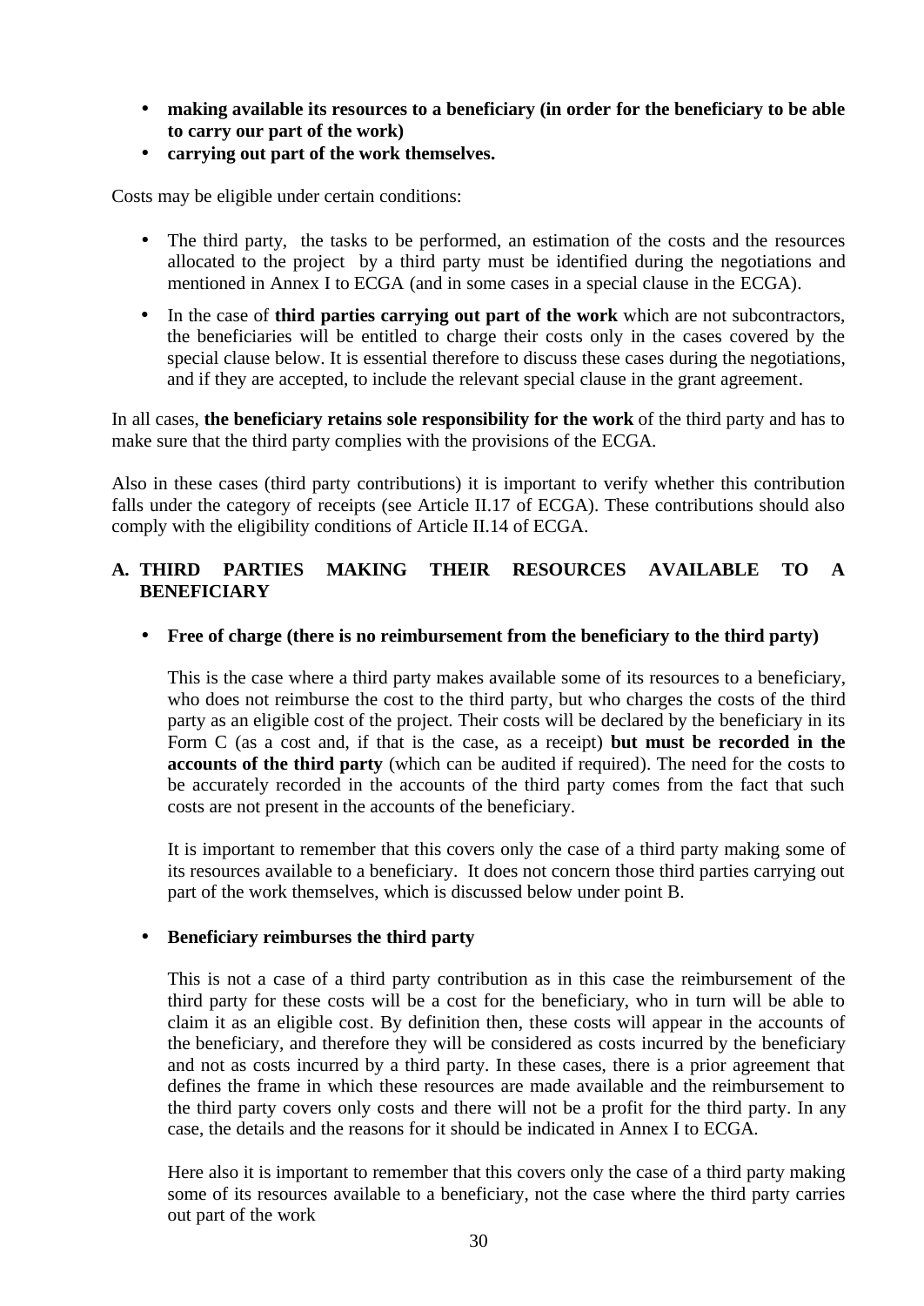- **making available its resources to a beneficiary (in order for the beneficiary to be able to carry our part of the work)**
- **carrying out part of the work themselves.**

Costs may be eligible under certain conditions:

- The third party, the tasks to be performed, an estimation of the costs and the resources allocated to the project by a third party must be identified during the negotiations and mentioned in Annex I to ECGA (and in some cases in a special clause in the ECGA).
- In the case of **third parties carrying out part of the work** which are not subcontractors, the beneficiaries will be entitled to charge their costs only in the cases covered by the special clause below. It is essential therefore to discuss these cases during the negotiations, and if they are accepted, to include the relevant special clause in the grant agreement.

In all cases, **the beneficiary retains sole responsibility for the work** of the third party and has to make sure that the third party complies with the provisions of the ECGA.

Also in these cases (third party contributions) it is important to verify whether this contribution falls under the category of receipts (see Article II.17 of ECGA). These contributions should also comply with the eligibility conditions of Article II.14 of ECGA.

## A. THIRD PARTIES MAKING THEIR RESOURCES AVAILABLE TO A BENEFICIARY

- **Free of charge (there is no reimbursement from the beneficiary to the third party)**

  This is the case where a third party makes available some of its resources to a beneficiary, who does not reimburse the cost to the third party, but who charges the costs of the third party as an eligible cost of the project. Their costs will be declared by the beneficiary in its Form C (as a cost and, if that is the case, as a receipt) **but must be recorded in the accounts of the third party** (which can be audited if required). The need for the costs to be accurately recorded in the accounts of the third party comes from the fact that such costs are not present in the accounts of the beneficiary.

  It is important to remember that this covers only the case of a third party making some of its resources available to a beneficiary. It does not concern those third parties carrying out part of the work themselves, which is discussed below under point B.

- **Beneficiary reimburses the third party**

  This is not a case of a third party contribution as in this case the reimbursement of the third party for these costs will be a cost for the beneficiary, who in turn will be able to claim it as an eligible cost. By definition then, these costs will appear in the accounts of the beneficiary, and therefore they will be considered as costs incurred by the beneficiary and not as costs incurred by a third party. In these cases, there is a prior agreement that defines the frame in which these resources are made available and the reimbursement to the third party covers only costs and there will not be a profit for the third party. In any case, the details and the reasons for it should be indicated in Annex I to ECGA.

  Here also it is important to remember that this covers only the case of a third party making some of its resources available to a beneficiary, not the case where the third party carries out part of the work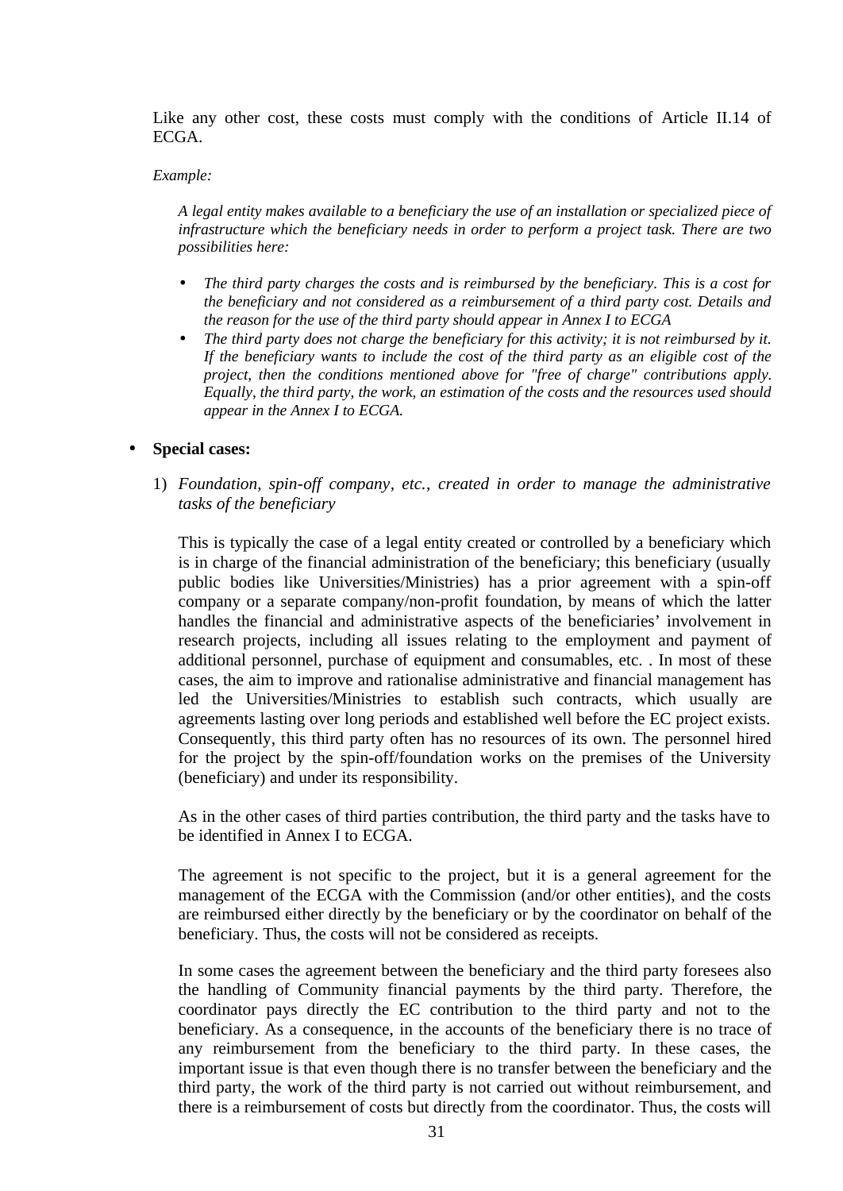Like any other cost, these costs must comply with the conditions of Article II.14 of ECGA.

*Example:*

*A legal entity makes available to a beneficiary the use of an installation or specialized piece of infrastructure which the beneficiary needs in order to perform a project task. There are two possibilities here:*

- *The third party charges the costs and is reimbursed by the beneficiary. This is a cost for the beneficiary and not considered as a reimbursement of a third party cost. Details and the reason for the use of the third party should appear in Annex I to ECGA*
- *The third party does not charge the beneficiary for this activity; it is not reimbursed by it. If the beneficiary wants to include the cost of the third party as an eligible cost of the project, then the conditions mentioned above for "free of charge" contributions apply. Equally, the third party, the work, an estimation of the costs and the resources used should appear in the Annex I to ECGA.*

- **Special cases:**

  1) *Foundation, spin-off company, etc., created in order to manage the administrative tasks of the beneficiary*

  This is typically the case of a legal entity created or controlled by a beneficiary which is in charge of the financial administration of the beneficiary; this beneficiary (usually public bodies like Universities/Ministries) has a prior agreement with a spin-off company or a separate company/non-profit foundation, by means of which the latter handles the financial and administrative aspects of the beneficiaries' involvement in research projects, including all issues relating to the employment and payment of additional personnel, purchase of equipment and consumables, etc. . In most of these cases, the aim to improve and rationalise administrative and financial management has led the Universities/Ministries to establish such contracts, which usually are agreements lasting over long periods and established well before the EC project exists. Consequently, this third party often has no resources of its own. The personnel hired for the project by the spin-off/foundation works on the premises of the University (beneficiary) and under its responsibility.

  As in the other cases of third parties contribution, the third party and the tasks have to be identified in Annex I to ECGA.

  The agreement is not specific to the project, but it is a general agreement for the management of the ECGA with the Commission (and/or other entities), and the costs are reimbursed either directly by the beneficiary or by the coordinator on behalf of the beneficiary. Thus, the costs will not be considered as receipts.

  In some cases the agreement between the beneficiary and the third party foresees also the handling of Community financial payments by the third party. Therefore, the coordinator pays directly the EC contribution to the third party and not to the beneficiary. As a consequence, in the accounts of the beneficiary there is no trace of any reimbursement from the beneficiary to the third party. In these cases, the important issue is that even though there is no transfer between the beneficiary and the third party, the work of the third party is not carried out without reimbursement, and there is a reimbursement of costs but directly from the coordinator. Thus, the costs will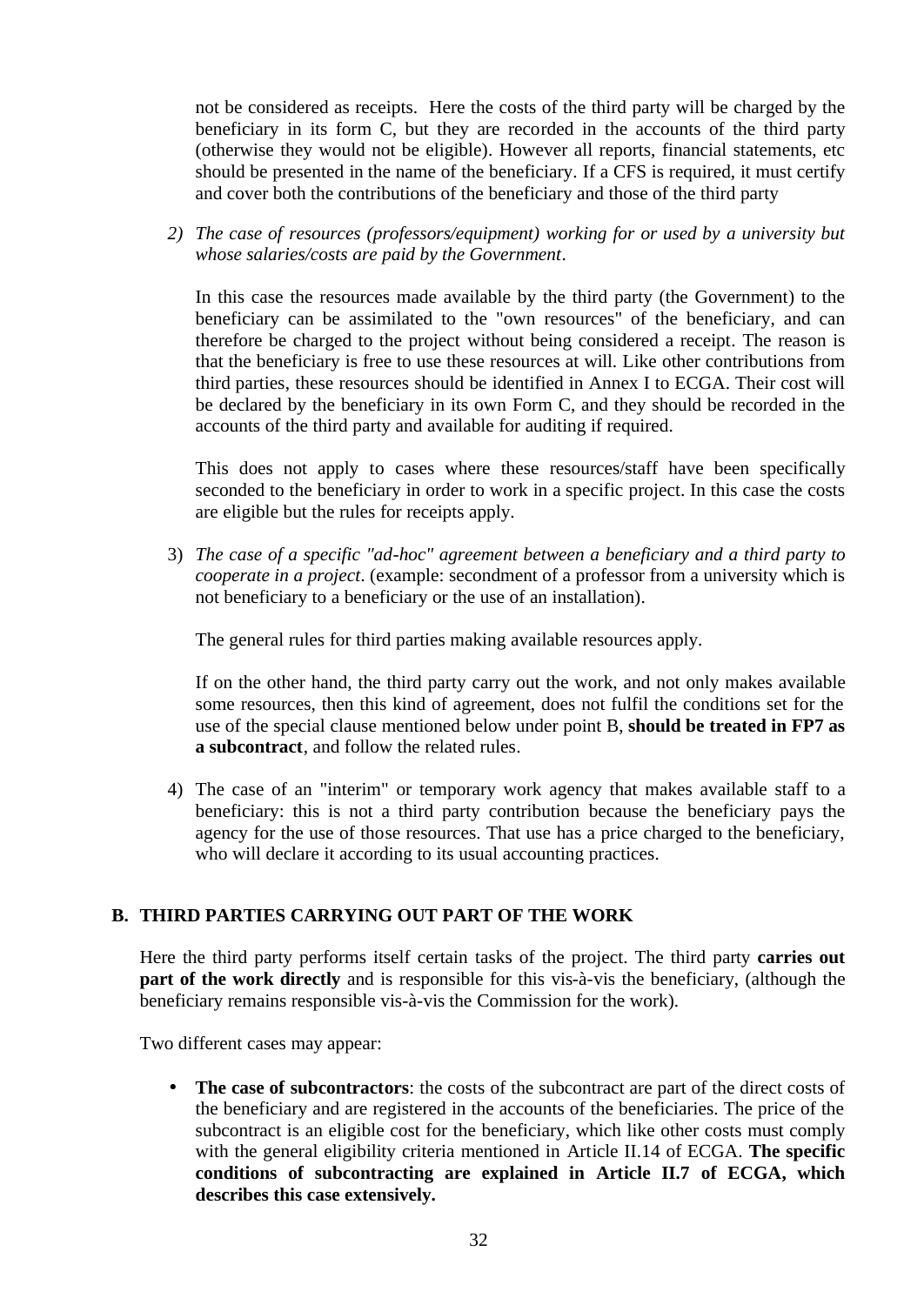not be considered as receipts. Here the costs of the third party will be charged by the beneficiary in its form C, but they are recorded in the accounts of the third party (otherwise they would not be eligible). However all reports, financial statements, etc should be presented in the name of the beneficiary. If a CFS is required, it must certify and cover both the contributions of the beneficiary and those of the third party

2) *The case of resources (professors/equipment) working for or used by a university but whose salaries/costs are paid by the Government*.

   In this case the resources made available by the third party (the Government) to the beneficiary can be assimilated to the "own resources" of the beneficiary, and can therefore be charged to the project without being considered a receipt. The reason is that the beneficiary is free to use these resources at will. Like other contributions from third parties, these resources should be identified in Annex I to ECGA. Their cost will be declared by the beneficiary in its own Form C, and they should be recorded in the accounts of the third party and available for auditing if required.

   This does not apply to cases where these resources/staff have been specifically seconded to the beneficiary in order to work in a specific project. In this case the costs are eligible but the rules for receipts apply.

3) *The case of a specific "ad-hoc" agreement between a beneficiary and a third party to cooperate in a project*. (example: secondment of a professor from a university which is not beneficiary to a beneficiary or the use of an installation).

   The general rules for third parties making available resources apply.

   If on the other hand, the third party carry out the work, and not only makes available some resources, then this kind of agreement, does not fulfil the conditions set for the use of the special clause mentioned below under point B, **should be treated in FP7 as a subcontract**, and follow the related rules.

4) The case of an "interim" or temporary work agency that makes available staff to a beneficiary: this is not a third party contribution because the beneficiary pays the agency for the use of those resources. That use has a price charged to the beneficiary, who will declare it according to its usual accounting practices.

## B. THIRD PARTIES CARRYING OUT PART OF THE WORK

Here the third party performs itself certain tasks of the project. The third party **carries out part of the work directly** and is responsible for this vis-à-vis the beneficiary, (although the beneficiary remains responsible vis-à-vis the Commission for the work).

Two different cases may appear:

- **The case of subcontractors**: the costs of the subcontract are part of the direct costs of the beneficiary and are registered in the accounts of the beneficiaries. The price of the subcontract is an eligible cost for the beneficiary, which like other costs must comply with the general eligibility criteria mentioned in Article II.14 of ECGA. **The specific conditions of subcontracting are explained in Article II.7 of ECGA, which describes this case extensively.**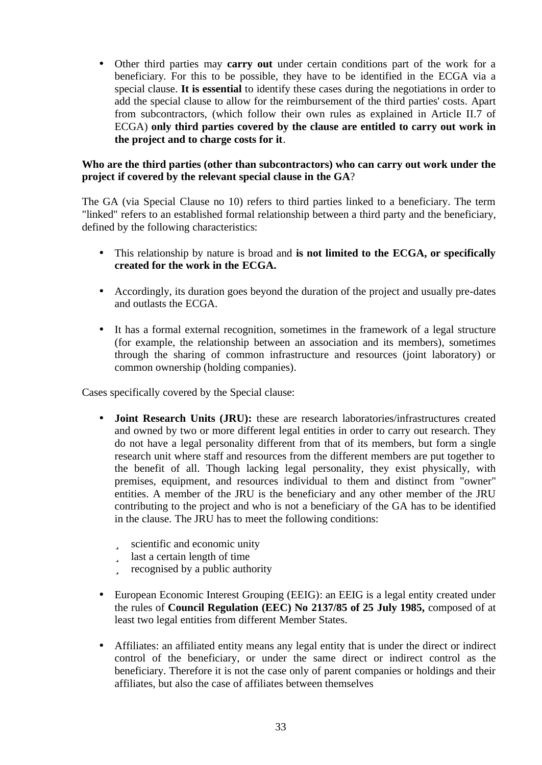- Other third parties may **carry out** under certain conditions part of the work for a beneficiary. For this to be possible, they have to be identified in the ECGA via a special clause. **It is essential** to identify these cases during the negotiations in order to add the special clause to allow for the reimbursement of the third parties' costs. Apart from subcontractors, (which follow their own rules as explained in Article II.7 of ECGA) **only third parties covered by the clause are entitled to carry out work in the project and to charge costs for it**.

**Who are the third parties (other than subcontractors) who can carry out work under the project if covered by the relevant special clause in the GA**?

The GA (via Special Clause no 10) refers to third parties linked to a beneficiary. The term "linked" refers to an established formal relationship between a third party and the beneficiary, defined by the following characteristics:

- This relationship by nature is broad and **is not limited to the ECGA, or specifically created for the work in the ECGA.**

- Accordingly, its duration goes beyond the duration of the project and usually pre-dates and outlasts the ECGA.

- It has a formal external recognition, sometimes in the framework of a legal structure (for example, the relationship between an association and its members), sometimes through the sharing of common infrastructure and resources (joint laboratory) or common ownership (holding companies).

Cases specifically covered by the Special clause:

- **Joint Research Units (JRU):** these are research laboratories/infrastructures created and owned by two or more different legal entities in order to carry out research. They do not have a legal personality different from that of its members, but form a single research unit where staff and resources from the different members are put together to the benefit of all. Though lacking legal personality, they exist physically, with premises, equipment, and resources individual to them and distinct from "owner" entities. A member of the JRU is the beneficiary and any other member of the JRU contributing to the project and who is not a beneficiary of the GA has to be identified in the clause. The JRU has to meet the following conditions:

  - scientific and economic unity
  - last a certain length of time
  - recognised by a public authority

- European Economic Interest Grouping (EEIG): an EEIG is a legal entity created under the rules of **Council Regulation (EEC) No 2137/85 of 25 July 1985,** composed of at least two legal entities from different Member States.

- Affiliates: an affiliated entity means any legal entity that is under the direct or indirect control of the beneficiary, or under the same direct or indirect control as the beneficiary. Therefore it is not the case only of parent companies or holdings and their affiliates, but also the case of affiliates between themselves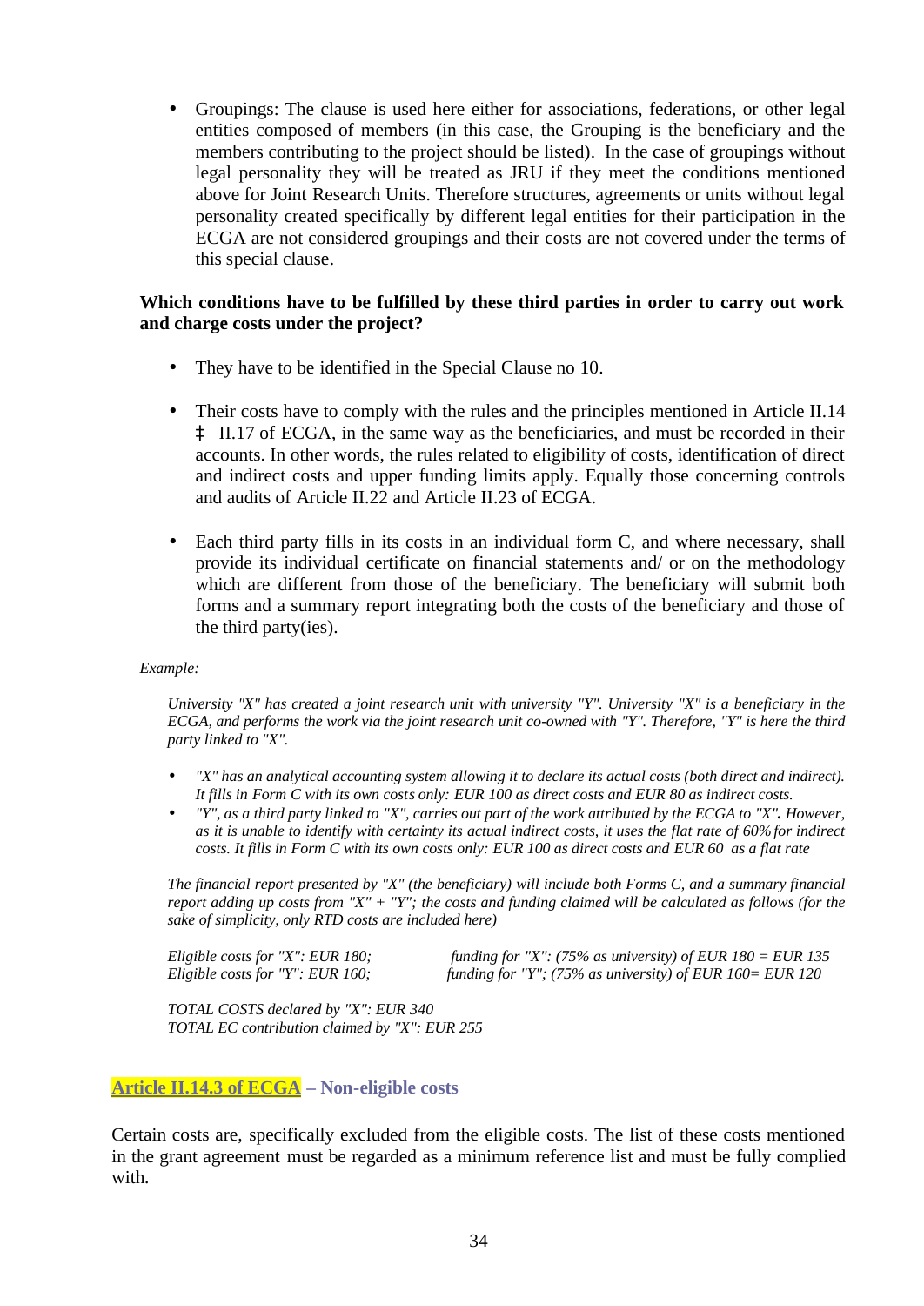- Groupings: The clause is used here either for associations, federations, or other legal entities composed of members (in this case, the Grouping is the beneficiary and the members contributing to the project should be listed). In the case of groupings without legal personality they will be treated as JRU if they meet the conditions mentioned above for Joint Research Units. Therefore structures, agreements or units without legal personality created specifically by different legal entities for their participation in the ECGA are not considered groupings and their costs are not covered under the terms of this special clause.

**Which conditions have to be fulfilled by these third parties in order to carry out work and charge costs under the project?**

- They have to be identified in the Special Clause no 10.

- Their costs have to comply with the rules and the principles mentioned in Article II.14 ‡ II.17 of ECGA, in the same way as the beneficiaries, and must be recorded in their accounts. In other words, the rules related to eligibility of costs, identification of direct and indirect costs and upper funding limits apply. Equally those concerning controls and audits of Article II.22 and Article II.23 of ECGA.

- Each third party fills in its costs in an individual form C, and where necessary, shall provide its individual certificate on financial statements and/ or on the methodology which are different from those of the beneficiary. The beneficiary will submit both forms and a summary report integrating both the costs of the beneficiary and those of the third party(ies).

*Example:*

*University "X" has created a joint research unit with university "Y". University "X" is a beneficiary in the ECGA, and performs the work via the joint research unit co-owned with "Y". Therefore, "Y" is here the third party linked to "X".*

- *"X" has an analytical accounting system allowing it to declare its actual costs (both direct and indirect). It fills in Form C with its own costs only: EUR 100 as direct costs and EUR 80 as indirect costs.*
- *"Y", as a third party linked to "X", carries out part of the work attributed by the ECGA to "X". However, as it is unable to identify with certainty its actual indirect costs, it uses the flat rate of 60% for indirect costs. It fills in Form C with its own costs only: EUR 100 as direct costs and EUR 60 as a flat rate*

*The financial report presented by "X" (the beneficiary) will include both Forms C, and a summary financial report adding up costs from "X" + "Y"; the costs and funding claimed will be calculated as follows (for the sake of simplicity, only RTD costs are included here)*

*Eligible costs for "X": EUR 180;* *funding for "X": (75% as university) of EUR 180 = EUR 135*
*Eligible costs for "Y": EUR 160;* *funding for "Y"; (75% as university) of EUR 160= EUR 120*

*TOTAL COSTS declared by "X": EUR 340*
*TOTAL EC contribution claimed by "X": EUR 255*

### Article II.14.3 of ECGA – Non-eligible costs

Certain costs are, specifically excluded from the eligible costs. The list of these costs mentioned in the grant agreement must be regarded as a minimum reference list and must be fully complied with.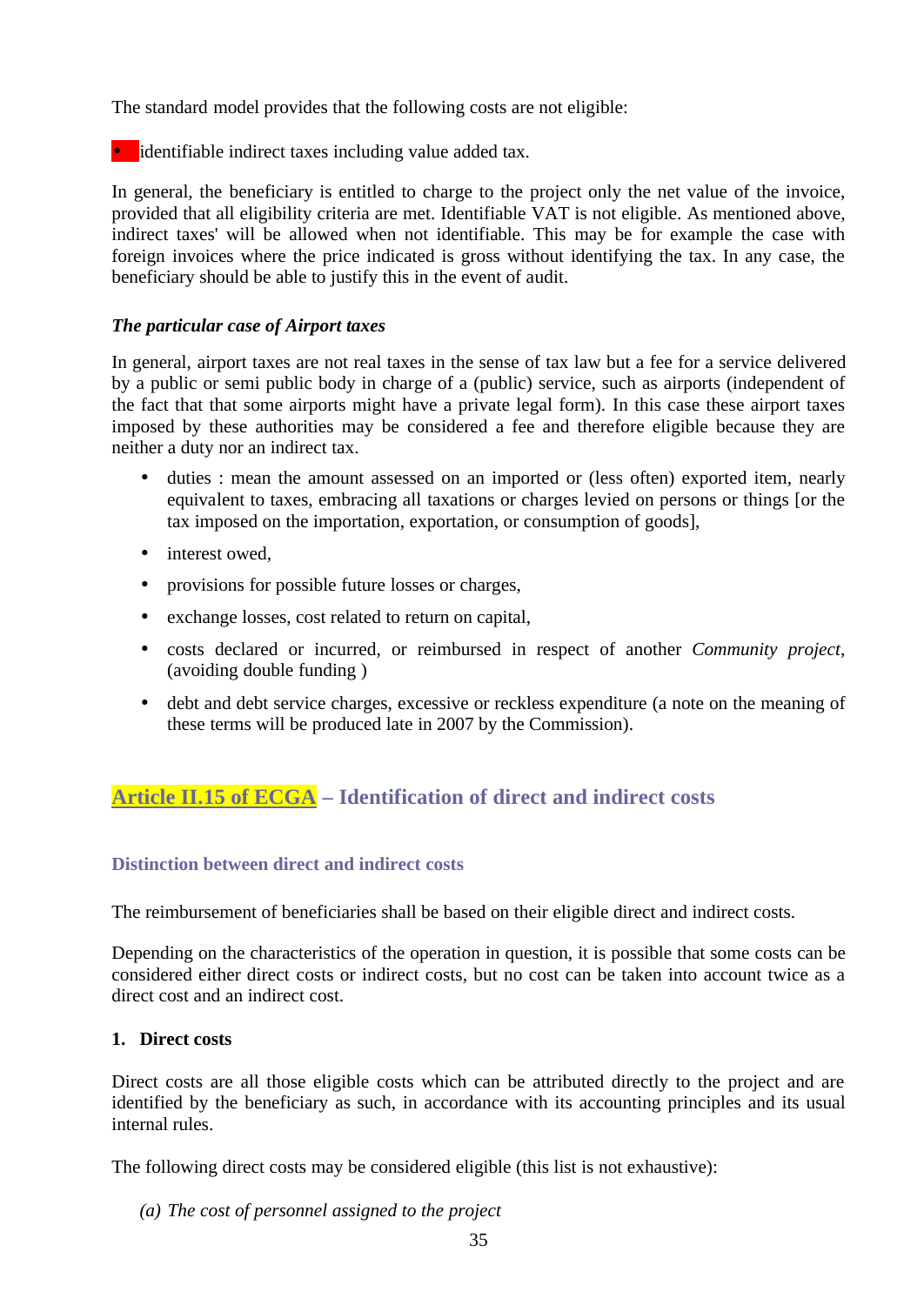The standard model provides that the following costs are not eligible:

- identifiable indirect taxes including value added tax.

In general, the beneficiary is entitled to charge to the project only the net value of the invoice, provided that all eligibility criteria are met. Identifiable VAT is not eligible. As mentioned above, indirect taxes' will be allowed when not identifiable. This may be for example the case with foreign invoices where the price indicated is gross without identifying the tax. In any case, the beneficiary should be able to justify this in the event of audit.

#### *The particular case of Airport taxes*

In general, airport taxes are not real taxes in the sense of tax law but a fee for a service delivered by a public or semi public body in charge of a (public) service, such as airports (independent of the fact that that some airports might have a private legal form). In this case these airport taxes imposed by these authorities may be considered a fee and therefore eligible because they are neither a duty nor an indirect tax.

- duties : mean the amount assessed on an imported or (less often) exported item, nearly equivalent to taxes, embracing all taxations or charges levied on persons or things [or the tax imposed on the importation, exportation, or consumption of goods],
- interest owed,
- provisions for possible future losses or charges,
- exchange losses, cost related to return on capital,
- costs declared or incurred, or reimbursed in respect of another *Community project*, (avoiding double funding )
- debt and debt service charges, excessive or reckless expenditure (a note on the meaning of these terms will be produced late in 2007 by the Commission).

## Article II.15 of ECGA – Identification of direct and indirect costs

### Distinction between direct and indirect costs

The reimbursement of beneficiaries shall be based on their eligible direct and indirect costs.

Depending on the characteristics of the operation in question, it is possible that some costs can be considered either direct costs or indirect costs, but no cost can be taken into account twice as a direct cost and an indirect cost.

#### 1. Direct costs

Direct costs are all those eligible costs which can be attributed directly to the project and are identified by the beneficiary as such, in accordance with its accounting principles and its usual internal rules.

The following direct costs may be considered eligible (this list is not exhaustive):

(a) *The cost of personnel assigned to the project*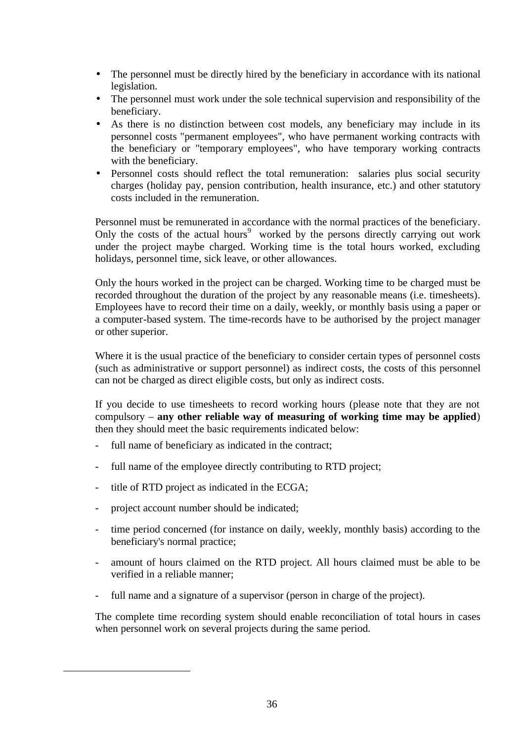- The personnel must be directly hired by the beneficiary in accordance with its national legislation.
- The personnel must work under the sole technical supervision and responsibility of the beneficiary.
- As there is no distinction between cost models, any beneficiary may include in its personnel costs "permanent employees", who have permanent working contracts with the beneficiary or "temporary employees", who have temporary working contracts with the beneficiary.
- Personnel costs should reflect the total remuneration: salaries plus social security charges (holiday pay, pension contribution, health insurance, etc.) and other statutory costs included in the remuneration.

Personnel must be remunerated in accordance with the normal practices of the beneficiary. Only the costs of the actual hours[9] worked by the persons directly carrying out work under the project maybe charged. Working time is the total hours worked, excluding holidays, personnel time, sick leave, or other allowances.

Only the hours worked in the project can be charged. Working time to be charged must be recorded throughout the duration of the project by any reasonable means (i.e. timesheets). Employees have to record their time on a daily, weekly, or monthly basis using a paper or a computer-based system. The time-records have to be authorised by the project manager or other superior.

Where it is the usual practice of the beneficiary to consider certain types of personnel costs (such as administrative or support personnel) as indirect costs, the costs of this personnel can not be charged as direct eligible costs, but only as indirect costs.

If you decide to use timesheets to record working hours (please note that they are not compulsory – **any other reliable way of measuring of working time may be applied**) then they should meet the basic requirements indicated below:

- full name of beneficiary as indicated in the contract;
- full name of the employee directly contributing to RTD project;
- title of RTD project as indicated in the ECGA;
- project account number should be indicated;
- time period concerned (for instance on daily, weekly, monthly basis) according to the beneficiary's normal practice;
- amount of hours claimed on the RTD project. All hours claimed must be able to be verified in a reliable manner;
- full name and a signature of a supervisor (person in charge of the project).

The complete time recording system should enable reconciliation of total hours in cases when personnel work on several projects during the same period.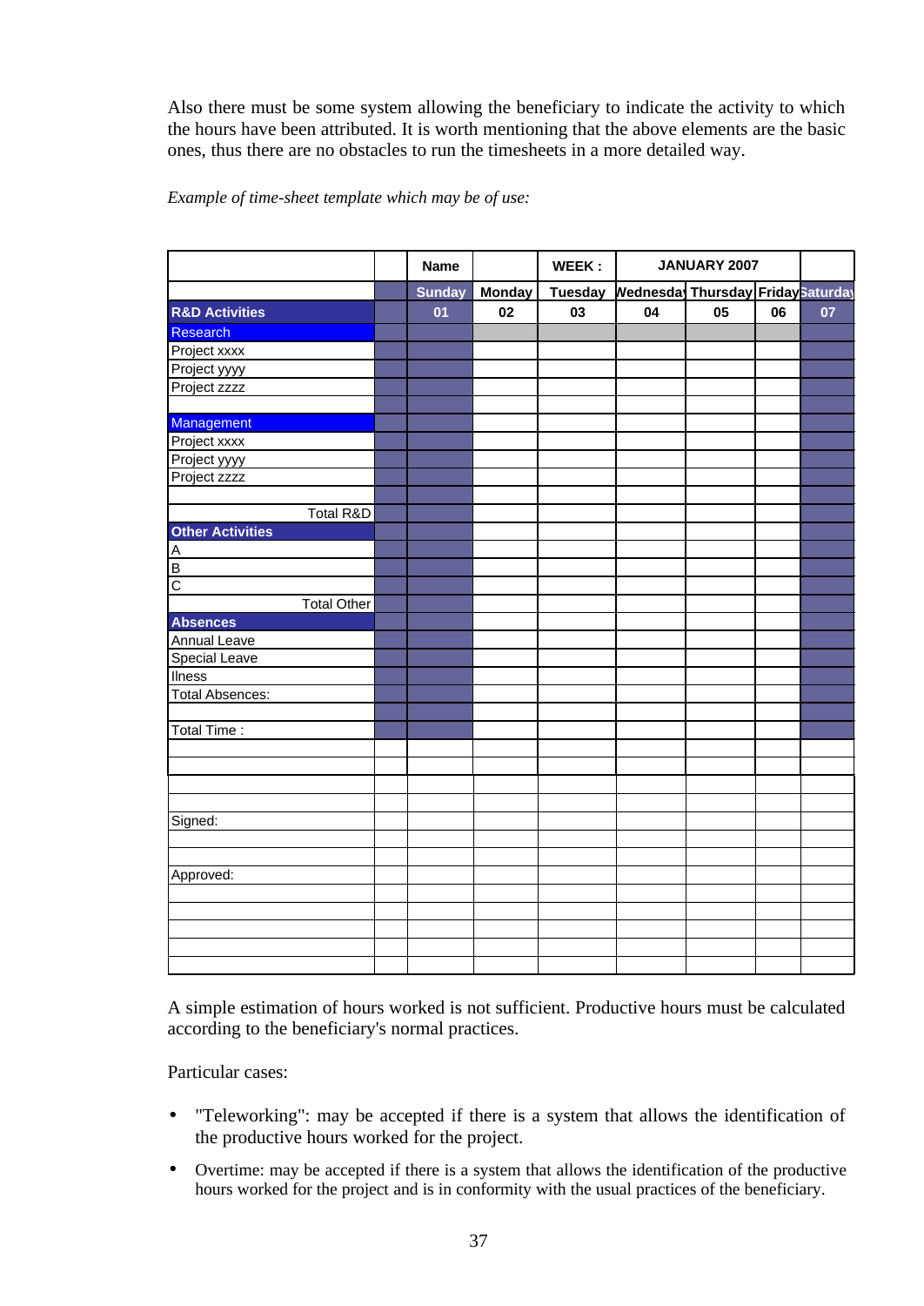Also there must be some system allowing the beneficiary to indicate the activity to which the hours have been attributed. It is worth mentioning that the above elements are the basic ones, thus there are no obstacles to run the timesheets in a more detailed way.

*Example of time-sheet template which may be of use:*

| | | Name | | WEEK : | JANUARY 2007 | | | |
|---|---|---|---|---|---|---|---|---|
| | | Sunday | Monday | Tuesday | Wednesday | Thursday | Friday | Saturday |
| **R&D Activities** | | 01 | 02 | 03 | 04 | 05 | 06 | 07 |
| Research | | | | | | | | |
| Project xxxx | | | | | | | | |
| Project yyyy | | | | | | | | |
| Project zzzz | | | | | | | | |
| | | | | | | | | |
| Management | | | | | | | | |
| Project xxxx | | | | | | | | |
| Project yyyy | | | | | | | | |
| Project zzzz | | | | | | | | |
| | | | | | | | | |
| Total R&D | | | | | | | | |
| **Other Activities** | | | | | | | | |
| A | | | | | | | | |
| B | | | | | | | | |
| C | | | | | | | | |
| Total Other | | | | | | | | |
| **Absences** | | | | | | | | |
| Annual Leave | | | | | | | | |
| Special Leave | | | | | | | | |
| Ilness | | | | | | | | |
| Total Absences: | | | | | | | | |
| | | | | | | | | |
| Total Time : | | | | | | | | |
| | | | | | | | | |
| | | | | | | | | |
| | | | | | | | | |
| | | | | | | | | |
| Signed: | | | | | | | | |
| | | | | | | | | |
| | | | | | | | | |
| Approved: | | | | | | | | |
| | | | | | | | | |
| | | | | | | | | |
| | | | | | | | | |
| | | | | | | | | |
| | | | | | | | | |

A simple estimation of hours worked is not sufficient. Productive hours must be calculated according to the beneficiary's normal practices.

Particular cases:

- "Teleworking": may be accepted if there is a system that allows the identification of the productive hours worked for the project.
- Overtime: may be accepted if there is a system that allows the identification of the productive hours worked for the project and is in conformity with the usual practices of the beneficiary.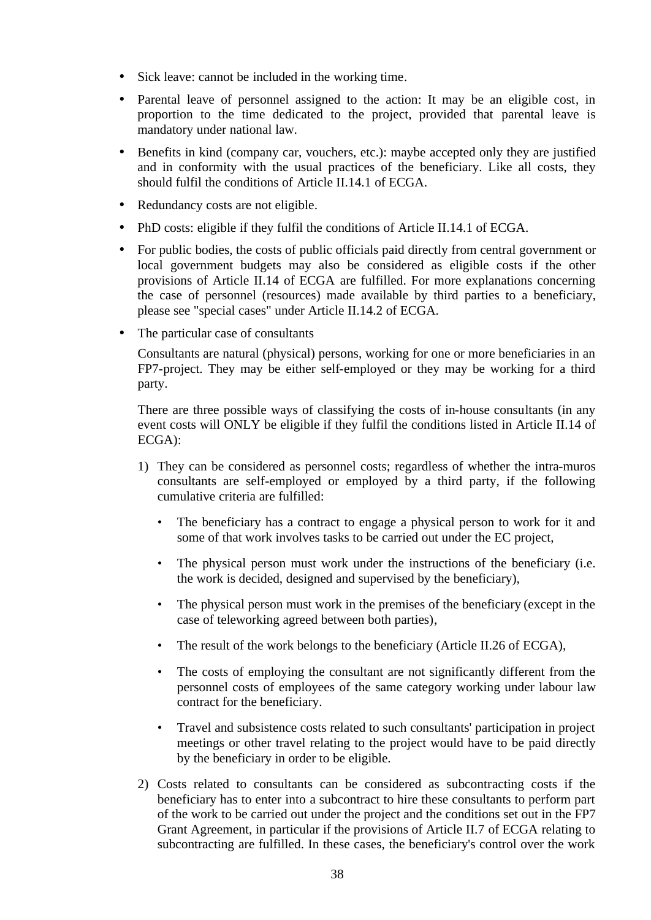- Sick leave: cannot be included in the working time.
- Parental leave of personnel assigned to the action: It may be an eligible cost, in proportion to the time dedicated to the project, provided that parental leave is mandatory under national law.
- Benefits in kind (company car, vouchers, etc.): maybe accepted only they are justified and in conformity with the usual practices of the beneficiary. Like all costs, they should fulfil the conditions of Article II.14.1 of ECGA.
- Redundancy costs are not eligible.
- PhD costs: eligible if they fulfil the conditions of Article II.14.1 of ECGA.
- For public bodies, the costs of public officials paid directly from central government or local government budgets may also be considered as eligible costs if the other provisions of Article II.14 of ECGA are fulfilled. For more explanations concerning the case of personnel (resources) made available by third parties to a beneficiary, please see "special cases" under Article II.14.2 of ECGA.
- The particular case of consultants

  Consultants are natural (physical) persons, working for one or more beneficiaries in an FP7-project. They may be either self-employed or they may be working for a third party.

  There are three possible ways of classifying the costs of in-house consultants (in any event costs will ONLY be eligible if they fulfil the conditions listed in Article II.14 of ECGA):

  1) They can be considered as personnel costs; regardless of whether the intra-muros consultants are self-employed or employed by a third party, if the following cumulative criteria are fulfilled:

     - The beneficiary has a contract to engage a physical person to work for it and some of that work involves tasks to be carried out under the EC project,
     - The physical person must work under the instructions of the beneficiary (i.e. the work is decided, designed and supervised by the beneficiary),
     - The physical person must work in the premises of the beneficiary (except in the case of teleworking agreed between both parties),
     - The result of the work belongs to the beneficiary (Article II.26 of ECGA),
     - The costs of employing the consultant are not significantly different from the personnel costs of employees of the same category working under labour law contract for the beneficiary.
     - Travel and subsistence costs related to such consultants' participation in project meetings or other travel relating to the project would have to be paid directly by the beneficiary in order to be eligible.

  2) Costs related to consultants can be considered as subcontracting costs if the beneficiary has to enter into a subcontract to hire these consultants to perform part of the work to be carried out under the project and the conditions set out in the FP7 Grant Agreement, in particular if the provisions of Article II.7 of ECGA relating to subcontracting are fulfilled. In these cases, the beneficiary's control over the work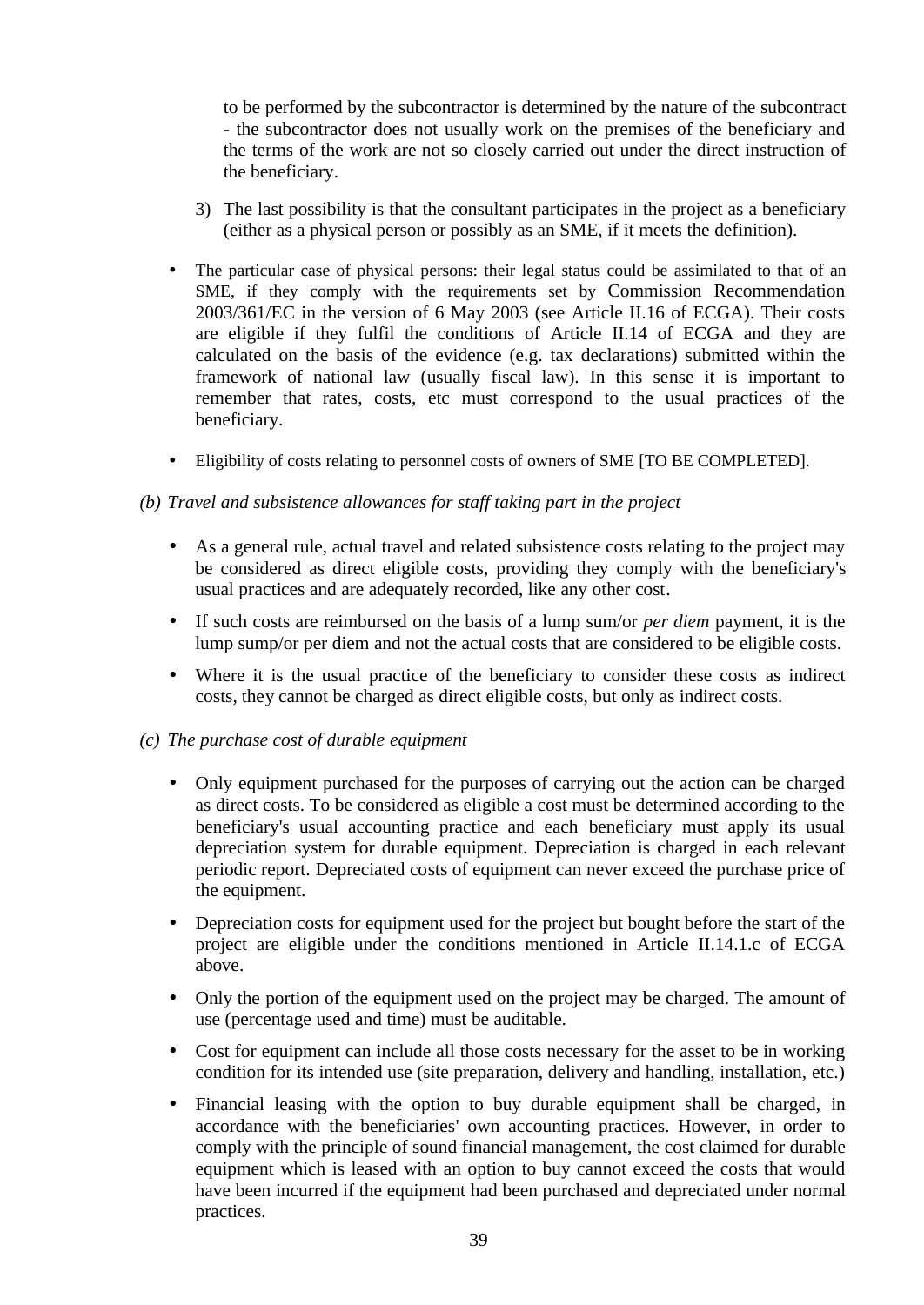to be performed by the subcontractor is determined by the nature of the subcontract - the subcontractor does not usually work on the premises of the beneficiary and the terms of the work are not so closely carried out under the direct instruction of the beneficiary.

3) The last possibility is that the consultant participates in the project as a beneficiary (either as a physical person or possibly as an SME, if it meets the definition).

- The particular case of physical persons: their legal status could be assimilated to that of an SME, if they comply with the requirements set by Commission Recommendation 2003/361/EC in the version of 6 May 2003 (see Article II.16 of ECGA). Their costs are eligible if they fulfil the conditions of Article II.14 of ECGA and they are calculated on the basis of the evidence (e.g. tax declarations) submitted within the framework of national law (usually fiscal law). In this sense it is important to remember that rates, costs, etc must correspond to the usual practices of the beneficiary.

- Eligibility of costs relating to personnel costs of owners of SME [TO BE COMPLETED].

*(b) Travel and subsistence allowances for staff taking part in the project*

- As a general rule, actual travel and related subsistence costs relating to the project may be considered as direct eligible costs, providing they comply with the beneficiary's usual practices and are adequately recorded, like any other cost.

- If such costs are reimbursed on the basis of a lump sum/or *per diem* payment, it is the lump sump/or per diem and not the actual costs that are considered to be eligible costs.

- Where it is the usual practice of the beneficiary to consider these costs as indirect costs, they cannot be charged as direct eligible costs, but only as indirect costs.

*(c) The purchase cost of durable equipment*

- Only equipment purchased for the purposes of carrying out the action can be charged as direct costs. To be considered as eligible a cost must be determined according to the beneficiary's usual accounting practice and each beneficiary must apply its usual depreciation system for durable equipment. Depreciation is charged in each relevant periodic report. Depreciated costs of equipment can never exceed the purchase price of the equipment.

- Depreciation costs for equipment used for the project but bought before the start of the project are eligible under the conditions mentioned in Article II.14.1.c of ECGA above.

- Only the portion of the equipment used on the project may be charged. The amount of use (percentage used and time) must be auditable.

- Cost for equipment can include all those costs necessary for the asset to be in working condition for its intended use (site preparation, delivery and handling, installation, etc.)

- Financial leasing with the option to buy durable equipment shall be charged, in accordance with the beneficiaries' own accounting practices. However, in order to comply with the principle of sound financial management, the cost claimed for durable equipment which is leased with an option to buy cannot exceed the costs that would have been incurred if the equipment had been purchased and depreciated under normal practices.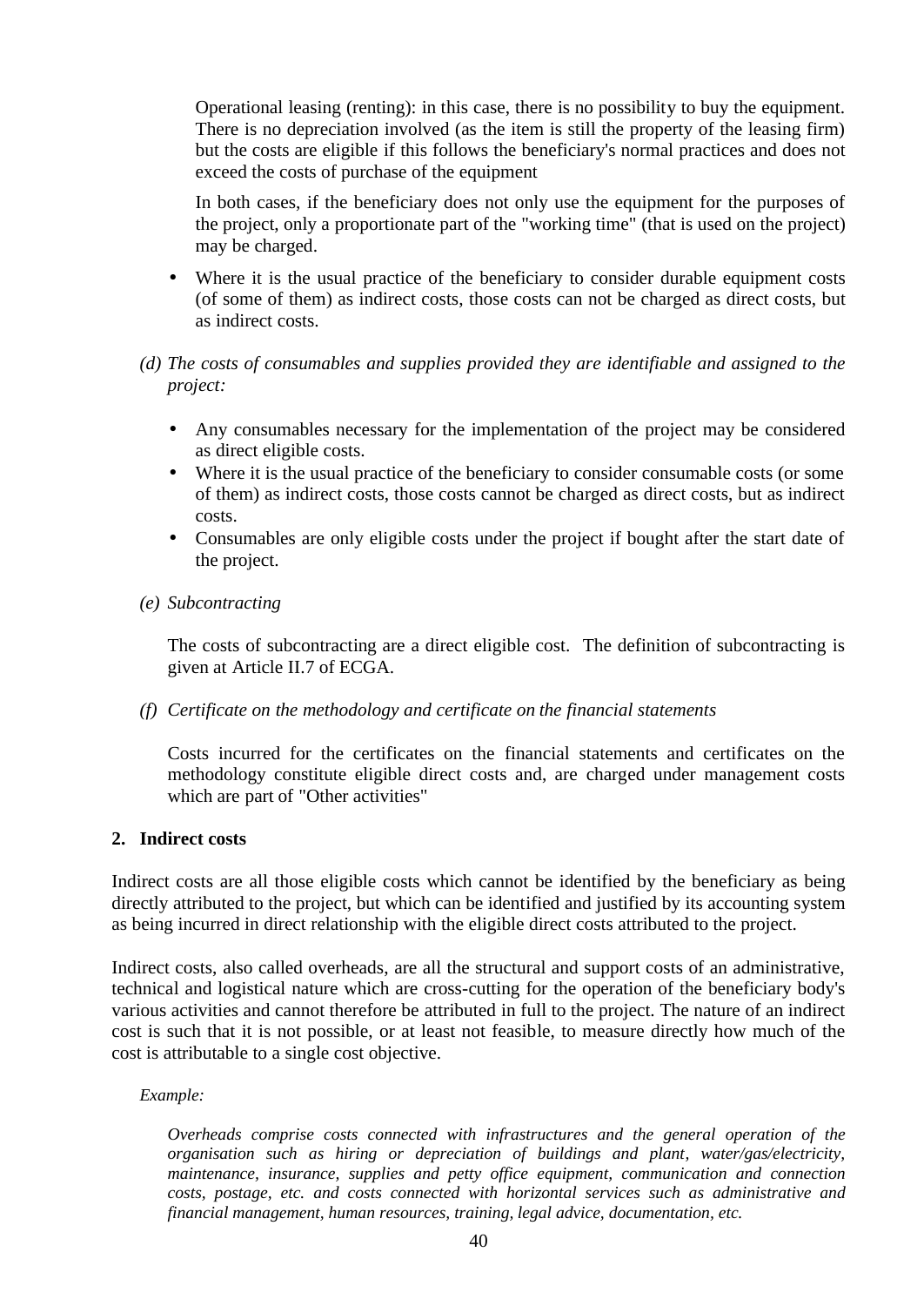Operational leasing (renting): in this case, there is no possibility to buy the equipment. There is no depreciation involved (as the item is still the property of the leasing firm) but the costs are eligible if this follows the beneficiary's normal practices and does not exceed the costs of purchase of the equipment

In both cases, if the beneficiary does not only use the equipment for the purposes of the project, only a proportionate part of the "working time" (that is used on the project) may be charged.

- Where it is the usual practice of the beneficiary to consider durable equipment costs (of some of them) as indirect costs, those costs can not be charged as direct costs, but as indirect costs.

*(d) The costs of consumables and supplies provided they are identifiable and assigned to the project:*

- Any consumables necessary for the implementation of the project may be considered as direct eligible costs.
- Where it is the usual practice of the beneficiary to consider consumable costs (or some of them) as indirect costs, those costs cannot be charged as direct costs, but as indirect costs.
- Consumables are only eligible costs under the project if bought after the start date of the project.

*(e) Subcontracting*

The costs of subcontracting are a direct eligible cost. The definition of subcontracting is given at Article II.7 of ECGA.

*(f) Certificate on the methodology and certificate on the financial statements*

Costs incurred for the certificates on the financial statements and certificates on the methodology constitute eligible direct costs and, are charged under management costs which are part of "Other activities"

## 2. Indirect costs

Indirect costs are all those eligible costs which cannot be identified by the beneficiary as being directly attributed to the project, but which can be identified and justified by its accounting system as being incurred in direct relationship with the eligible direct costs attributed to the project.

Indirect costs, also called overheads, are all the structural and support costs of an administrative, technical and logistical nature which are cross-cutting for the operation of the beneficiary body's various activities and cannot therefore be attributed in full to the project. The nature of an indirect cost is such that it is not possible, or at least not feasible, to measure directly how much of the cost is attributable to a single cost objective.

*Example:*

*Overheads comprise costs connected with infrastructures and the general operation of the organisation such as hiring or depreciation of buildings and plant, water/gas/electricity, maintenance, insurance, supplies and petty office equipment, communication and connection costs, postage, etc. and costs connected with horizontal services such as administrative and financial management, human resources, training, legal advice, documentation, etc.*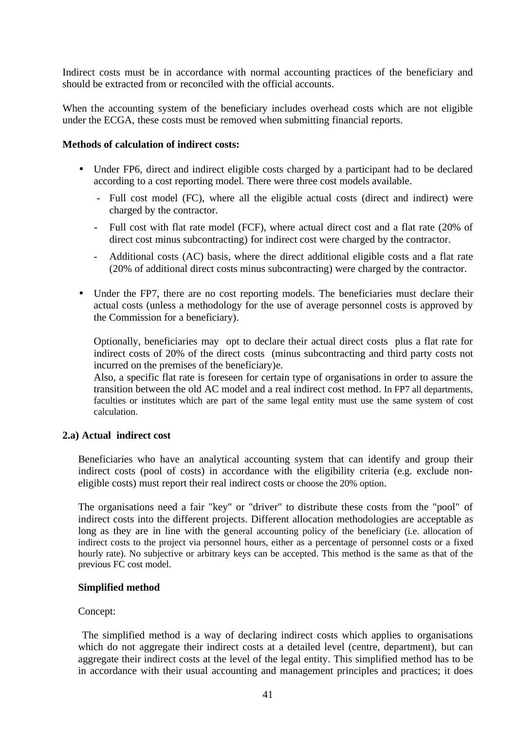Indirect costs must be in accordance with normal accounting practices of the beneficiary and should be extracted from or reconciled with the official accounts.

When the accounting system of the beneficiary includes overhead costs which are not eligible under the ECGA, these costs must be removed when submitting financial reports.

**Methods of calculation of indirect costs:**

- Under FP6, direct and indirect eligible costs charged by a participant had to be declared according to a cost reporting model. There were three cost models available.
  - Full cost model (FC), where all the eligible actual costs (direct and indirect) were charged by the contractor.
  - Full cost with flat rate model (FCF), where actual direct cost and a flat rate (20% of direct cost minus subcontracting) for indirect cost were charged by the contractor.
  - Additional costs (AC) basis, where the direct additional eligible costs and a flat rate (20% of additional direct costs minus subcontracting) were charged by the contractor.

- Under the FP7, there are no cost reporting models. The beneficiaries must declare their actual costs (unless a methodology for the use of average personnel costs is approved by the Commission for a beneficiary).

  Optionally, beneficiaries may opt to declare their actual direct costs plus a flat rate for indirect costs of 20% of the direct costs (minus subcontracting and third party costs not incurred on the premises of the beneficiary)e.
  Also, a specific flat rate is foreseen for certain type of organisations in order to assure the transition between the old AC model and a real indirect cost method. In FP7 all departments, faculties or institutes which are part of the same legal entity must use the same system of cost calculation.

**2.a) Actual indirect cost**

Beneficiaries who have an analytical accounting system that can identify and group their indirect costs (pool of costs) in accordance with the eligibility criteria (e.g. exclude non-eligible costs) must report their real indirect costs or choose the 20% option.

The organisations need a fair "key" or "driver" to distribute these costs from the "pool" of indirect costs into the different projects. Different allocation methodologies are acceptable as long as they are in line with the general accounting policy of the beneficiary (i.e. allocation of indirect costs to the project via personnel hours, either as a percentage of personnel costs or a fixed hourly rate). No subjective or arbitrary keys can be accepted. This method is the same as that of the previous FC cost model.

**Simplified method**

Concept:

The simplified method is a way of declaring indirect costs which applies to organisations which do not aggregate their indirect costs at a detailed level (centre, department), but can aggregate their indirect costs at the level of the legal entity. This simplified method has to be in accordance with their usual accounting and management principles and practices; it does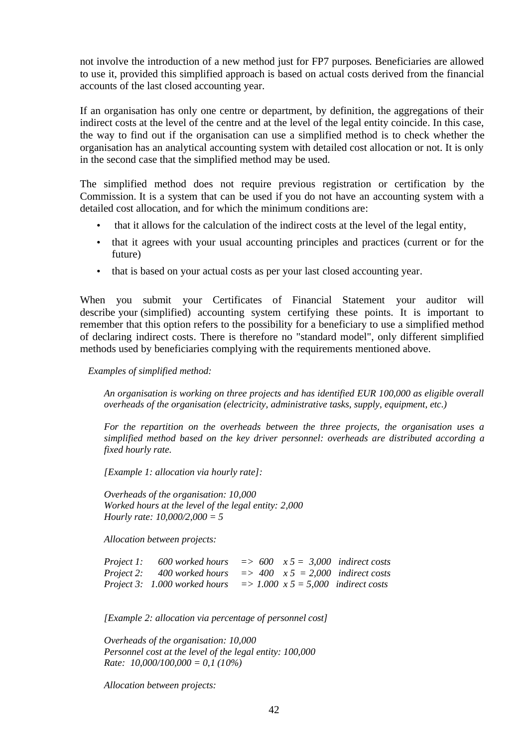not involve the introduction of a new method just for FP7 purposes. Beneficiaries are allowed to use it, provided this simplified approach is based on actual costs derived from the financial accounts of the last closed accounting year.

If an organisation has only one centre or department, by definition, the aggregations of their indirect costs at the level of the centre and at the level of the legal entity coincide. In this case, the way to find out if the organisation can use a simplified method is to check whether the organisation has an analytical accounting system with detailed cost allocation or not. It is only in the second case that the simplified method may be used.

The simplified method does not require previous registration or certification by the Commission. It is a system that can be used if you do not have an accounting system with a detailed cost allocation, and for which the minimum conditions are:

- that it allows for the calculation of the indirect costs at the level of the legal entity,
- that it agrees with your usual accounting principles and practices (current or for the future)
- that is based on your actual costs as per your last closed accounting year.

When you submit your Certificates of Financial Statement your auditor will describe your (simplified) accounting system certifying these points. It is important to remember that this option refers to the possibility for a beneficiary to use a simplified method of declaring indirect costs. There is therefore no "standard model", only different simplified methods used by beneficiaries complying with the requirements mentioned above.

*Examples of simplified method:*

*An organisation is working on three projects and has identified EUR 100,000 as eligible overall overheads of the organisation (electricity, administrative tasks, supply, equipment, etc.)*

*For the repartition on the overheads between the three projects, the organisation uses a simplified method based on the key driver personnel: overheads are distributed according a fixed hourly rate.*

*[Example 1: allocation via hourly rate]:*

*Overheads of the organisation: 10,000*
*Worked hours at the level of the legal entity: 2,000*
*Hourly rate: 10,000/2,000 = 5*

*Allocation between projects:*

*Project 1: 600 worked hours => 600 x 5 = 3,000 indirect costs*
*Project 2: 400 worked hours => 400 x 5 = 2,000 indirect costs*
*Project 3: 1.000 worked hours => 1.000 x 5 = 5,000 indirect costs*

*[Example 2: allocation via percentage of personnel cost]*

*Overheads of the organisation: 10,000*
*Personnel cost at the level of the legal entity: 100,000*
*Rate: 10,000/100,000 = 0,1 (10%)*

*Allocation between projects:*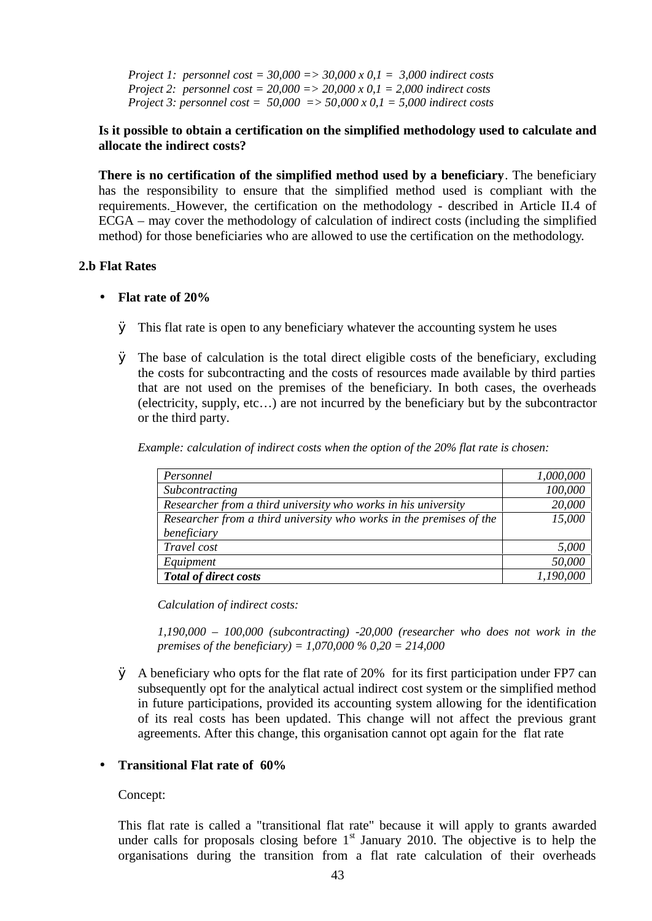*Project 1: personnel cost = 30,000 => 30,000 x 0,1 = 3,000 indirect costs*
*Project 2: personnel cost = 20,000 => 20,000 x 0,1 = 2,000 indirect costs*
*Project 3: personnel cost = 50,000 => 50,000 x 0,1 = 5,000 indirect costs*

**Is it possible to obtain a certification on the simplified methodology used to calculate and allocate the indirect costs?**

**There is no certification of the simplified method used by a beneficiary**. The beneficiary has the responsibility to ensure that the simplified method used is compliant with the requirements. However, the certification on the methodology - described in Article II.4 of ECGA – may cover the methodology of calculation of indirect costs (including the simplified method) for those beneficiaries who are allowed to use the certification on the methodology.

### 2.b Flat Rates

- **Flat rate of 20%**

  - This flat rate is open to any beneficiary whatever the accounting system he uses

  - The base of calculation is the total direct eligible costs of the beneficiary, excluding the costs for subcontracting and the costs of resources made available by third parties that are not used on the premises of the beneficiary. In both cases, the overheads (electricity, supply, etc…) are not incurred by the beneficiary but by the subcontractor or the third party.

  *Example: calculation of indirect costs when the option of the 20% flat rate is chosen:*

| | |
|---|---:|
| *Personnel* | *1,000,000* |
| *Subcontracting* | *100,000* |
| *Researcher from a third university who works in his university* | *20,000* |
| *Researcher from a third university who works in the premises of the beneficiary* | *15,000* |
| *Travel cost* | *5,000* |
| *Equipment* | *50,000* |
| ***Total of direct costs*** | *1,190,000* |

  *Calculation of indirect costs:*

  *1,190,000 – 100,000 (subcontracting) -20,000 (researcher who does not work in the premises of the beneficiary) = 1,070,000 % 0,20 = 214,000*

  - A beneficiary who opts for the flat rate of 20% for its first participation under FP7 can subsequently opt for the analytical actual indirect cost system or the simplified method in future participations, provided its accounting system allowing for the identification of its real costs has been updated. This change will not affect the previous grant agreements. After this change, this organisation cannot opt again for the flat rate

- **Transitional Flat rate of 60%**

  Concept:

  This flat rate is called a "transitional flat rate" because it will apply to grants awarded under calls for proposals closing before 1st January 2010. The objective is to help the organisations during the transition from a flat rate calculation of their overheads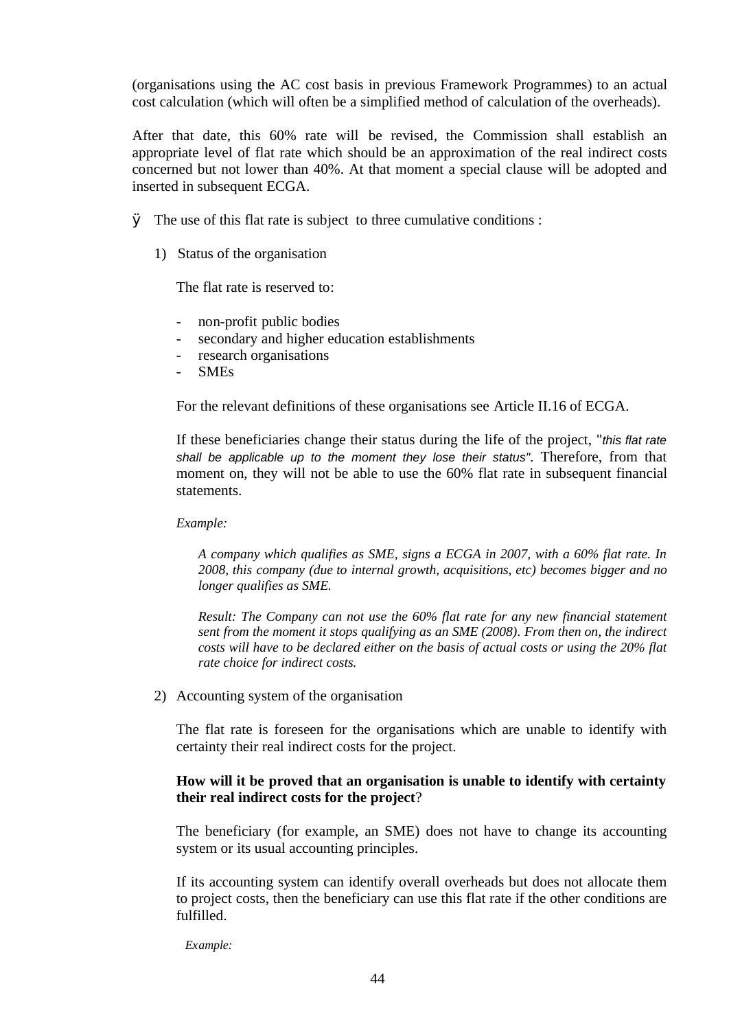(organisations using the AC cost basis in previous Framework Programmes) to an actual cost calculation (which will often be a simplified method of calculation of the overheads).

After that date, this 60% rate will be revised, the Commission shall establish an appropriate level of flat rate which should be an approximation of the real indirect costs concerned but not lower than 40%. At that moment a special clause will be adopted and inserted in subsequent ECGA.

- The use of this flat rate is subject to three cumulative conditions :

1) Status of the organisation

The flat rate is reserved to:

- non-profit public bodies
- secondary and higher education establishments
- research organisations
- SMEs

For the relevant definitions of these organisations see Article II.16 of ECGA.

If these beneficiaries change their status during the life of the project, "*this flat rate shall be applicable up to the moment they lose their status*". Therefore, from that moment on, they will not be able to use the 60% flat rate in subsequent financial statements.

*Example:*

*A company which qualifies as SME, signs a ECGA in 2007, with a 60% flat rate. In 2008, this company (due to internal growth, acquisitions, etc) becomes bigger and no longer qualifies as SME.*

*Result: The Company can not use the 60% flat rate for any new financial statement sent from the moment it stops qualifying as an SME (2008). From then on, the indirect costs will have to be declared either on the basis of actual costs or using the 20% flat rate choice for indirect costs.*

2) Accounting system of the organisation

The flat rate is foreseen for the organisations which are unable to identify with certainty their real indirect costs for the project.

**How will it be proved that an organisation is unable to identify with certainty their real indirect costs for the project**?

The beneficiary (for example, an SME) does not have to change its accounting system or its usual accounting principles.

If its accounting system can identify overall overheads but does not allocate them to project costs, then the beneficiary can use this flat rate if the other conditions are fulfilled.

*Example:*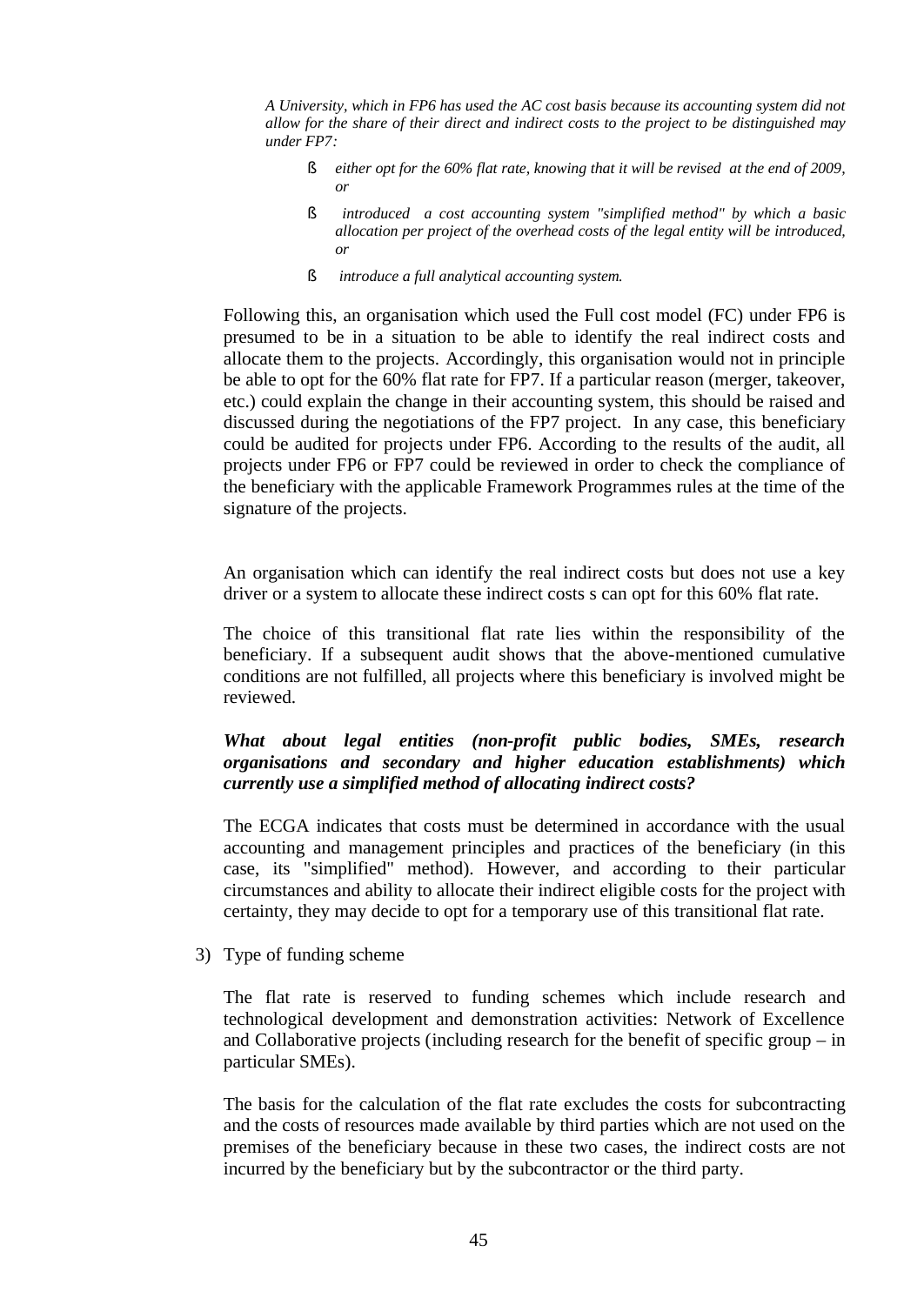*A University, which in FP6 has used the AC cost basis because its accounting system did not allow for the share of their direct and indirect costs to the project to be distinguished may under FP7:*

- *either opt for the 60% flat rate, knowing that it will be revised at the end of 2009, or*
- *introduced a cost accounting system "simplified method" by which a basic allocation per project of the overhead costs of the legal entity will be introduced, or*
- *introduce a full analytical accounting system.*

Following this, an organisation which used the Full cost model (FC) under FP6 is presumed to be in a situation to be able to identify the real indirect costs and allocate them to the projects. Accordingly, this organisation would not in principle be able to opt for the 60% flat rate for FP7. If a particular reason (merger, takeover, etc.) could explain the change in their accounting system, this should be raised and discussed during the negotiations of the FP7 project. In any case, this beneficiary could be audited for projects under FP6. According to the results of the audit, all projects under FP6 or FP7 could be reviewed in order to check the compliance of the beneficiary with the applicable Framework Programmes rules at the time of the signature of the projects.

An organisation which can identify the real indirect costs but does not use a key driver or a system to allocate these indirect costs s can opt for this 60% flat rate.

The choice of this transitional flat rate lies within the responsibility of the beneficiary. If a subsequent audit shows that the above-mentioned cumulative conditions are not fulfilled, all projects where this beneficiary is involved might be reviewed.

***What about legal entities (non-profit public bodies, SMEs, research organisations and secondary and higher education establishments) which currently use a simplified method of allocating indirect costs?***

The ECGA indicates that costs must be determined in accordance with the usual accounting and management principles and practices of the beneficiary (in this case, its "simplified" method). However, and according to their particular circumstances and ability to allocate their indirect eligible costs for the project with certainty, they may decide to opt for a temporary use of this transitional flat rate.

3) Type of funding scheme

The flat rate is reserved to funding schemes which include research and technological development and demonstration activities: Network of Excellence and Collaborative projects (including research for the benefit of specific group – in particular SMEs).

The basis for the calculation of the flat rate excludes the costs for subcontracting and the costs of resources made available by third parties which are not used on the premises of the beneficiary because in these two cases, the indirect costs are not incurred by the beneficiary but by the subcontractor or the third party.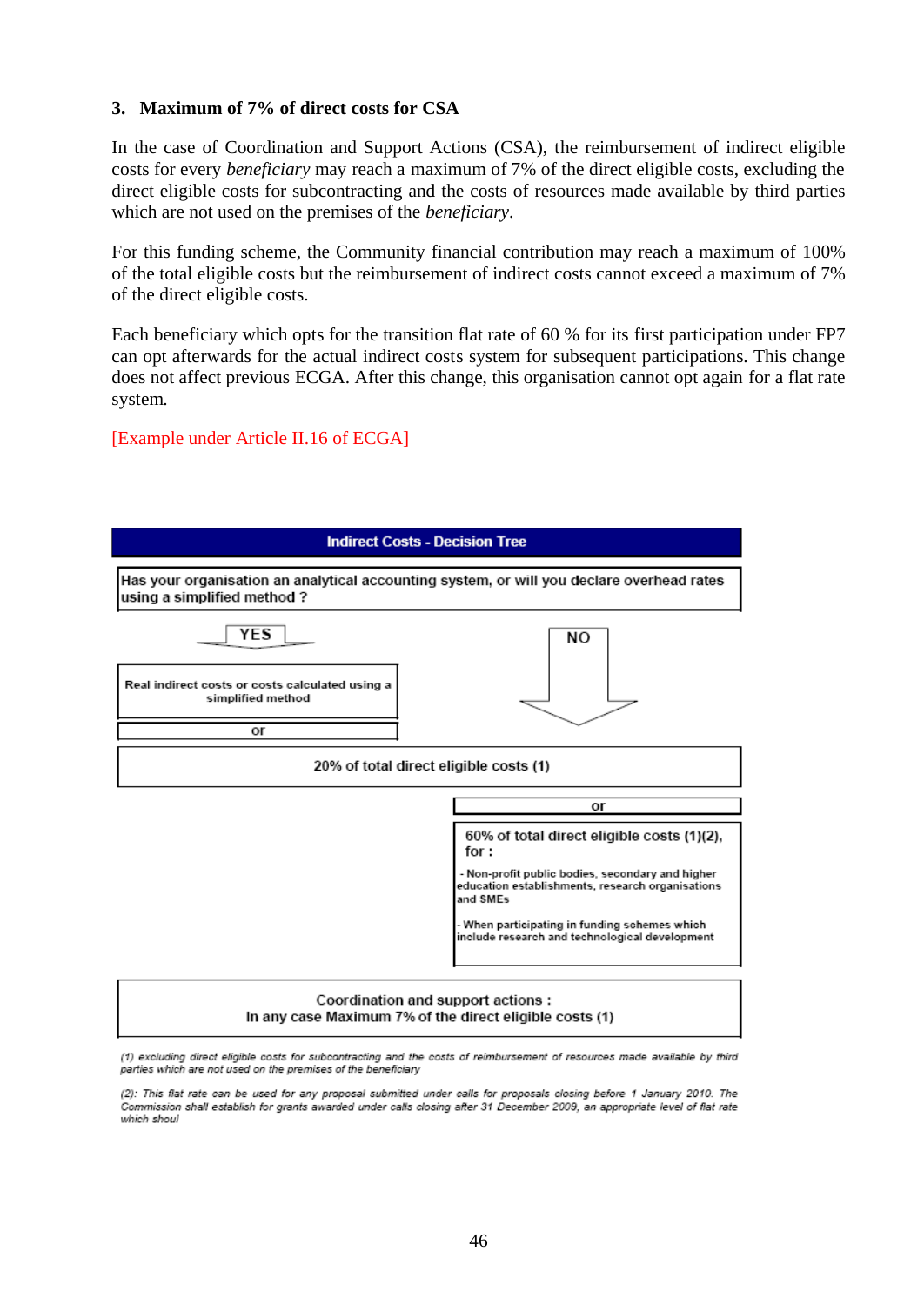### 3. Maximum of 7% of direct costs for CSA

In the case of Coordination and Support Actions (CSA), the reimbursement of indirect eligible costs for every *beneficiary* may reach a maximum of 7% of the direct eligible costs, excluding the direct eligible costs for subcontracting and the costs of resources made available by third parties which are not used on the premises of the *beneficiary*.

For this funding scheme, the Community financial contribution may reach a maximum of 100% of the total eligible costs but the reimbursement of indirect costs cannot exceed a maximum of 7% of the direct eligible costs.

Each beneficiary which opts for the transition flat rate of 60 % for its first participation under FP7 can opt afterwards for the actual indirect costs system for subsequent participations. This change does not affect previous ECGA. After this change, this organisation cannot opt again for a flat rate system.

[Example under Article II.16 of ECGA]

**Indirect Costs - Decision Tree**

Has your organisation an analytical accounting system, or will you declare overhead rates using a simplified method ?

YES → Real indirect costs or costs calculated using a simplified method

or

NO ↓

20% of total direct eligible costs (1)

or

60% of total direct eligible costs (1)(2), for :

- Non-profit public bodies, secondary and higher education establishments, research organisations and SMEs
- When participating in funding schemes which include research and technological development

Coordination and support actions :
In any case Maximum 7% of the direct eligible costs (1)

(1) excluding direct eligible costs for subcontracting and the costs of reimbursement of resources made available by third parties which are not used on the premises of the beneficiary

(2): This flat rate can be used for any proposal submitted under calls for proposals closing before 1 January 2010. The Commission shall establish for grants awarded under calls closing after 31 December 2009, an appropriate level of flat rate which shoul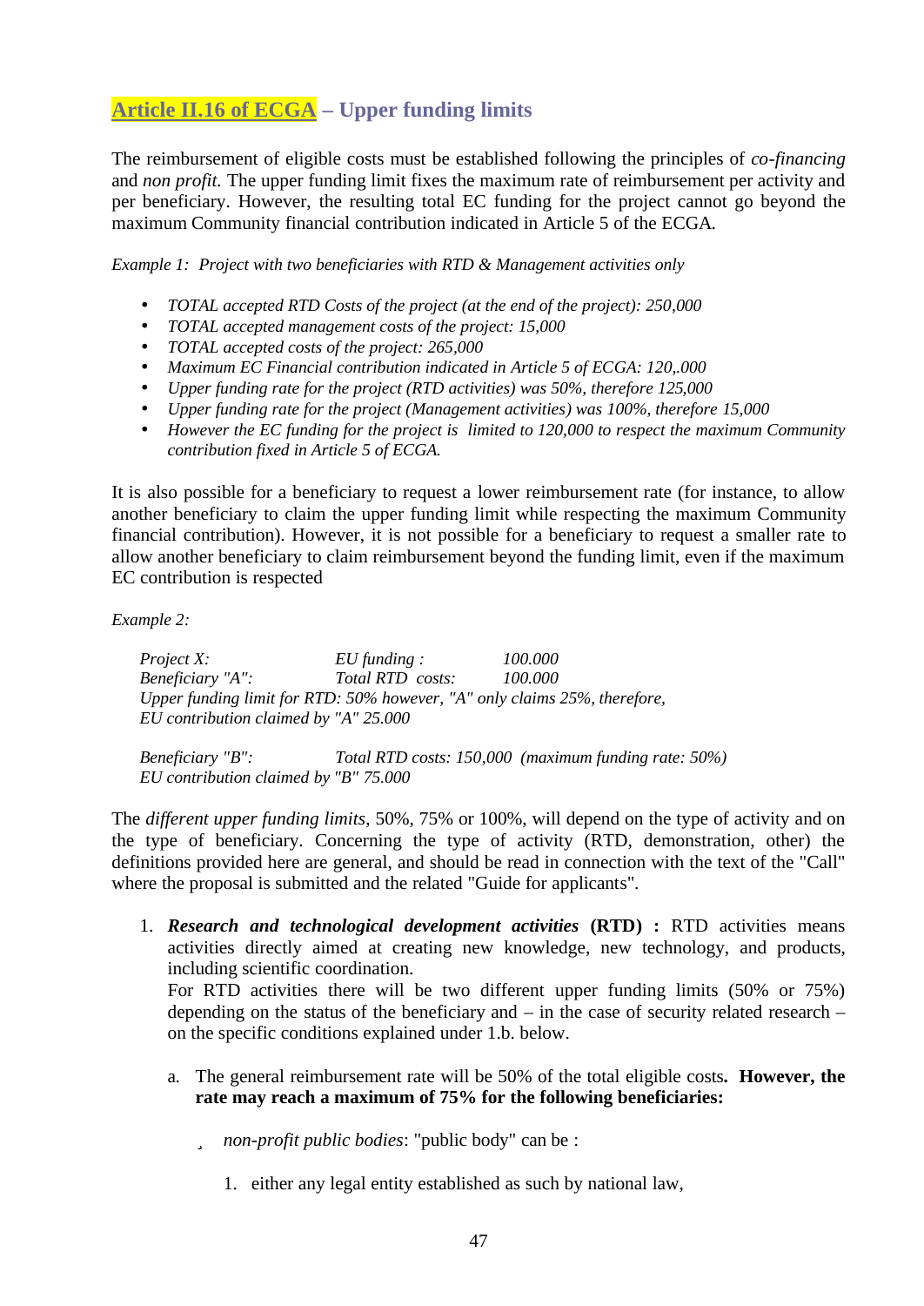## Article II.16 of ECGA – Upper funding limits

The reimbursement of eligible costs must be established following the principles of *co-financing* and *non profit.* The upper funding limit fixes the maximum rate of reimbursement per activity and per beneficiary. However, the resulting total EC funding for the project cannot go beyond the maximum Community financial contribution indicated in Article 5 of the ECGA.

*Example 1: Project with two beneficiaries with RTD & Management activities only*

- *TOTAL accepted RTD Costs of the project (at the end of the project): 250,000*
- *TOTAL accepted management costs of the project: 15,000*
- *TOTAL accepted costs of the project: 265,000*
- *Maximum EC Financial contribution indicated in Article 5 of ECGA: 120,.000*
- *Upper funding rate for the project (RTD activities) was 50%, therefore 125,000*
- *Upper funding rate for the project (Management activities) was 100%, therefore 15,000*
- *However the EC funding for the project is limited to 120,000 to respect the maximum Community contribution fixed in Article 5 of ECGA.*

It is also possible for a beneficiary to request a lower reimbursement rate (for instance, to allow another beneficiary to claim the upper funding limit while respecting the maximum Community financial contribution). However, it is not possible for a beneficiary to request a smaller rate to allow another beneficiary to claim reimbursement beyond the funding limit, even if the maximum EC contribution is respected

*Example 2:*

*Project X: EU funding : 100.000*
*Beneficiary "A": Total RTD costs: 100.000*
*Upper funding limit for RTD: 50% however, "A" only claims 25%, therefore,*
*EU contribution claimed by "A" 25.000*

*Beneficiary "B": Total RTD costs: 150,000 (maximum funding rate: 50%)*
*EU contribution claimed by "B" 75.000*

The *different upper funding limits*, 50%, 75% or 100%, will depend on the type of activity and on the type of beneficiary. Concerning the type of activity (RTD, demonstration, other) the definitions provided here are general, and should be read in connection with the text of the "Call" where the proposal is submitted and the related "Guide for applicants".

1. ***Research and technological development activities* (RTD) :** RTD activities means activities directly aimed at creating new knowledge, new technology, and products, including scientific coordination.
   For RTD activities there will be two different upper funding limits (50% or 75%) depending on the status of the beneficiary and – in the case of security related research – on the specific conditions explained under 1.b. below.

   a. The general reimbursement rate will be 50% of the total eligible costs**. However, the rate may reach a maximum of 75% for the following beneficiaries:**

      - *non-profit public bodies*: "public body" can be :

        1. either any legal entity established as such by national law,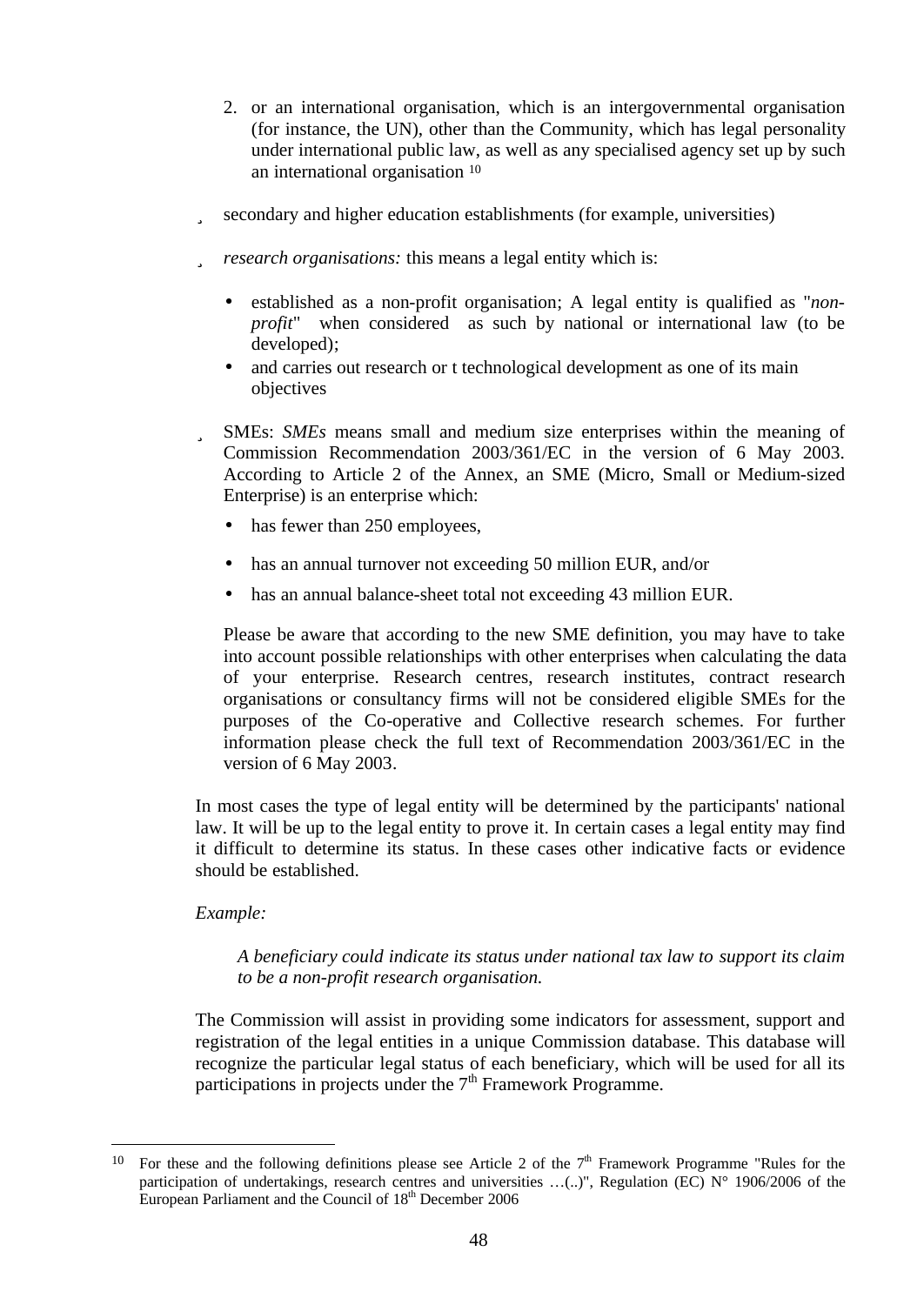2. or an international organisation, which is an intergovernmental organisation (for instance, the UN), other than the Community, which has legal personality under international public law, as well as any specialised agency set up by such an international organisation [10]

- secondary and higher education establishments (for example, universities)

- *research organisations:* this means a legal entity which is:

  - established as a non-profit organisation; A legal entity is qualified as "*non-profit*" when considered as such by national or international law (to be developed);
  - and carries out research or t technological development as one of its main objectives

- SMEs: *SMEs* means small and medium size enterprises within the meaning of Commission Recommendation 2003/361/EC in the version of 6 May 2003. According to Article 2 of the Annex, an SME (Micro, Small or Medium-sized Enterprise) is an enterprise which:

  - has fewer than 250 employees,
  - has an annual turnover not exceeding 50 million EUR, and/or
  - has an annual balance-sheet total not exceeding 43 million EUR.

  Please be aware that according to the new SME definition, you may have to take into account possible relationships with other enterprises when calculating the data of your enterprise. Research centres, research institutes, contract research organisations or consultancy firms will not be considered eligible SMEs for the purposes of the Co-operative and Collective research schemes. For further information please check the full text of Recommendation 2003/361/EC in the version of 6 May 2003.

In most cases the type of legal entity will be determined by the participants' national law. It will be up to the legal entity to prove it. In certain cases a legal entity may find it difficult to determine its status. In these cases other indicative facts or evidence should be established.

*Example:*

> *A beneficiary could indicate its status under national tax law to support its claim to be a non-profit research organisation.*

The Commission will assist in providing some indicators for assessment, support and registration of the legal entities in a unique Commission database. This database will recognize the particular legal status of each beneficiary, which will be used for all its participations in projects under the 7th Framework Programme.

---

[10] For these and the following definitions please see Article 2 of the 7th Framework Programme "Rules for the participation of undertakings, research centres and universities …(..)", Regulation (EC) N° 1906/2006 of the European Parliament and the Council of 18th December 2006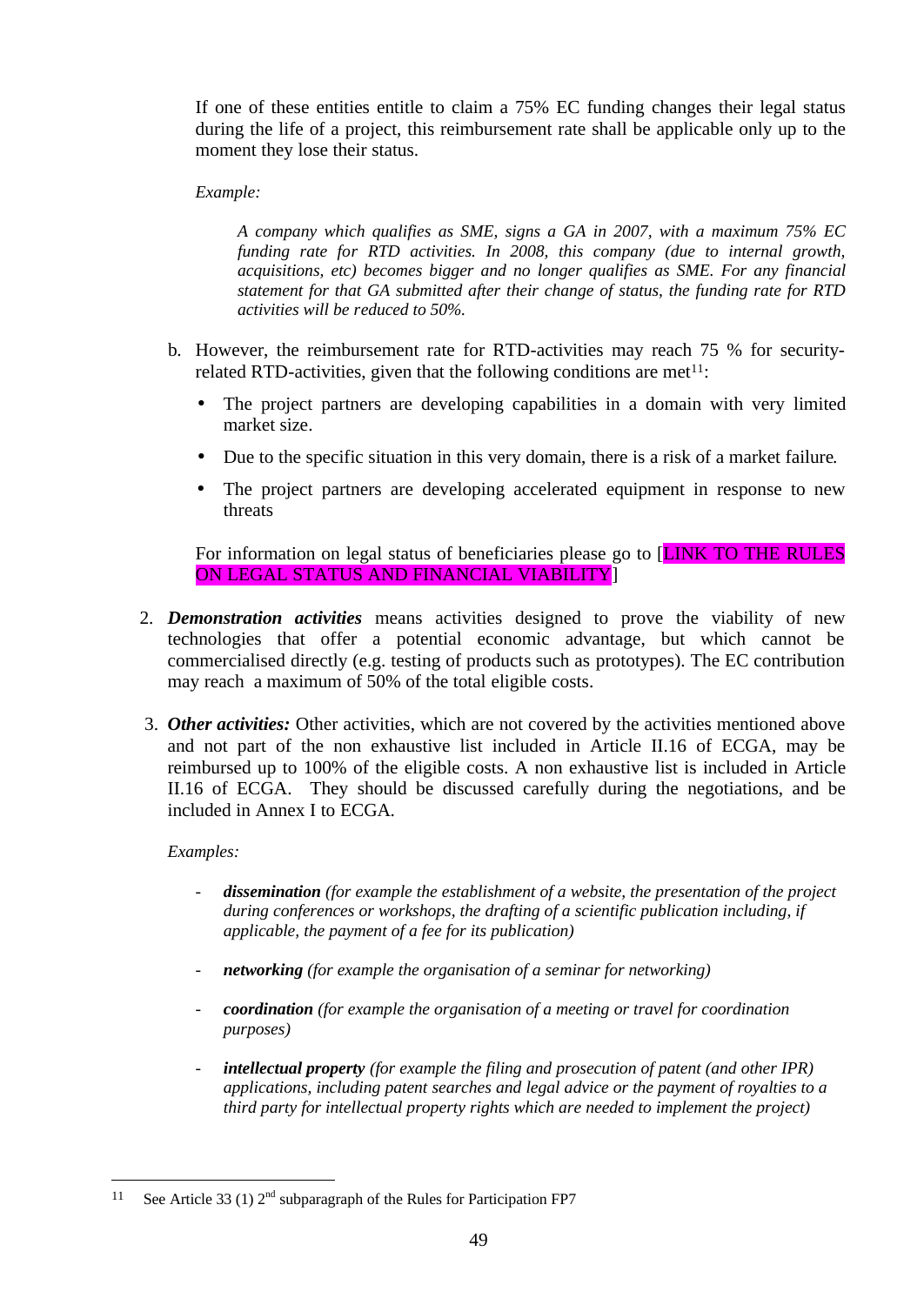If one of these entities entitle to claim a 75% EC funding changes their legal status during the life of a project, this reimbursement rate shall be applicable only up to the moment they lose their status.

*Example:*

> *A company which qualifies as SME, signs a GA in 2007, with a maximum 75% EC funding rate for RTD activities. In 2008, this company (due to internal growth, acquisitions, etc) becomes bigger and no longer qualifies as SME. For any financial statement for that GA submitted after their change of status, the funding rate for RTD activities will be reduced to 50%.*

b. However, the reimbursement rate for RTD-activities may reach 75 % for security-related RTD-activities, given that the following conditions are met[11]:

- The project partners are developing capabilities in a domain with very limited market size.
- Due to the specific situation in this very domain, there is a risk of a market failure.
- The project partners are developing accelerated equipment in response to new threats

For information on legal status of beneficiaries please go to [LINK TO THE RULES ON LEGAL STATUS AND FINANCIAL VIABILITY]

2. ***Demonstration activities*** means activities designed to prove the viability of new technologies that offer a potential economic advantage, but which cannot be commercialised directly (e.g. testing of products such as prototypes). The EC contribution may reach a maximum of 50% of the total eligible costs.

3. ***Other activities:*** Other activities, which are not covered by the activities mentioned above and not part of the non exhaustive list included in Article II.16 of ECGA, may be reimbursed up to 100% of the eligible costs. A non exhaustive list is included in Article II.16 of ECGA. They should be discussed carefully during the negotiations, and be included in Annex I to ECGA.

   *Examples:*

   - ***dissemination*** *(for example the establishment of a website, the presentation of the project during conferences or workshops, the drafting of a scientific publication including, if applicable, the payment of a fee for its publication)*
   - ***networking*** *(for example the organisation of a seminar for networking)*
   - ***coordination*** *(for example the organisation of a meeting or travel for coordination purposes)*
   - ***intellectual property*** *(for example the filing and prosecution of patent (and other IPR) applications, including patent searches and legal advice or the payment of royalties to a third party for intellectual property rights which are needed to implement the project)*

---

[11] See Article 33 (1) 2nd subparagraph of the Rules for Participation FP7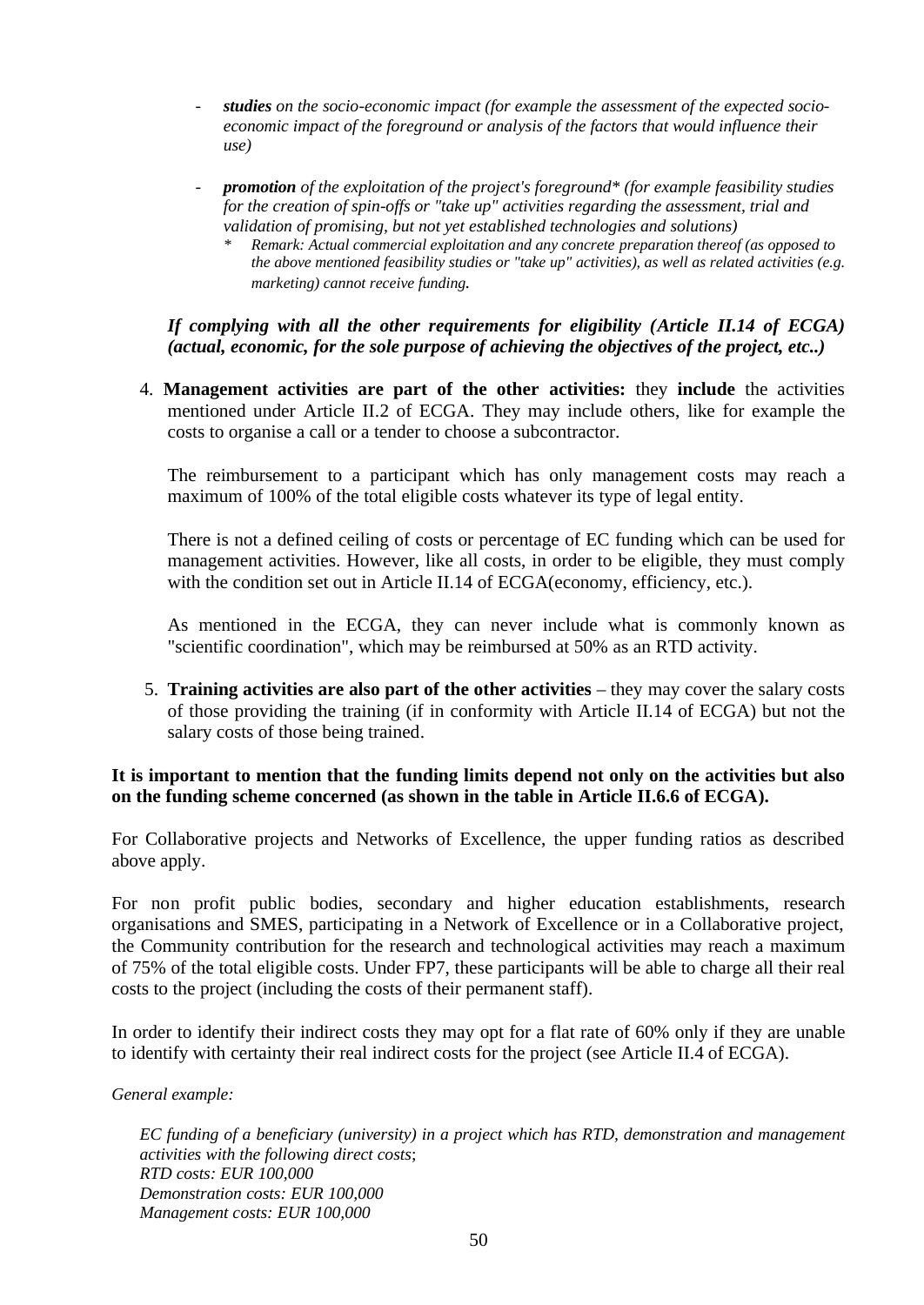- ***studies*** *on the socio-economic impact (for example the assessment of the expected socio-economic impact of the foreground or analysis of the factors that would influence their use)*

- ***promotion*** *of the exploitation of the project's foreground\* (for example feasibility studies for the creation of spin-offs or "take up" activities regarding the assessment, trial and validation of promising, but not yet established technologies and solutions)*
   - *\* Remark: Actual commercial exploitation and any concrete preparation thereof (as opposed to the above mentioned feasibility studies or "take up" activities), as well as related activities (e.g. marketing) cannot receive funding.*

***If complying with all the other requirements for eligibility (Article II.14 of ECGA) (actual, economic, for the sole purpose of achieving the objectives of the project, etc..)***

4. **Management activities are part of the other activities:** they **include** the activities mentioned under Article II.2 of ECGA. They may include others, like for example the costs to organise a call or a tender to choose a subcontractor.

   The reimbursement to a participant which has only management costs may reach a maximum of 100% of the total eligible costs whatever its type of legal entity.

   There is not a defined ceiling of costs or percentage of EC funding which can be used for management activities. However, like all costs, in order to be eligible, they must comply with the condition set out in Article II.14 of ECGA(economy, efficiency, etc.).

   As mentioned in the ECGA, they can never include what is commonly known as "scientific coordination", which may be reimbursed at 50% as an RTD activity.

5. **Training activities are also part of the other activities** – they may cover the salary costs of those providing the training (if in conformity with Article II.14 of ECGA) but not the salary costs of those being trained.

**It is important to mention that the funding limits depend not only on the activities but also on the funding scheme concerned (as shown in the table in Article II.6.6 of ECGA).**

For Collaborative projects and Networks of Excellence, the upper funding ratios as described above apply.

For non profit public bodies, secondary and higher education establishments, research organisations and SMES, participating in a Network of Excellence or in a Collaborative project, the Community contribution for the research and technological activities may reach a maximum of 75% of the total eligible costs. Under FP7, these participants will be able to charge all their real costs to the project (including the costs of their permanent staff).

In order to identify their indirect costs they may opt for a flat rate of 60% only if they are unable to identify with certainty their real indirect costs for the project (see Article II.4 of ECGA).

*General example:*

*EC funding of a beneficiary (university) in a project which has RTD, demonstration and management activities with the following direct costs*;
*RTD costs: EUR 100,000*
*Demonstration costs: EUR 100,000*
*Management costs: EUR 100,000*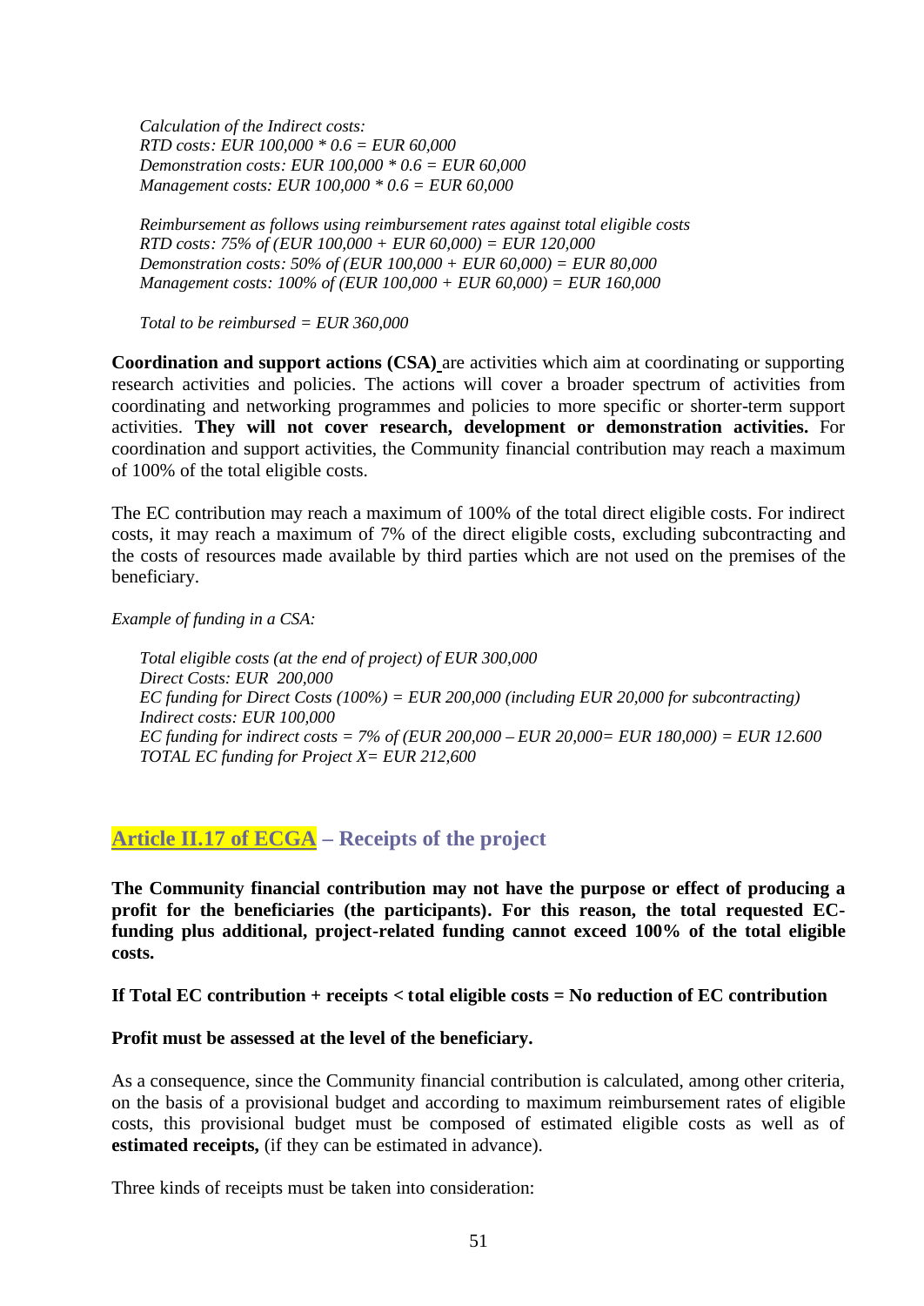*Calculation of the Indirect costs:*
*RTD costs: EUR 100,000 * 0.6 = EUR 60,000*
*Demonstration costs: EUR 100,000 * 0.6 = EUR 60,000*
*Management costs: EUR 100,000 * 0.6 = EUR 60,000*

*Reimbursement as follows using reimbursement rates against total eligible costs*
*RTD costs: 75% of (EUR 100,000 + EUR 60,000) = EUR 120,000*
*Demonstration costs: 50% of (EUR 100,000 + EUR 60,000) = EUR 80,000*
*Management costs: 100% of (EUR 100,000 + EUR 60,000) = EUR 160,000*

*Total to be reimbursed = EUR 360,000*

**Coordination and support actions (CSA)** are activities which aim at coordinating or supporting research activities and policies. The actions will cover a broader spectrum of activities from coordinating and networking programmes and policies to more specific or shorter-term support activities. **They will not cover research, development or demonstration activities.** For coordination and support activities, the Community financial contribution may reach a maximum of 100% of the total eligible costs.

The EC contribution may reach a maximum of 100% of the total direct eligible costs. For indirect costs, it may reach a maximum of 7% of the direct eligible costs, excluding subcontracting and the costs of resources made available by third parties which are not used on the premises of the beneficiary.

*Example of funding in a CSA:*

*Total eligible costs (at the end of project) of EUR 300,000*
*Direct Costs: EUR 200,000*
*EC funding for Direct Costs (100%) = EUR 200,000 (including EUR 20,000 for subcontracting)*
*Indirect costs: EUR 100,000*
*EC funding for indirect costs = 7% of (EUR 200,000 – EUR 20,000= EUR 180,000) = EUR 12.600*
*TOTAL EC funding for Project X= EUR 212,600*

## Article II.17 of ECGA – Receipts of the project

**The Community financial contribution may not have the purpose or effect of producing a profit for the beneficiaries (the participants). For this reason, the total requested EC-funding plus additional, project-related funding cannot exceed 100% of the total eligible costs.**

**If Total EC contribution + receipts < total eligible costs = No reduction of EC contribution**

**Profit must be assessed at the level of the beneficiary.**

As a consequence, since the Community financial contribution is calculated, among other criteria, on the basis of a provisional budget and according to maximum reimbursement rates of eligible costs, this provisional budget must be composed of estimated eligible costs as well as of **estimated receipts,** (if they can be estimated in advance).

Three kinds of receipts must be taken into consideration: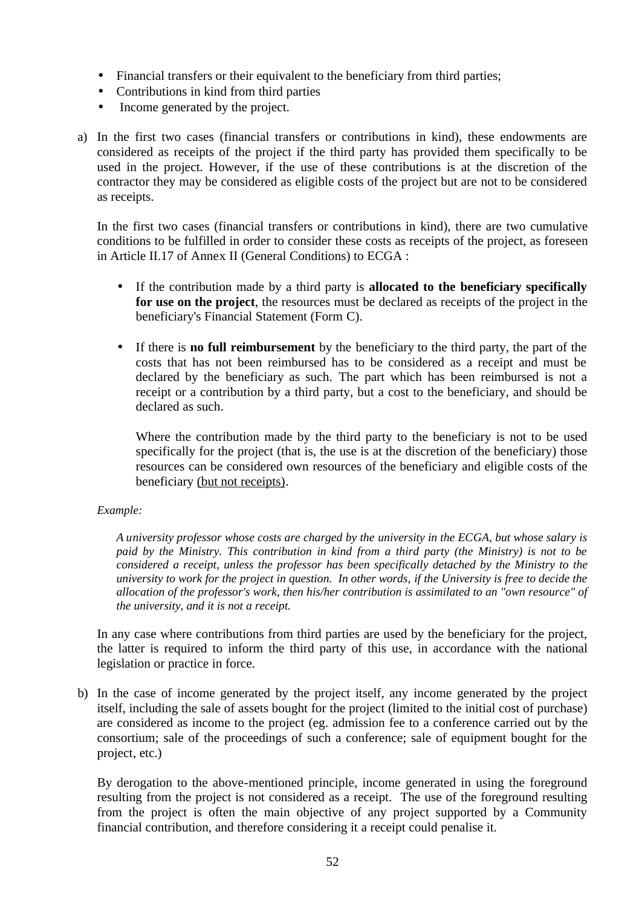- Financial transfers or their equivalent to the beneficiary from third parties;
- Contributions in kind from third parties
- Income generated by the project.

a) In the first two cases (financial transfers or contributions in kind), these endowments are considered as receipts of the project if the third party has provided them specifically to be used in the project. However, if the use of these contributions is at the discretion of the contractor they may be considered as eligible costs of the project but are not to be considered as receipts.

   In the first two cases (financial transfers or contributions in kind), there are two cumulative conditions to be fulfilled in order to consider these costs as receipts of the project, as foreseen in Article II.17 of Annex II (General Conditions) to ECGA :

   - If the contribution made by a third party is **allocated to the beneficiary specifically for use on the project**, the resources must be declared as receipts of the project in the beneficiary's Financial Statement (Form C).

   - If there is **no full reimbursement** by the beneficiary to the third party, the part of the costs that has not been reimbursed has to be considered as a receipt and must be declared by the beneficiary as such. The part which has been reimbursed is not a receipt or a contribution by a third party, but a cost to the beneficiary, and should be declared as such.

     Where the contribution made by the third party to the beneficiary is not to be used specifically for the project (that is, the use is at the discretion of the beneficiary) those resources can be considered own resources of the beneficiary and eligible costs of the beneficiary <u>(but not receipts)</u>.

   *Example:*

   > *A university professor whose costs are charged by the university in the ECGA, but whose salary is paid by the Ministry. This contribution in kind from a third party (the Ministry) is not to be considered a receipt, unless the professor has been specifically detached by the Ministry to the university to work for the project in question. In other words, if the University is free to decide the allocation of the professor's work, then his/her contribution is assimilated to an "own resource" of the university, and it is not a receipt.*

   In any case where contributions from third parties are used by the beneficiary for the project, the latter is required to inform the third party of this use, in accordance with the national legislation or practice in force.

b) In the case of income generated by the project itself, any income generated by the project itself, including the sale of assets bought for the project (limited to the initial cost of purchase) are considered as income to the project (eg. admission fee to a conference carried out by the consortium; sale of the proceedings of such a conference; sale of equipment bought for the project, etc.)

   By derogation to the above-mentioned principle, income generated in using the foreground resulting from the project is not considered as a receipt. The use of the foreground resulting from the project is often the main objective of any project supported by a Community financial contribution, and therefore considering it a receipt could penalise it.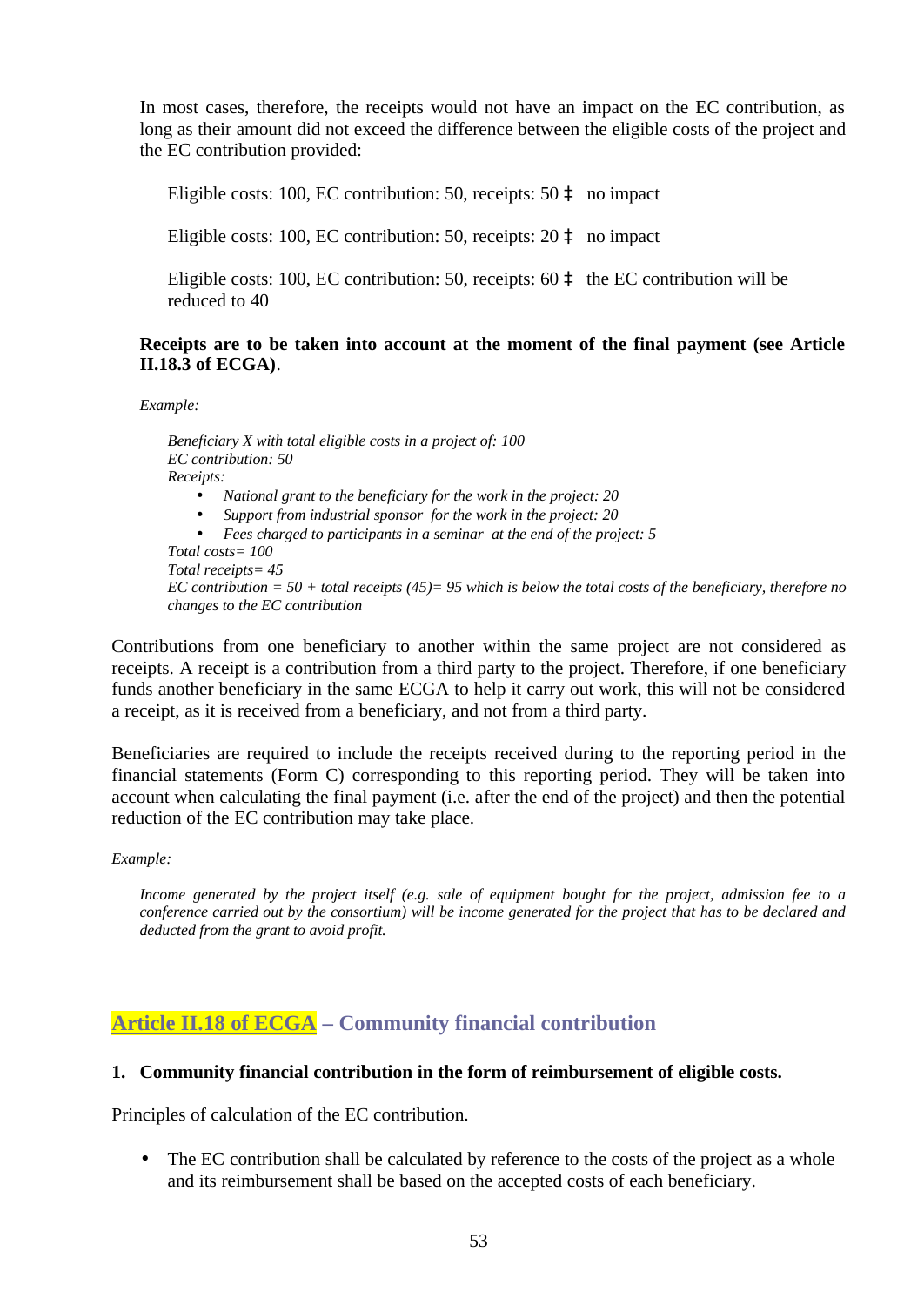In most cases, therefore, the receipts would not have an impact on the EC contribution, as long as their amount did not exceed the difference between the eligible costs of the project and the EC contribution provided:

Eligible costs: 100, EC contribution: 50, receipts: 50 ‡ no impact

Eligible costs: 100, EC contribution: 50, receipts: 20 ‡ no impact

Eligible costs: 100, EC contribution: 50, receipts: 60 ‡ the EC contribution will be reduced to 40

**Receipts are to be taken into account at the moment of the final payment (see Article II.18.3 of ECGA)**.

*Example:*

*Beneficiary X with total eligible costs in a project of: 100*
*EC contribution: 50*
*Receipts:*

- *National grant to the beneficiary for the work in the project: 20*
- *Support from industrial sponsor for the work in the project: 20*
- *Fees charged to participants in a seminar at the end of the project: 5*

*Total costs= 100*
*Total receipts= 45*
*EC contribution = 50 + total receipts (45)= 95 which is below the total costs of the beneficiary, therefore no changes to the EC contribution*

Contributions from one beneficiary to another within the same project are not considered as receipts. A receipt is a contribution from a third party to the project. Therefore, if one beneficiary funds another beneficiary in the same ECGA to help it carry out work, this will not be considered a receipt, as it is received from a beneficiary, and not from a third party.

Beneficiaries are required to include the receipts received during to the reporting period in the financial statements (Form C) corresponding to this reporting period. They will be taken into account when calculating the final payment (i.e. after the end of the project) and then the potential reduction of the EC contribution may take place.

*Example:*

*Income generated by the project itself (e.g. sale of equipment bought for the project, admission fee to a conference carried out by the consortium) will be income generated for the project that has to be declared and deducted from the grant to avoid profit.*

## Article II.18 of ECGA – Community financial contribution

**1. Community financial contribution in the form of reimbursement of eligible costs.**

Principles of calculation of the EC contribution.

- The EC contribution shall be calculated by reference to the costs of the project as a whole and its reimbursement shall be based on the accepted costs of each beneficiary.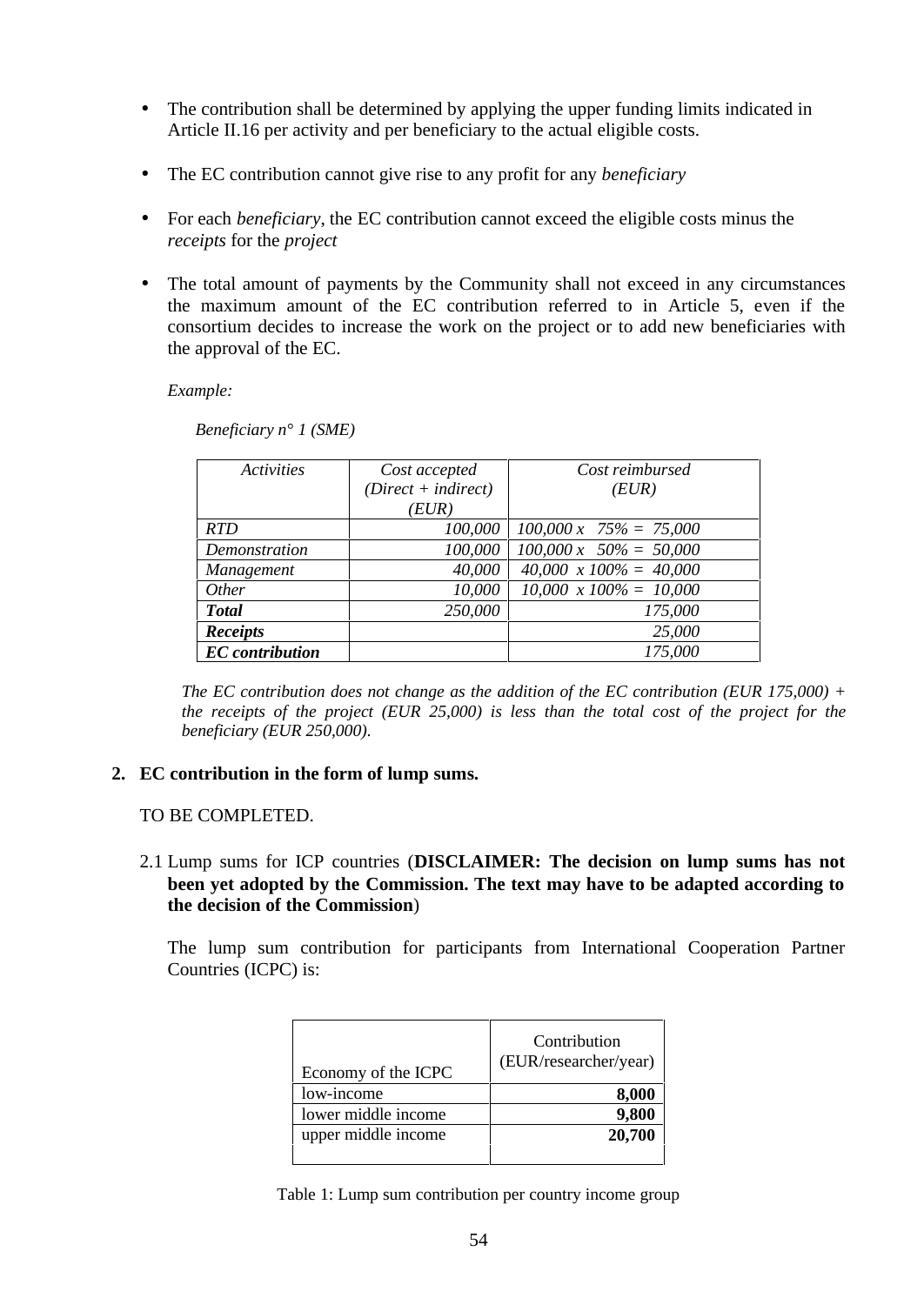- The contribution shall be determined by applying the upper funding limits indicated in Article II.16 per activity and per beneficiary to the actual eligible costs.

- The EC contribution cannot give rise to any profit for any *beneficiary*

- For each *beneficiary*, the EC contribution cannot exceed the eligible costs minus the *receipts* for the *project*

- The total amount of payments by the Community shall not exceed in any circumstances the maximum amount of the EC contribution referred to in Article 5, even if the consortium decides to increase the work on the project or to add new beneficiaries with the approval of the EC.

*Example:*

*Beneficiary n° 1 (SME)*

| *Activities* | *Cost accepted (Direct + indirect) (EUR)* | *Cost reimbursed (EUR)* |
|---|---|---|
| *RTD* | *100,000* | *100,000 x 75% = 75,000* |
| *Demonstration* | *100,000* | *100,000 x 50% = 50,000* |
| *Management* | *40,000* | *40,000 x 100% = 40,000* |
| *Other* | *10,000* | *10,000 x 100% = 10,000* |
| ***Total*** | *250,000* | *175,000* |
| ***Receipts*** | | *25,000* |
| ***EC contribution*** | | *175,000* |

*The EC contribution does not change as the addition of the EC contribution (EUR 175,000) + the receipts of the project (EUR 25,000) is less than the total cost of the project for the beneficiary (EUR 250,000).*

## 2. EC contribution in the form of lump sums.

TO BE COMPLETED.

2.1 Lump sums for ICP countries (**DISCLAIMER: The decision on lump sums has not been yet adopted by the Commission. The text may have to be adapted according to the decision of the Commission**)

The lump sum contribution for participants from International Cooperation Partner Countries (ICPC) is:

| Economy of the ICPC | Contribution (EUR/researcher/year) |
|---|---|
| low-income | **8,000** |
| lower middle income | **9,800** |
| upper middle income | **20,700** |

Table 1: Lump sum contribution per country income group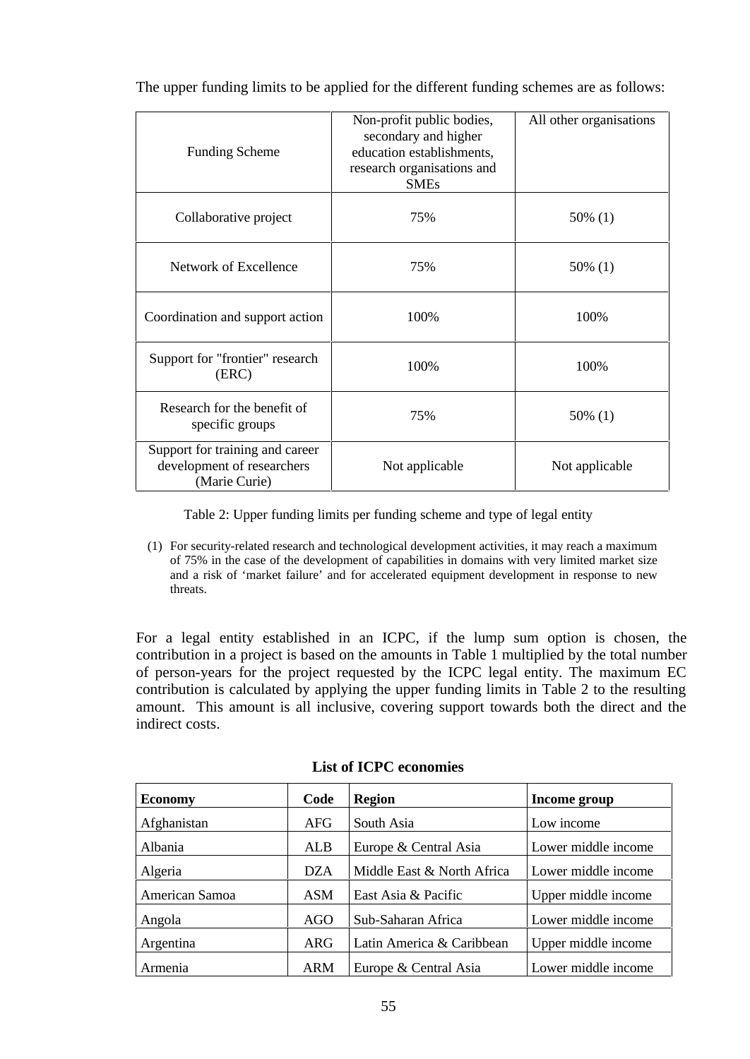The upper funding limits to be applied for the different funding schemes are as follows:

| Funding Scheme | Non-profit public bodies, secondary and higher education establishments, research organisations and SMEs | All other organisations |
|---|---|---|
| Collaborative project | 75% | 50% (1) |
| Network of Excellence | 75% | 50% (1) |
| Coordination and support action | 100% | 100% |
| Support for "frontier" research (ERC) | 100% | 100% |
| Research for the benefit of specific groups | 75% | 50% (1) |
| Support for training and career development of researchers (Marie Curie) | Not applicable | Not applicable |

Table 2: Upper funding limits per funding scheme and type of legal entity

(1) For security-related research and technological development activities, it may reach a maximum of 75% in the case of the development of capabilities in domains with very limited market size and a risk of 'market failure' and for accelerated equipment development in response to new threats.

For a legal entity established in an ICPC, if the lump sum option is chosen, the contribution in a project is based on the amounts in Table 1 multiplied by the total number of person-years for the project requested by the ICPC legal entity. The maximum EC contribution is calculated by applying the upper funding limits in Table 2 to the resulting amount. This amount is all inclusive, covering support towards both the direct and the indirect costs.

**List of ICPC economies**

| Economy | Code | Region | Income group |
|---|---|---|---|
| Afghanistan | AFG | South Asia | Low income |
| Albania | ALB | Europe & Central Asia | Lower middle income |
| Algeria | DZA | Middle East & North Africa | Lower middle income |
| American Samoa | ASM | East Asia & Pacific | Upper middle income |
| Angola | AGO | Sub-Saharan Africa | Lower middle income |
| Argentina | ARG | Latin America & Caribbean | Upper middle income |
| Armenia | ARM | Europe & Central Asia | Lower middle income |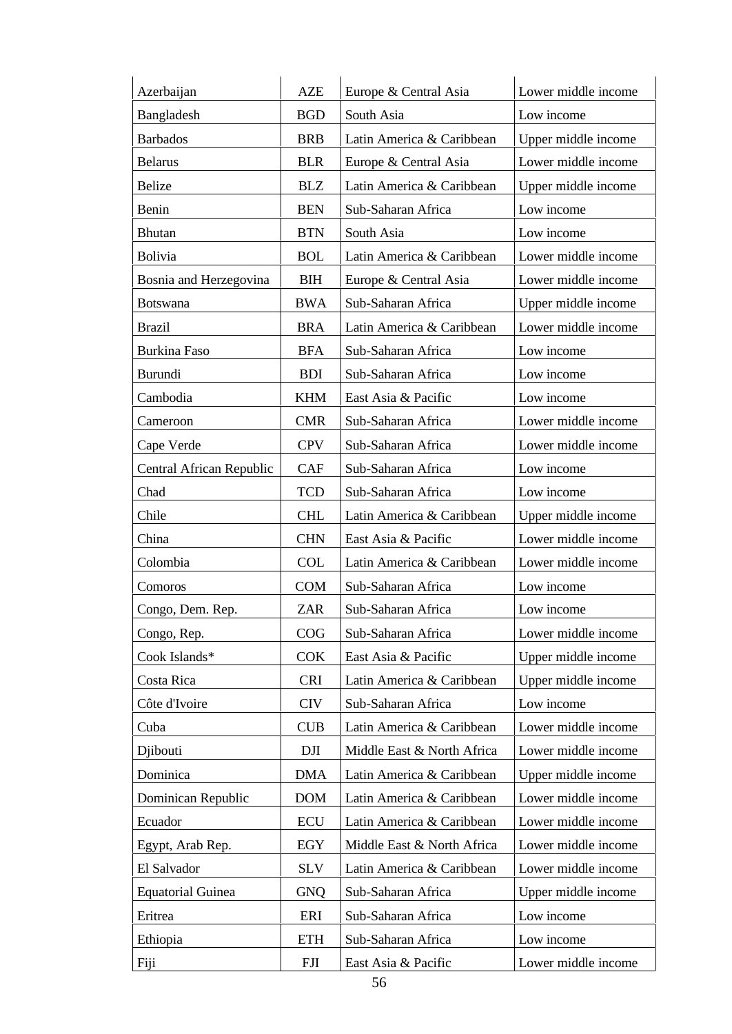| Azerbaijan | AZE | Europe & Central Asia | Lower middle income |
|---|---|---|---|
| Bangladesh | BGD | South Asia | Low income |
| Barbados | BRB | Latin America & Caribbean | Upper middle income |
| Belarus | BLR | Europe & Central Asia | Lower middle income |
| Belize | BLZ | Latin America & Caribbean | Upper middle income |
| Benin | BEN | Sub-Saharan Africa | Low income |
| Bhutan | BTN | South Asia | Low income |
| Bolivia | BOL | Latin America & Caribbean | Lower middle income |
| Bosnia and Herzegovina | BIH | Europe & Central Asia | Lower middle income |
| Botswana | BWA | Sub-Saharan Africa | Upper middle income |
| Brazil | BRA | Latin America & Caribbean | Lower middle income |
| Burkina Faso | BFA | Sub-Saharan Africa | Low income |
| Burundi | BDI | Sub-Saharan Africa | Low income |
| Cambodia | KHM | East Asia & Pacific | Low income |
| Cameroon | CMR | Sub-Saharan Africa | Lower middle income |
| Cape Verde | CPV | Sub-Saharan Africa | Lower middle income |
| Central African Republic | CAF | Sub-Saharan Africa | Low income |
| Chad | TCD | Sub-Saharan Africa | Low income |
| Chile | CHL | Latin America & Caribbean | Upper middle income |
| China | CHN | East Asia & Pacific | Lower middle income |
| Colombia | COL | Latin America & Caribbean | Lower middle income |
| Comoros | COM | Sub-Saharan Africa | Low income |
| Congo, Dem. Rep. | ZAR | Sub-Saharan Africa | Low income |
| Congo, Rep. | COG | Sub-Saharan Africa | Lower middle income |
| Cook Islands* | COK | East Asia & Pacific | Upper middle income |
| Costa Rica | CRI | Latin America & Caribbean | Upper middle income |
| Côte d'Ivoire | CIV | Sub-Saharan Africa | Low income |
| Cuba | CUB | Latin America & Caribbean | Lower middle income |
| Djibouti | DJI | Middle East & North Africa | Lower middle income |
| Dominica | DMA | Latin America & Caribbean | Upper middle income |
| Dominican Republic | DOM | Latin America & Caribbean | Lower middle income |
| Ecuador | ECU | Latin America & Caribbean | Lower middle income |
| Egypt, Arab Rep. | EGY | Middle East & North Africa | Lower middle income |
| El Salvador | SLV | Latin America & Caribbean | Lower middle income |
| Equatorial Guinea | GNQ | Sub-Saharan Africa | Upper middle income |
| Eritrea | ERI | Sub-Saharan Africa | Low income |
| Ethiopia | ETH | Sub-Saharan Africa | Low income |
| Fiji | FJI | East Asia & Pacific | Lower middle income |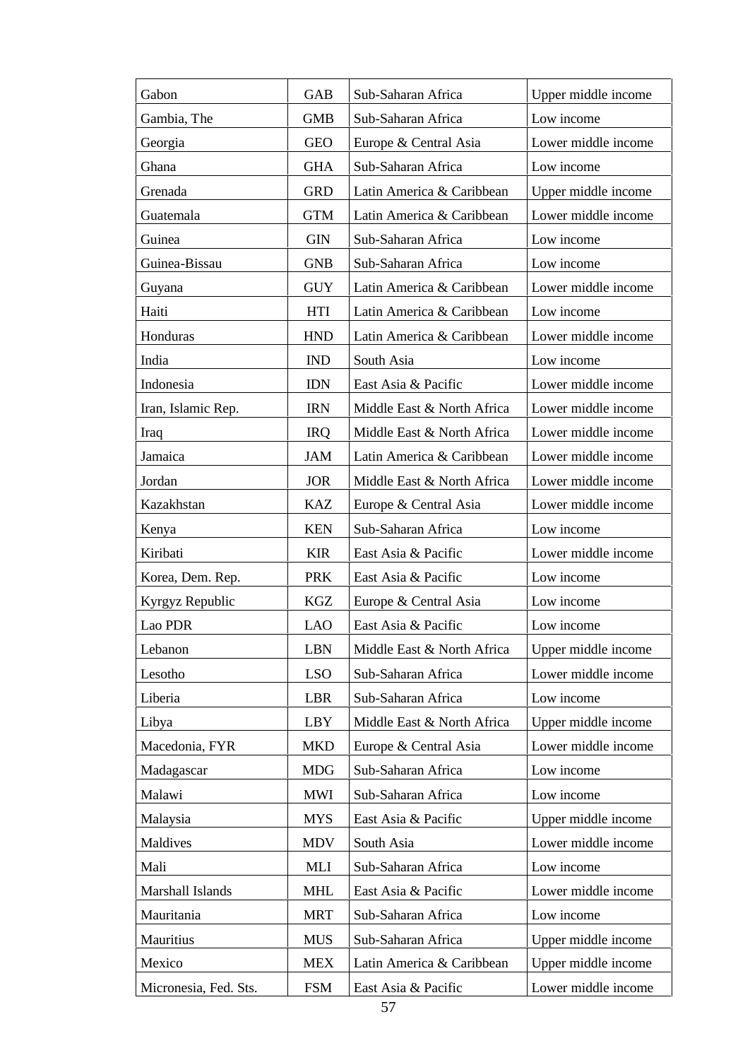| Gabon | GAB | Sub-Saharan Africa | Upper middle income |
|---|---|---|---|
| Gambia, The | GMB | Sub-Saharan Africa | Low income |
| Georgia | GEO | Europe & Central Asia | Lower middle income |
| Ghana | GHA | Sub-Saharan Africa | Low income |
| Grenada | GRD | Latin America & Caribbean | Upper middle income |
| Guatemala | GTM | Latin America & Caribbean | Lower middle income |
| Guinea | GIN | Sub-Saharan Africa | Low income |
| Guinea-Bissau | GNB | Sub-Saharan Africa | Low income |
| Guyana | GUY | Latin America & Caribbean | Lower middle income |
| Haiti | HTI | Latin America & Caribbean | Low income |
| Honduras | HND | Latin America & Caribbean | Lower middle income |
| India | IND | South Asia | Low income |
| Indonesia | IDN | East Asia & Pacific | Lower middle income |
| Iran, Islamic Rep. | IRN | Middle East & North Africa | Lower middle income |
| Iraq | IRQ | Middle East & North Africa | Lower middle income |
| Jamaica | JAM | Latin America & Caribbean | Lower middle income |
| Jordan | JOR | Middle East & North Africa | Lower middle income |
| Kazakhstan | KAZ | Europe & Central Asia | Lower middle income |
| Kenya | KEN | Sub-Saharan Africa | Low income |
| Kiribati | KIR | East Asia & Pacific | Lower middle income |
| Korea, Dem. Rep. | PRK | East Asia & Pacific | Low income |
| Kyrgyz Republic | KGZ | Europe & Central Asia | Low income |
| Lao PDR | LAO | East Asia & Pacific | Low income |
| Lebanon | LBN | Middle East & North Africa | Upper middle income |
| Lesotho | LSO | Sub-Saharan Africa | Lower middle income |
| Liberia | LBR | Sub-Saharan Africa | Low income |
| Libya | LBY | Middle East & North Africa | Upper middle income |
| Macedonia, FYR | MKD | Europe & Central Asia | Lower middle income |
| Madagascar | MDG | Sub-Saharan Africa | Low income |
| Malawi | MWI | Sub-Saharan Africa | Low income |
| Malaysia | MYS | East Asia & Pacific | Upper middle income |
| Maldives | MDV | South Asia | Lower middle income |
| Mali | MLI | Sub-Saharan Africa | Low income |
| Marshall Islands | MHL | East Asia & Pacific | Lower middle income |
| Mauritania | MRT | Sub-Saharan Africa | Low income |
| Mauritius | MUS | Sub-Saharan Africa | Upper middle income |
| Mexico | MEX | Latin America & Caribbean | Upper middle income |
| Micronesia, Fed. Sts. | FSM | East Asia & Pacific | Lower middle income |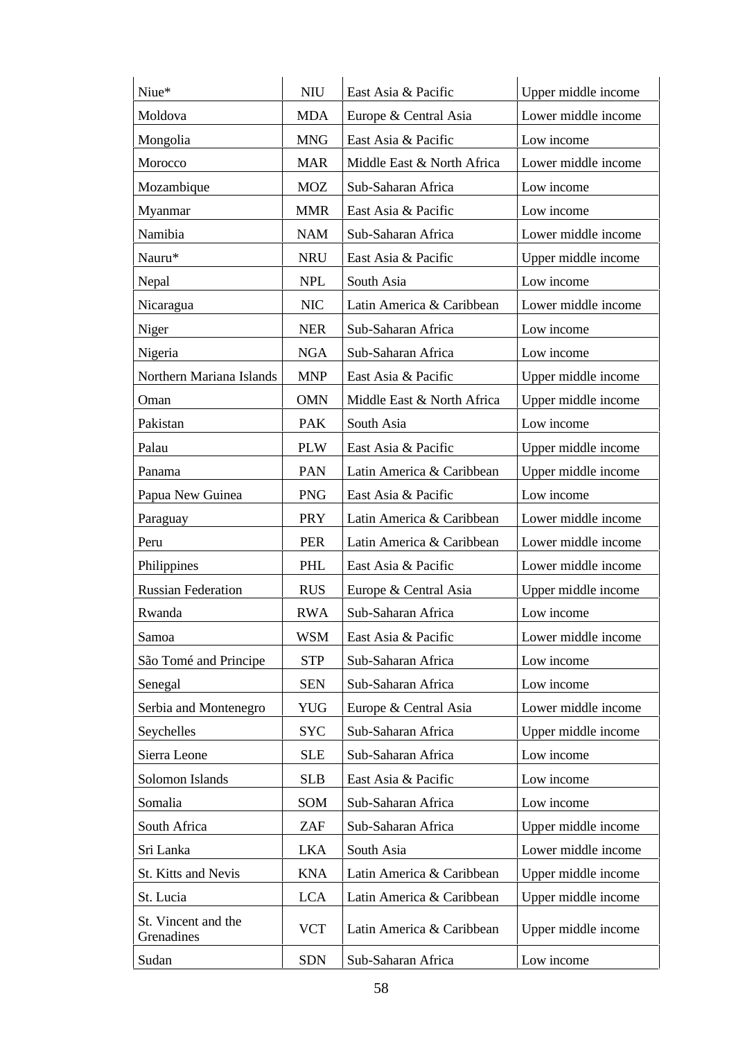| | | | |
|---|---|---|---|
| Niue* | NIU | East Asia & Pacific | Upper middle income |
| Moldova | MDA | Europe & Central Asia | Lower middle income |
| Mongolia | MNG | East Asia & Pacific | Low income |
| Morocco | MAR | Middle East & North Africa | Lower middle income |
| Mozambique | MOZ | Sub-Saharan Africa | Low income |
| Myanmar | MMR | East Asia & Pacific | Low income |
| Namibia | NAM | Sub-Saharan Africa | Lower middle income |
| Nauru* | NRU | East Asia & Pacific | Upper middle income |
| Nepal | NPL | South Asia | Low income |
| Nicaragua | NIC | Latin America & Caribbean | Lower middle income |
| Niger | NER | Sub-Saharan Africa | Low income |
| Nigeria | NGA | Sub-Saharan Africa | Low income |
| Northern Mariana Islands | MNP | East Asia & Pacific | Upper middle income |
| Oman | OMN | Middle East & North Africa | Upper middle income |
| Pakistan | PAK | South Asia | Low income |
| Palau | PLW | East Asia & Pacific | Upper middle income |
| Panama | PAN | Latin America & Caribbean | Upper middle income |
| Papua New Guinea | PNG | East Asia & Pacific | Low income |
| Paraguay | PRY | Latin America & Caribbean | Lower middle income |
| Peru | PER | Latin America & Caribbean | Lower middle income |
| Philippines | PHL | East Asia & Pacific | Lower middle income |
| Russian Federation | RUS | Europe & Central Asia | Upper middle income |
| Rwanda | RWA | Sub-Saharan Africa | Low income |
| Samoa | WSM | East Asia & Pacific | Lower middle income |
| São Tomé and Principe | STP | Sub-Saharan Africa | Low income |
| Senegal | SEN | Sub-Saharan Africa | Low income |
| Serbia and Montenegro | YUG | Europe & Central Asia | Lower middle income |
| Seychelles | SYC | Sub-Saharan Africa | Upper middle income |
| Sierra Leone | SLE | Sub-Saharan Africa | Low income |
| Solomon Islands | SLB | East Asia & Pacific | Low income |
| Somalia | SOM | Sub-Saharan Africa | Low income |
| South Africa | ZAF | Sub-Saharan Africa | Upper middle income |
| Sri Lanka | LKA | South Asia | Lower middle income |
| St. Kitts and Nevis | KNA | Latin America & Caribbean | Upper middle income |
| St. Lucia | LCA | Latin America & Caribbean | Upper middle income |
| St. Vincent and the Grenadines | VCT | Latin America & Caribbean | Upper middle income |
| Sudan | SDN | Sub-Saharan Africa | Low income |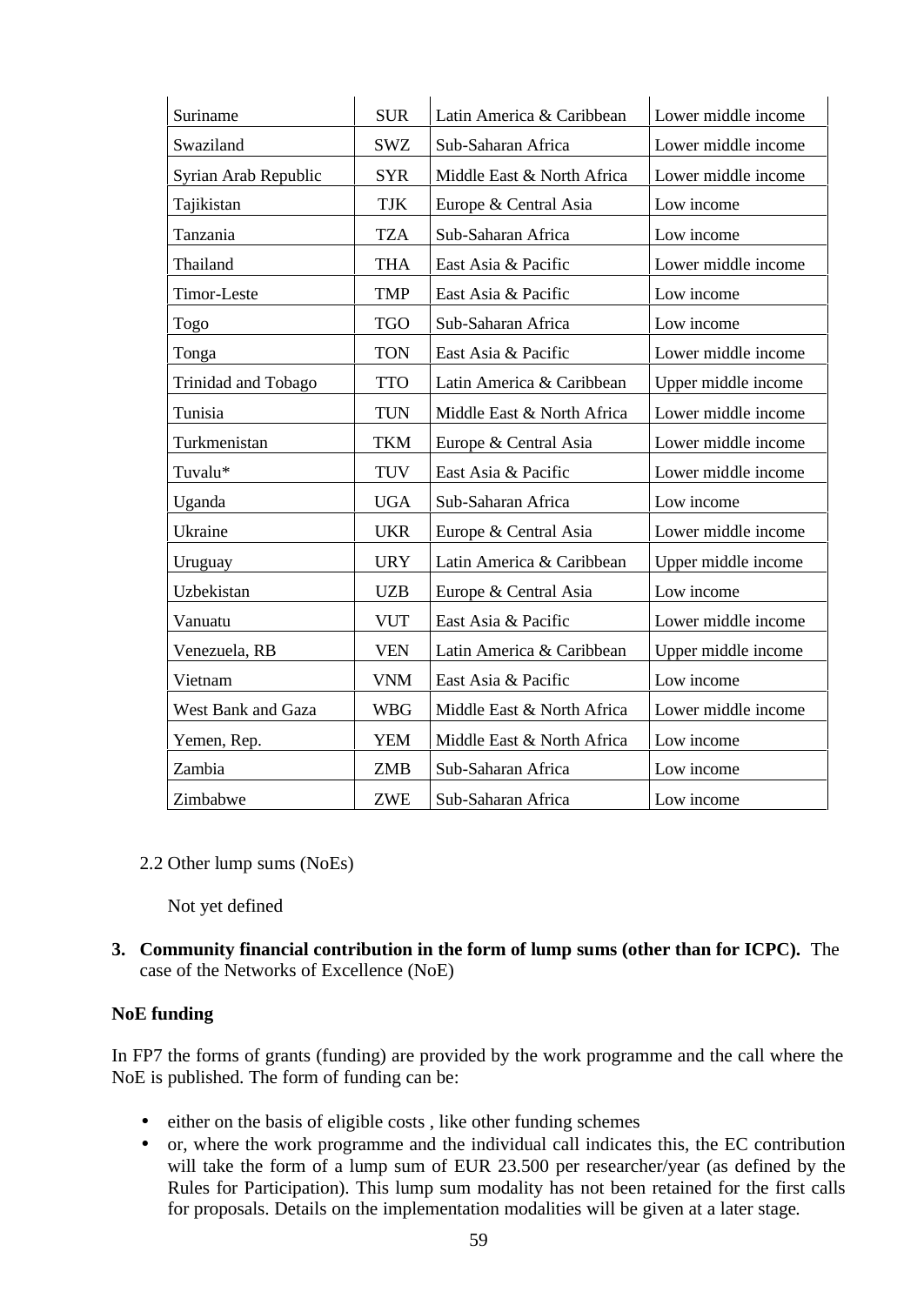| Suriname | SUR | Latin America & Caribbean | Lower middle income |
|---|---|---|---|
| Swaziland | SWZ | Sub-Saharan Africa | Lower middle income |
| Syrian Arab Republic | SYR | Middle East & North Africa | Lower middle income |
| Tajikistan | TJK | Europe & Central Asia | Low income |
| Tanzania | TZA | Sub-Saharan Africa | Low income |
| Thailand | THA | East Asia & Pacific | Lower middle income |
| Timor-Leste | TMP | East Asia & Pacific | Low income |
| Togo | TGO | Sub-Saharan Africa | Low income |
| Tonga | TON | East Asia & Pacific | Lower middle income |
| Trinidad and Tobago | TTO | Latin America & Caribbean | Upper middle income |
| Tunisia | TUN | Middle East & North Africa | Lower middle income |
| Turkmenistan | TKM | Europe & Central Asia | Lower middle income |
| Tuvalu* | TUV | East Asia & Pacific | Lower middle income |
| Uganda | UGA | Sub-Saharan Africa | Low income |
| Ukraine | UKR | Europe & Central Asia | Lower middle income |
| Uruguay | URY | Latin America & Caribbean | Upper middle income |
| Uzbekistan | UZB | Europe & Central Asia | Low income |
| Vanuatu | VUT | East Asia & Pacific | Lower middle income |
| Venezuela, RB | VEN | Latin America & Caribbean | Upper middle income |
| Vietnam | VNM | East Asia & Pacific | Low income |
| West Bank and Gaza | WBG | Middle East & North Africa | Lower middle income |
| Yemen, Rep. | YEM | Middle East & North Africa | Low income |
| Zambia | ZMB | Sub-Saharan Africa | Low income |
| Zimbabwe | ZWE | Sub-Saharan Africa | Low income |

2.2 Other lump sums (NoEs)

Not yet defined

3. **Community financial contribution in the form of lump sums (other than for ICPC).** The case of the Networks of Excellence (NoE)

**NoE funding**

In FP7 the forms of grants (funding) are provided by the work programme and the call where the NoE is published. The form of funding can be:

- either on the basis of eligible costs , like other funding schemes
- or, where the work programme and the individual call indicates this, the EC contribution will take the form of a lump sum of EUR 23.500 per researcher/year (as defined by the Rules for Participation). This lump sum modality has not been retained for the first calls for proposals. Details on the implementation modalities will be given at a later stage.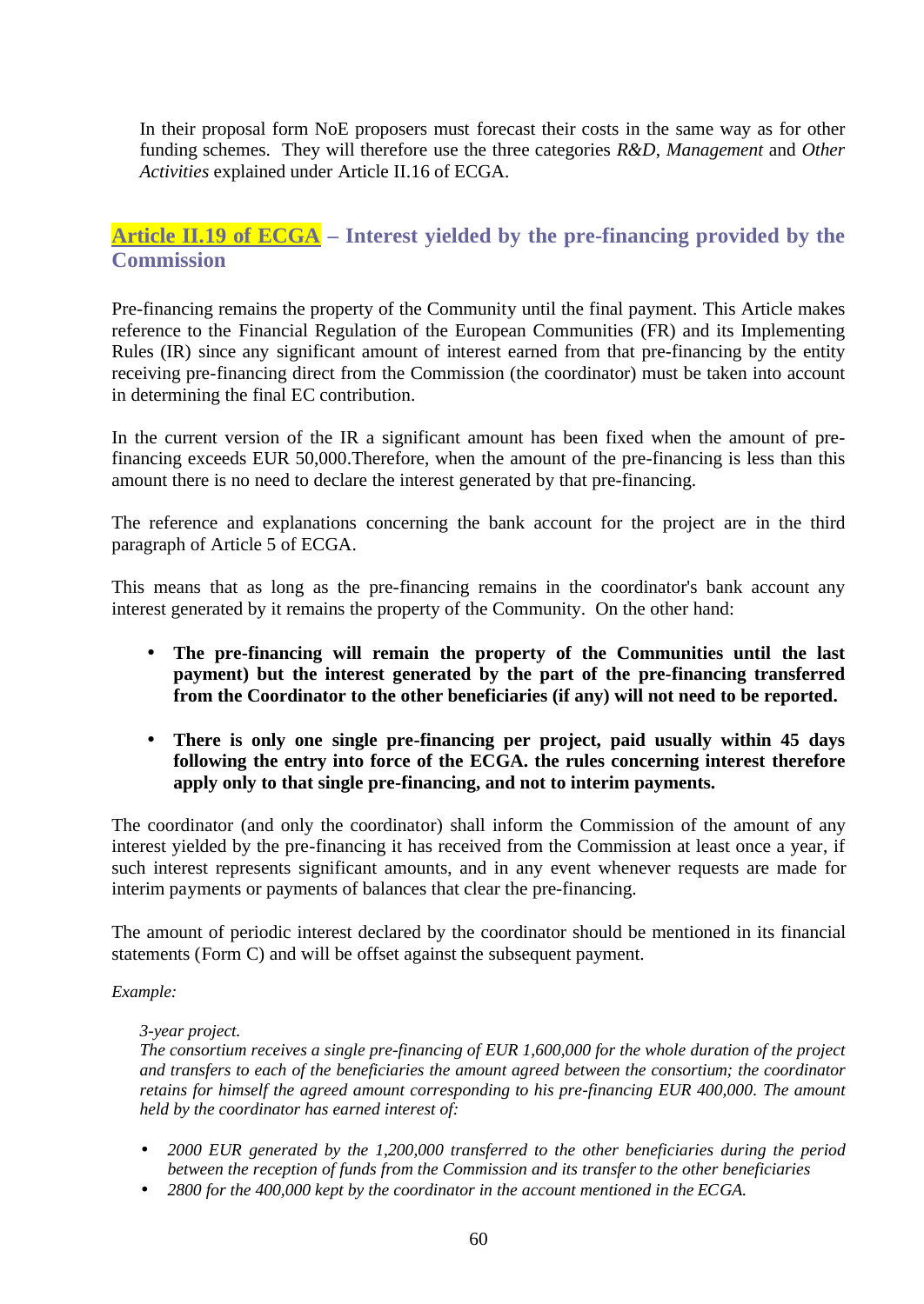In their proposal form NoE proposers must forecast their costs in the same way as for other funding schemes. They will therefore use the three categories *R&D*, *Management* and *Other Activities* explained under Article II.16 of ECGA.

## Article II.19 of ECGA – Interest yielded by the pre-financing provided by the Commission

Pre-financing remains the property of the Community until the final payment. This Article makes reference to the Financial Regulation of the European Communities (FR) and its Implementing Rules (IR) since any significant amount of interest earned from that pre-financing by the entity receiving pre-financing direct from the Commission (the coordinator) must be taken into account in determining the final EC contribution.

In the current version of the IR a significant amount has been fixed when the amount of pre-financing exceeds EUR 50,000.Therefore, when the amount of the pre-financing is less than this amount there is no need to declare the interest generated by that pre-financing.

The reference and explanations concerning the bank account for the project are in the third paragraph of Article 5 of ECGA.

This means that as long as the pre-financing remains in the coordinator's bank account any interest generated by it remains the property of the Community. On the other hand:

- **The pre-financing will remain the property of the Communities until the last payment) but the interest generated by the part of the pre-financing transferred from the Coordinator to the other beneficiaries (if any) will not need to be reported.**
- **There is only one single pre-financing per project, paid usually within 45 days following the entry into force of the ECGA. the rules concerning interest therefore apply only to that single pre-financing, and not to interim payments.**

The coordinator (and only the coordinator) shall inform the Commission of the amount of any interest yielded by the pre-financing it has received from the Commission at least once a year, if such interest represents significant amounts, and in any event whenever requests are made for interim payments or payments of balances that clear the pre-financing.

The amount of periodic interest declared by the coordinator should be mentioned in its financial statements (Form C) and will be offset against the subsequent payment.

*Example:*

*3-year project.*
*The consortium receives a single pre-financing of EUR 1,600,000 for the whole duration of the project and transfers to each of the beneficiaries the amount agreed between the consortium; the coordinator retains for himself the agreed amount corresponding to his pre-financing EUR 400,000. The amount held by the coordinator has earned interest of:*

- *2000 EUR generated by the 1,200,000 transferred to the other beneficiaries during the period between the reception of funds from the Commission and its transfer to the other beneficiaries*
- *2800 for the 400,000 kept by the coordinator in the account mentioned in the ECGA.*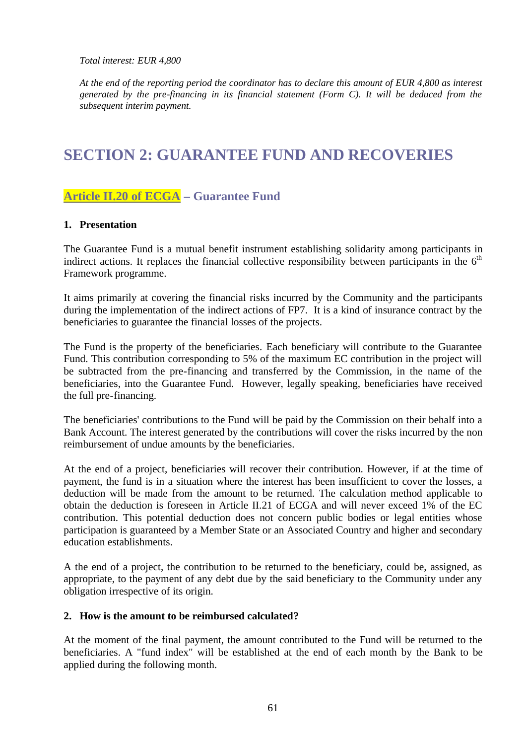*Total interest: EUR 4,800*

*At the end of the reporting period the coordinator has to declare this amount of EUR 4,800 as interest generated by the pre-financing in its financial statement (Form C). It will be deduced from the subsequent interim payment.*

# SECTION 2: GUARANTEE FUND AND RECOVERIES

## Article II.20 of ECGA – Guarantee Fund

### 1. Presentation

The Guarantee Fund is a mutual benefit instrument establishing solidarity among participants in indirect actions. It replaces the financial collective responsibility between participants in the 6th Framework programme.

It aims primarily at covering the financial risks incurred by the Community and the participants during the implementation of the indirect actions of FP7. It is a kind of insurance contract by the beneficiaries to guarantee the financial losses of the projects.

The Fund is the property of the beneficiaries. Each beneficiary will contribute to the Guarantee Fund. This contribution corresponding to 5% of the maximum EC contribution in the project will be subtracted from the pre-financing and transferred by the Commission, in the name of the beneficiaries, into the Guarantee Fund. However, legally speaking, beneficiaries have received the full pre-financing.

The beneficiaries' contributions to the Fund will be paid by the Commission on their behalf into a Bank Account. The interest generated by the contributions will cover the risks incurred by the non reimbursement of undue amounts by the beneficiaries.

At the end of a project, beneficiaries will recover their contribution. However, if at the time of payment, the fund is in a situation where the interest has been insufficient to cover the losses, a deduction will be made from the amount to be returned. The calculation method applicable to obtain the deduction is foreseen in Article II.21 of ECGA and will never exceed 1% of the EC contribution. This potential deduction does not concern public bodies or legal entities whose participation is guaranteed by a Member State or an Associated Country and higher and secondary education establishments.

A the end of a project, the contribution to be returned to the beneficiary, could be, assigned, as appropriate, to the payment of any debt due by the said beneficiary to the Community under any obligation irrespective of its origin.

### 2. How is the amount to be reimbursed calculated?

At the moment of the final payment, the amount contributed to the Fund will be returned to the beneficiaries. A "fund index" will be established at the end of each month by the Bank to be applied during the following month.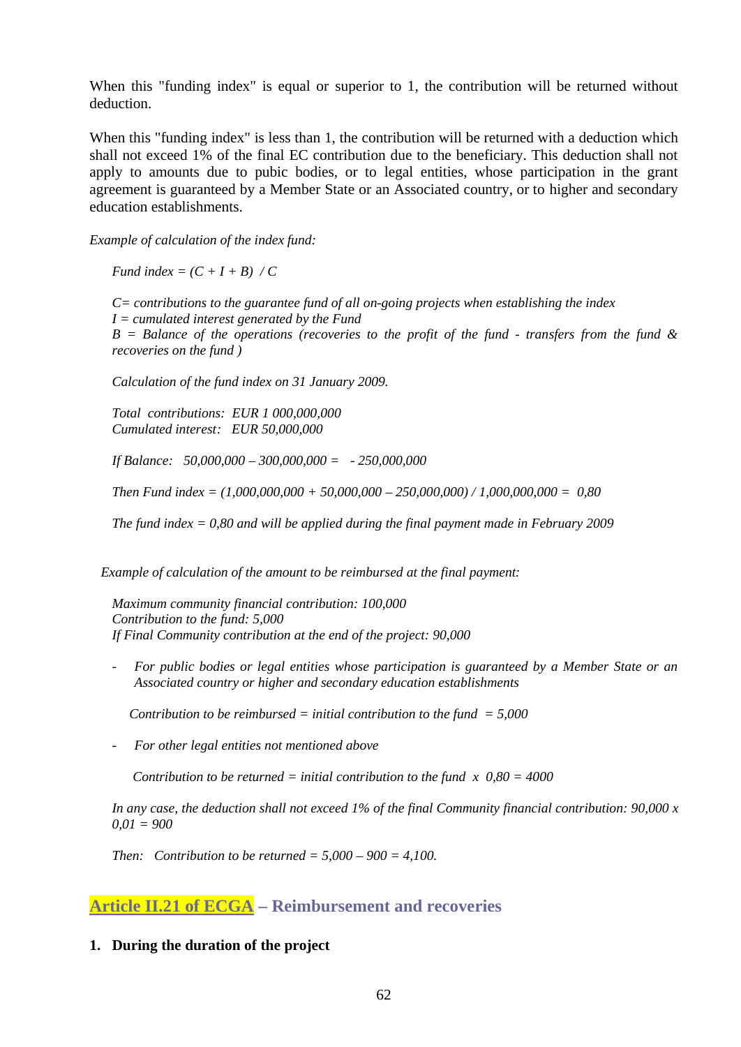When this "funding index" is equal or superior to 1, the contribution will be returned without deduction.

When this "funding index" is less than 1, the contribution will be returned with a deduction which shall not exceed 1% of the final EC contribution due to the beneficiary. This deduction shall not apply to amounts due to pubic bodies, or to legal entities, whose participation in the grant agreement is guaranteed by a Member State or an Associated country, or to higher and secondary education establishments.

*Example of calculation of the index fund:*

*Fund index = (C + I + B) / C*

*C= contributions to the guarantee fund of all on-going projects when establishing the index*
*I = cumulated interest generated by the Fund*
*B = Balance of the operations (recoveries to the profit of the fund - transfers from the fund & recoveries on the fund )*

*Calculation of the fund index on 31 January 2009.*

*Total contributions: EUR 1 000,000,000*
*Cumulated interest: EUR 50,000,000*

*If Balance: 50,000,000 – 300,000,000 = - 250,000,000*

*Then Fund index = (1,000,000,000 + 50,000,000 – 250,000,000) / 1,000,000,000 = 0,80*

*The fund index = 0,80 and will be applied during the final payment made in February 2009*

*Example of calculation of the amount to be reimbursed at the final payment:*

*Maximum community financial contribution: 100,000*
*Contribution to the fund: 5,000*
*If Final Community contribution at the end of the project: 90,000*

- *For public bodies or legal entities whose participation is guaranteed by a Member State or an Associated country or higher and secondary education establishments*

  *Contribution to be reimbursed = initial contribution to the fund = 5,000*

- *For other legal entities not mentioned above*

  *Contribution to be returned = initial contribution to the fund x 0,80 = 4000*

*In any case, the deduction shall not exceed 1% of the final Community financial contribution: 90,000 x 0,01 = 900*

*Then: Contribution to be returned = 5,000 – 900 = 4,100.*

## Article II.21 of ECGA – Reimbursement and recoveries

**1. During the duration of the project**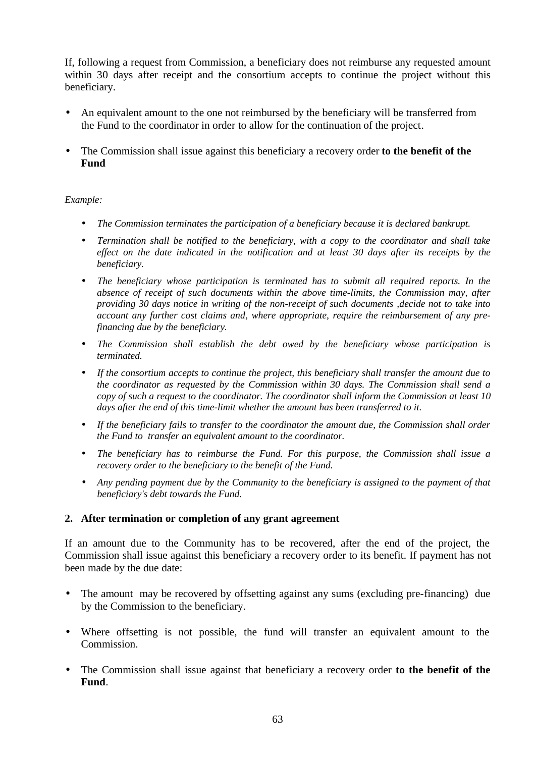If, following a request from Commission, a beneficiary does not reimburse any requested amount within 30 days after receipt and the consortium accepts to continue the project without this beneficiary.

- An equivalent amount to the one not reimbursed by the beneficiary will be transferred from the Fund to the coordinator in order to allow for the continuation of the project.
- The Commission shall issue against this beneficiary a recovery order **to the benefit of the Fund**

*Example:*

- *The Commission terminates the participation of a beneficiary because it is declared bankrupt.*
- *Termination shall be notified to the beneficiary, with a copy to the coordinator and shall take effect on the date indicated in the notification and at least 30 days after its receipts by the beneficiary.*
- *The beneficiary whose participation is terminated has to submit all required reports. In the absence of receipt of such documents within the above time-limits, the Commission may, after providing 30 days notice in writing of the non-receipt of such documents ,decide not to take into account any further cost claims and, where appropriate, require the reimbursement of any pre-financing due by the beneficiary.*
- *The Commission shall establish the debt owed by the beneficiary whose participation is terminated.*
- *If the consortium accepts to continue the project, this beneficiary shall transfer the amount due to the coordinator as requested by the Commission within 30 days. The Commission shall send a copy of such a request to the coordinator. The coordinator shall inform the Commission at least 10 days after the end of this time-limit whether the amount has been transferred to it.*
- *If the beneficiary fails to transfer to the coordinator the amount due, the Commission shall order the Fund to transfer an equivalent amount to the coordinator.*
- *The beneficiary has to reimburse the Fund. For this purpose, the Commission shall issue a recovery order to the beneficiary to the benefit of the Fund.*
- *Any pending payment due by the Community to the beneficiary is assigned to the payment of that beneficiary's debt towards the Fund.*

## 2. After termination or completion of any grant agreement

If an amount due to the Community has to be recovered, after the end of the project, the Commission shall issue against this beneficiary a recovery order to its benefit. If payment has not been made by the due date:

- The amount may be recovered by offsetting against any sums (excluding pre-financing) due by the Commission to the beneficiary.
- Where offsetting is not possible, the fund will transfer an equivalent amount to the Commission.
- The Commission shall issue against that beneficiary a recovery order **to the benefit of the Fund**.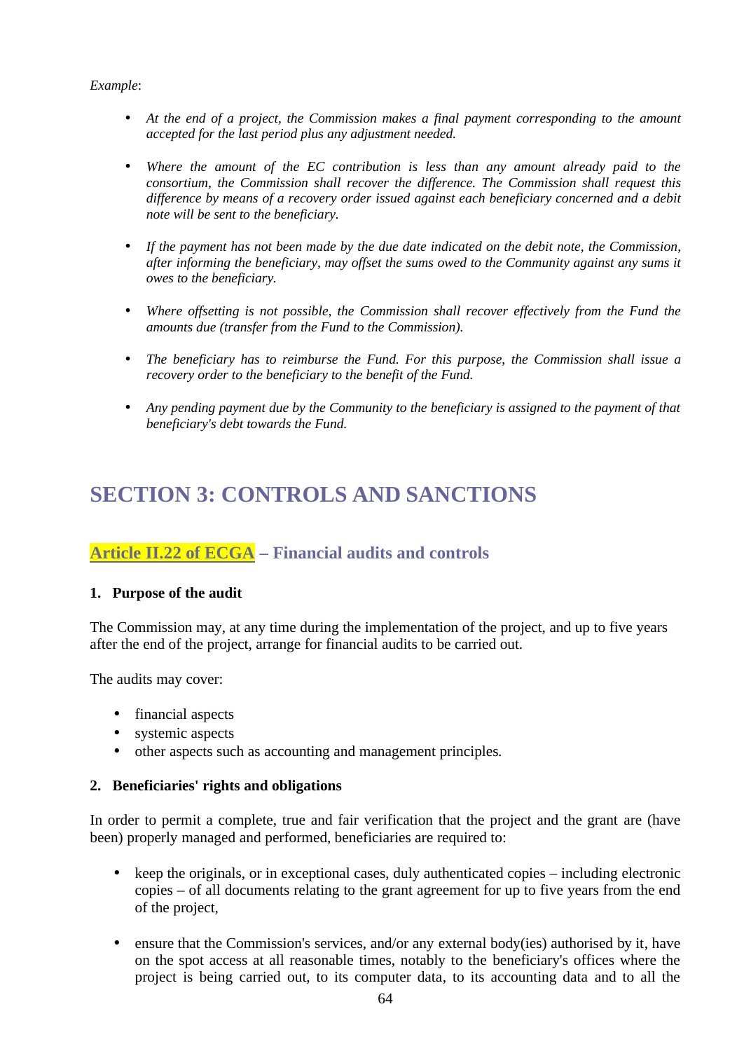*Example*:

- *At the end of a project, the Commission makes a final payment corresponding to the amount accepted for the last period plus any adjustment needed.*

- *Where the amount of the EC contribution is less than any amount already paid to the consortium, the Commission shall recover the difference. The Commission shall request this difference by means of a recovery order issued against each beneficiary concerned and a debit note will be sent to the beneficiary.*

- *If the payment has not been made by the due date indicated on the debit note, the Commission, after informing the beneficiary, may offset the sums owed to the Community against any sums it owes to the beneficiary.*

- *Where offsetting is not possible, the Commission shall recover effectively from the Fund the amounts due (transfer from the Fund to the Commission).*

- *The beneficiary has to reimburse the Fund. For this purpose, the Commission shall issue a recovery order to the beneficiary to the benefit of the Fund.*

- *Any pending payment due by the Community to the beneficiary is assigned to the payment of that beneficiary's debt towards the Fund.*

# SECTION 3: CONTROLS AND SANCTIONS

## Article II.22 of ECGA – Financial audits and controls

**1. Purpose of the audit**

The Commission may, at any time during the implementation of the project, and up to five years after the end of the project, arrange for financial audits to be carried out.

The audits may cover:

- financial aspects
- systemic aspects
- other aspects such as accounting and management principles.

**2. Beneficiaries' rights and obligations**

In order to permit a complete, true and fair verification that the project and the grant are (have been) properly managed and performed, beneficiaries are required to:

- keep the originals, or in exceptional cases, duly authenticated copies – including electronic copies – of all documents relating to the grant agreement for up to five years from the end of the project,

- ensure that the Commission's services, and/or any external body(ies) authorised by it, have on the spot access at all reasonable times, notably to the beneficiary's offices where the project is being carried out, to its computer data, to its accounting data and to all the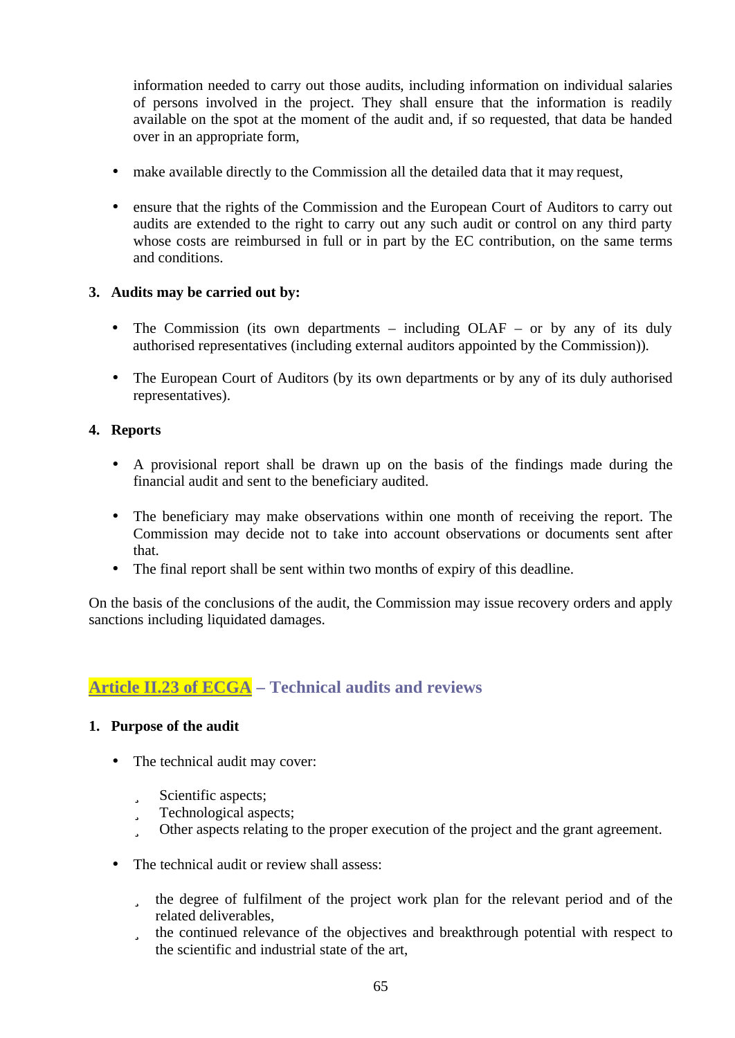information needed to carry out those audits, including information on individual salaries of persons involved in the project. They shall ensure that the information is readily available on the spot at the moment of the audit and, if so requested, that data be handed over in an appropriate form,

- make available directly to the Commission all the detailed data that it may request,

- ensure that the rights of the Commission and the European Court of Auditors to carry out audits are extended to the right to carry out any such audit or control on any third party whose costs are reimbursed in full or in part by the EC contribution, on the same terms and conditions.

**3. Audits may be carried out by:**

- The Commission (its own departments – including OLAF – or by any of its duly authorised representatives (including external auditors appointed by the Commission)).

- The European Court of Auditors (by its own departments or by any of its duly authorised representatives).

**4. Reports**

- A provisional report shall be drawn up on the basis of the findings made during the financial audit and sent to the beneficiary audited.

- The beneficiary may make observations within one month of receiving the report. The Commission may decide not to take into account observations or documents sent after that.
- The final report shall be sent within two months of expiry of this deadline.

On the basis of the conclusions of the audit, the Commission may issue recovery orders and apply sanctions including liquidated damages.

## Article II.23 of ECGA – Technical audits and reviews

**1. Purpose of the audit**

- The technical audit may cover:
  - Scientific aspects;
  - Technological aspects;
  - Other aspects relating to the proper execution of the project and the grant agreement.

- The technical audit or review shall assess:
  - the degree of fulfilment of the project work plan for the relevant period and of the related deliverables,
  - the continued relevance of the objectives and breakthrough potential with respect to the scientific and industrial state of the art,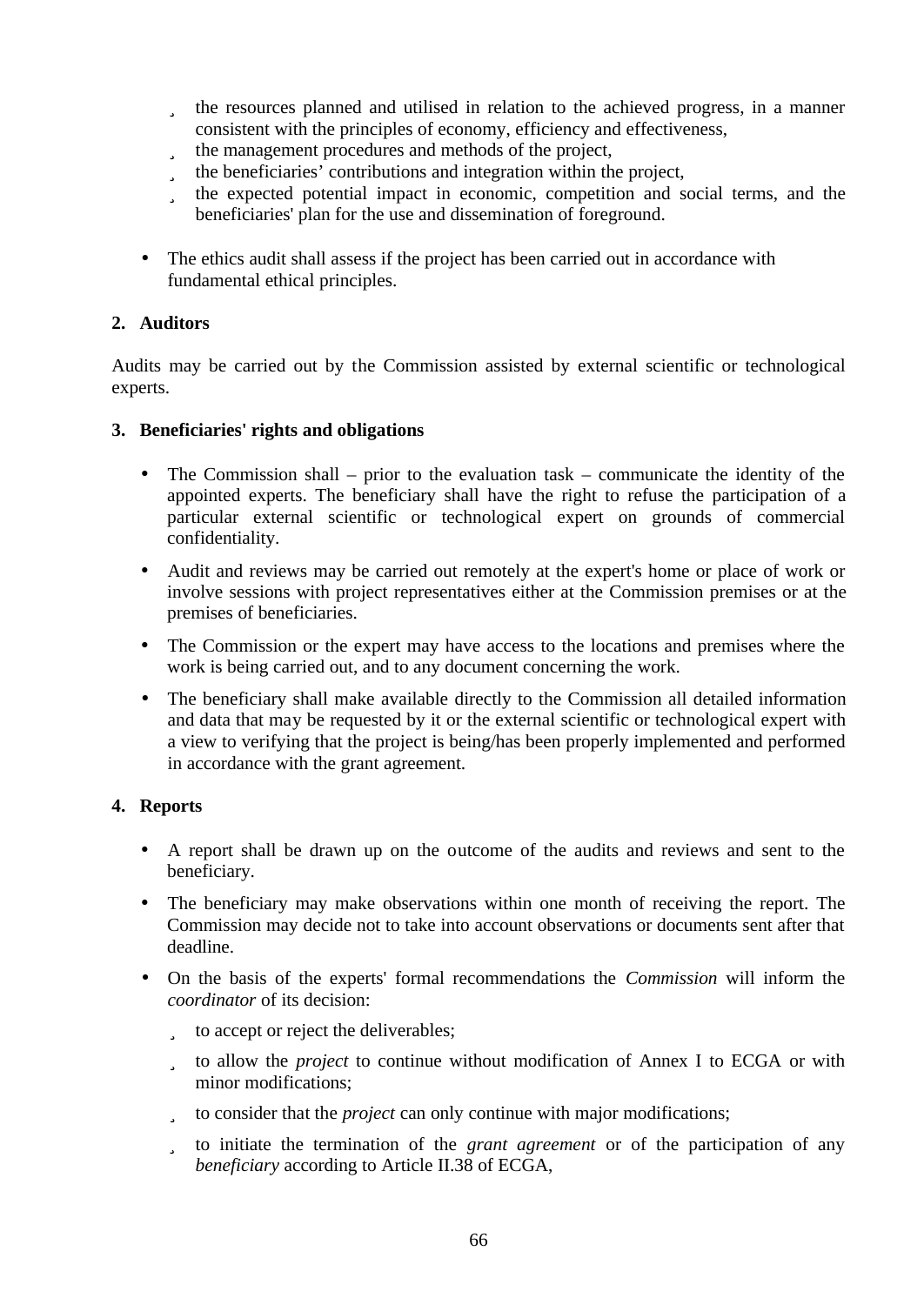- the resources planned and utilised in relation to the achieved progress, in a manner consistent with the principles of economy, efficiency and effectiveness,
- the management procedures and methods of the project,
- the beneficiaries' contributions and integration within the project,
- the expected potential impact in economic, competition and social terms, and the beneficiaries' plan for the use and dissemination of foreground.

- The ethics audit shall assess if the project has been carried out in accordance with fundamental ethical principles.

**2. Auditors**

Audits may be carried out by the Commission assisted by external scientific or technological experts.

**3. Beneficiaries' rights and obligations**

- The Commission shall – prior to the evaluation task – communicate the identity of the appointed experts. The beneficiary shall have the right to refuse the participation of a particular external scientific or technological expert on grounds of commercial confidentiality.
- Audit and reviews may be carried out remotely at the expert's home or place of work or involve sessions with project representatives either at the Commission premises or at the premises of beneficiaries.
- The Commission or the expert may have access to the locations and premises where the work is being carried out, and to any document concerning the work.
- The beneficiary shall make available directly to the Commission all detailed information and data that may be requested by it or the external scientific or technological expert with a view to verifying that the project is being/has been properly implemented and performed in accordance with the grant agreement.

**4. Reports**

- A report shall be drawn up on the outcome of the audits and reviews and sent to the beneficiary.
- The beneficiary may make observations within one month of receiving the report. The Commission may decide not to take into account observations or documents sent after that deadline.
- On the basis of the experts' formal recommendations the *Commission* will inform the *coordinator* of its decision:
  - to accept or reject the deliverables;
  - to allow the *project* to continue without modification of Annex I to ECGA or with minor modifications;
  - to consider that the *project* can only continue with major modifications;
  - to initiate the termination of the *grant agreement* or of the participation of any *beneficiary* according to Article II.38 of ECGA,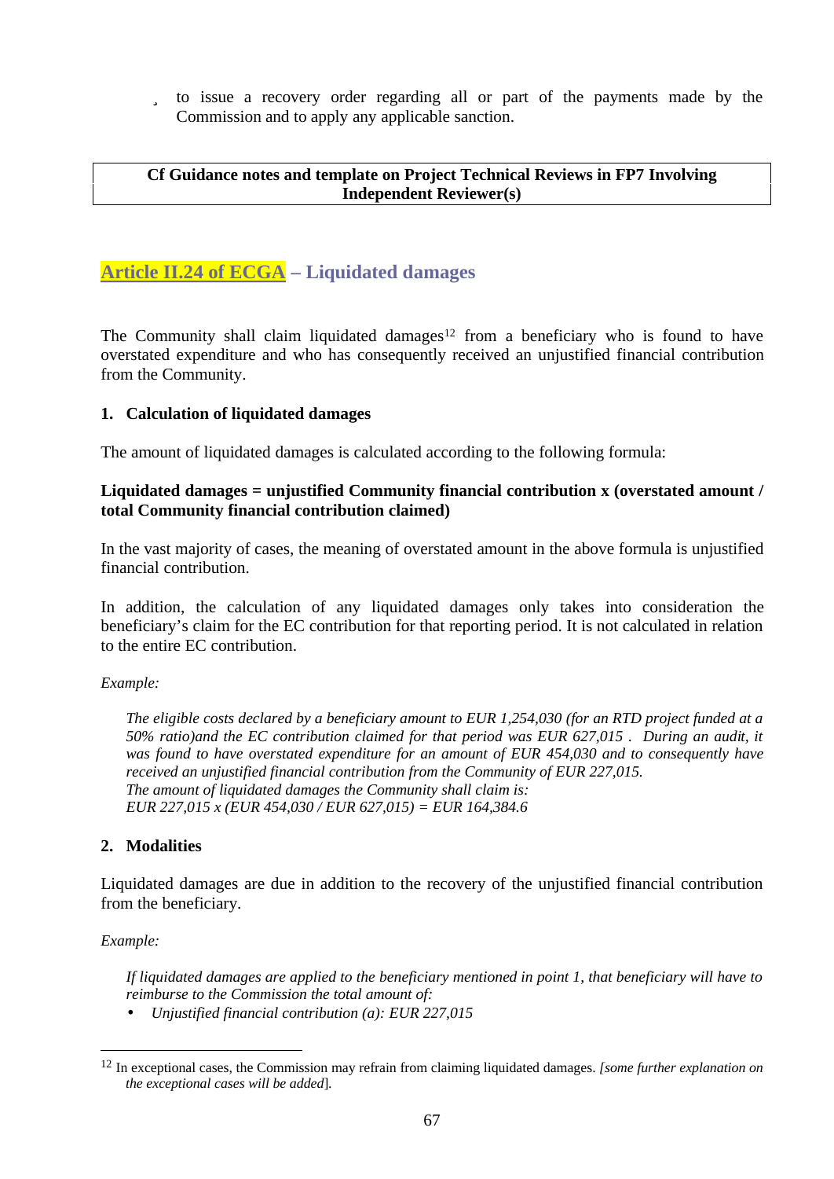- to issue a recovery order regarding all or part of the payments made by the Commission and to apply any applicable sanction.

| **Cf Guidance notes and template on Project Technical Reviews in FP7 Involving Independent Reviewer(s)** |
|---|

## Article II.24 of ECGA – Liquidated damages

The Community shall claim liquidated damages[12] from a beneficiary who is found to have overstated expenditure and who has consequently received an unjustified financial contribution from the Community.

### 1. Calculation of liquidated damages

The amount of liquidated damages is calculated according to the following formula:

**Liquidated damages = unjustified Community financial contribution x (overstated amount / total Community financial contribution claimed)**

In the vast majority of cases, the meaning of overstated amount in the above formula is unjustified financial contribution.

In addition, the calculation of any liquidated damages only takes into consideration the beneficiary's claim for the EC contribution for that reporting period. It is not calculated in relation to the entire EC contribution.

*Example:*

> *The eligible costs declared by a beneficiary amount to EUR 1,254,030 (for an RTD project funded at a 50% ratio)and the EC contribution claimed for that period was EUR 627,015 . During an audit, it was found to have overstated expenditure for an amount of EUR 454,030 and to consequently have received an unjustified financial contribution from the Community of EUR 227,015.*
> *The amount of liquidated damages the Community shall claim is:*
> *EUR 227,015 x (EUR 454,030 / EUR 627,015) = EUR 164,384.6*

### 2. Modalities

Liquidated damages are due in addition to the recovery of the unjustified financial contribution from the beneficiary.

*Example:*

> *If liquidated damages are applied to the beneficiary mentioned in point 1, that beneficiary will have to reimburse to the Commission the total amount of:*
>
> - *Unjustified financial contribution (a): EUR 227,015*

---

[12] In exceptional cases, the Commission may refrain from claiming liquidated damages. *[some further explanation on the exceptional cases will be added*].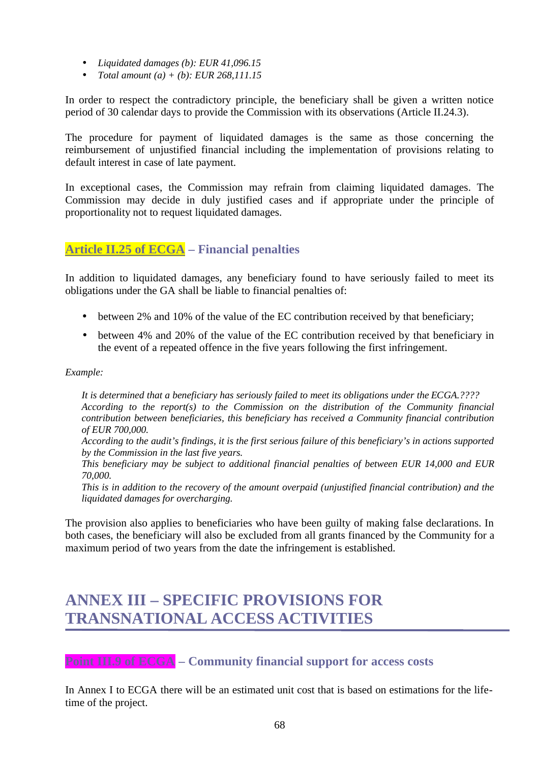- *Liquidated damages (b): EUR 41,096.15*
- *Total amount (a) + (b): EUR 268,111.15*

In order to respect the contradictory principle, the beneficiary shall be given a written notice period of 30 calendar days to provide the Commission with its observations (Article II.24.3).

The procedure for payment of liquidated damages is the same as those concerning the reimbursement of unjustified financial including the implementation of provisions relating to default interest in case of late payment.

In exceptional cases, the Commission may refrain from claiming liquidated damages. The Commission may decide in duly justified cases and if appropriate under the principle of proportionality not to request liquidated damages.

### Article II.25 of ECGA – Financial penalties

In addition to liquidated damages, any beneficiary found to have seriously failed to meet its obligations under the GA shall be liable to financial penalties of:

- between 2% and 10% of the value of the EC contribution received by that beneficiary;
- between 4% and 20% of the value of the EC contribution received by that beneficiary in the event of a repeated offence in the five years following the first infringement.

*Example:*

> *It is determined that a beneficiary has seriously failed to meet its obligations under the ECGA.????*
> *According to the report(s) to the Commission on the distribution of the Community financial contribution between beneficiaries, this beneficiary has received a Community financial contribution of EUR 700,000.*
> *According to the audit's findings, it is the first serious failure of this beneficiary's in actions supported by the Commission in the last five years.*
> *This beneficiary may be subject to additional financial penalties of between EUR 14,000 and EUR 70,000.*
> *This is in addition to the recovery of the amount overpaid (unjustified financial contribution) and the liquidated damages for overcharging.*

The provision also applies to beneficiaries who have been guilty of making false declarations. In both cases, the beneficiary will also be excluded from all grants financed by the Community for a maximum period of two years from the date the infringement is established.

## ANNEX III – SPECIFIC PROVISIONS FOR TRANSNATIONAL ACCESS ACTIVITIES

### Point III.9 of ECGA – Community financial support for access costs

In Annex I to ECGA there will be an estimated unit cost that is based on estimations for the life-time of the project.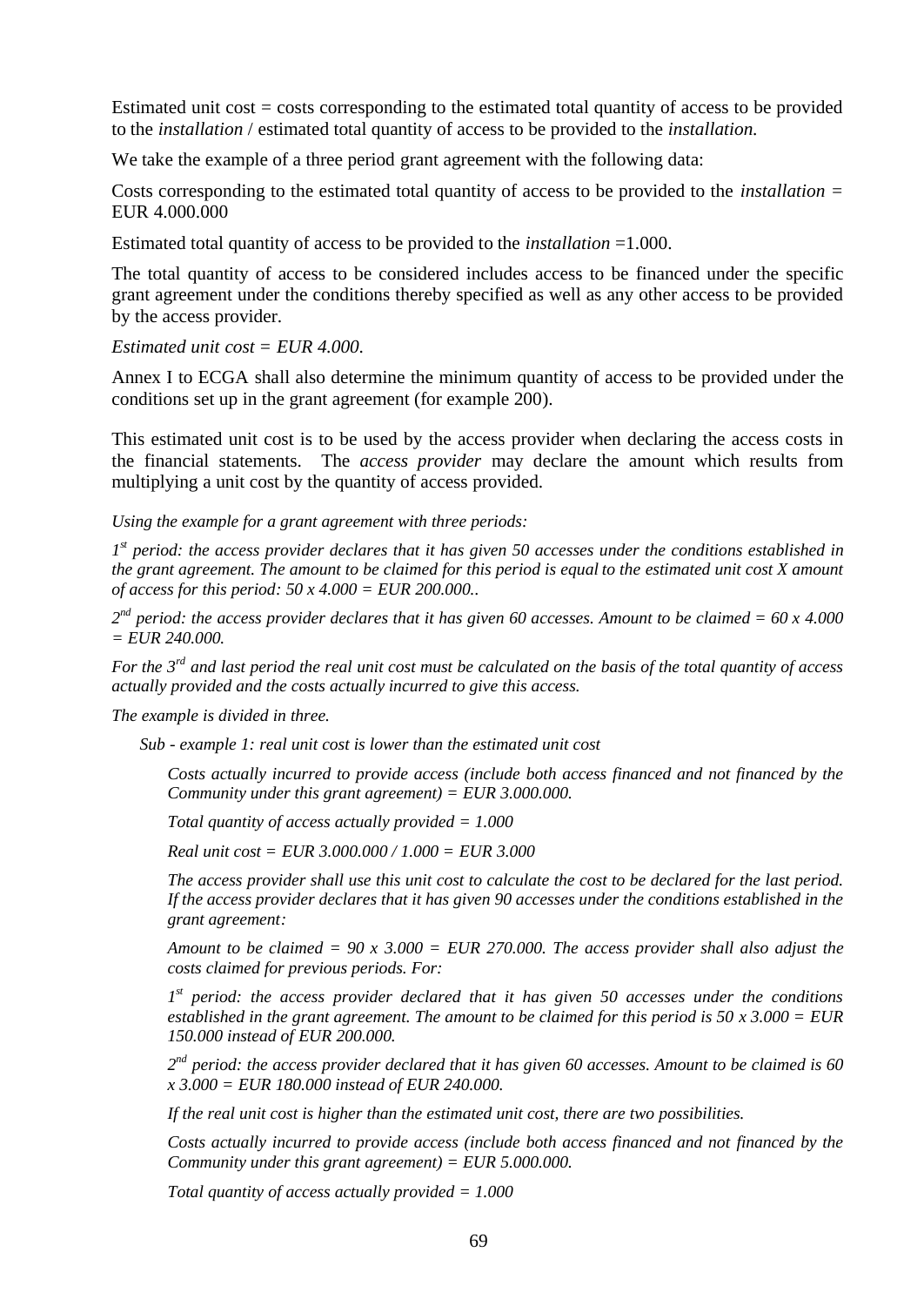Estimated unit cost = costs corresponding to the estimated total quantity of access to be provided to the *installation* / estimated total quantity of access to be provided to the *installation.*

We take the example of a three period grant agreement with the following data:

Costs corresponding to the estimated total quantity of access to be provided to the *installation* = EUR 4.000.000

Estimated total quantity of access to be provided to the *installation* =1.000.

The total quantity of access to be considered includes access to be financed under the specific grant agreement under the conditions thereby specified as well as any other access to be provided by the access provider.

*Estimated unit cost = EUR 4.000.*

Annex I to ECGA shall also determine the minimum quantity of access to be provided under the conditions set up in the grant agreement (for example 200).

This estimated unit cost is to be used by the access provider when declaring the access costs in the financial statements. The *access provider* may declare the amount which results from multiplying a unit cost by the quantity of access provided.

*Using the example for a grant agreement with three periods:*

*1st period: the access provider declares that it has given 50 accesses under the conditions established in the grant agreement. The amount to be claimed for this period is equal to the estimated unit cost X amount of access for this period: 50 x 4.000 = EUR 200.000..*

*2nd period: the access provider declares that it has given 60 accesses. Amount to be claimed = 60 x 4.000 = EUR 240.000.*

*For the 3rd and last period the real unit cost must be calculated on the basis of the total quantity of access actually provided and the costs actually incurred to give this access.*

*The example is divided in three.*

*Sub - example 1: real unit cost is lower than the estimated unit cost*

*Costs actually incurred to provide access (include both access financed and not financed by the Community under this grant agreement) = EUR 3.000.000.*

*Total quantity of access actually provided = 1.000*

*Real unit cost = EUR 3.000.000 / 1.000 = EUR 3.000*

*The access provider shall use this unit cost to calculate the cost to be declared for the last period. If the access provider declares that it has given 90 accesses under the conditions established in the grant agreement:*

*Amount to be claimed = 90 x 3.000 = EUR 270.000. The access provider shall also adjust the costs claimed for previous periods. For:*

*1st period: the access provider declared that it has given 50 accesses under the conditions established in the grant agreement. The amount to be claimed for this period is 50 x 3.000 = EUR 150.000 instead of EUR 200.000.*

*2nd period: the access provider declared that it has given 60 accesses. Amount to be claimed is 60 x 3.000 = EUR 180.000 instead of EUR 240.000.*

*If the real unit cost is higher than the estimated unit cost, there are two possibilities.*

*Costs actually incurred to provide access (include both access financed and not financed by the Community under this grant agreement) = EUR 5.000.000.*

*Total quantity of access actually provided = 1.000*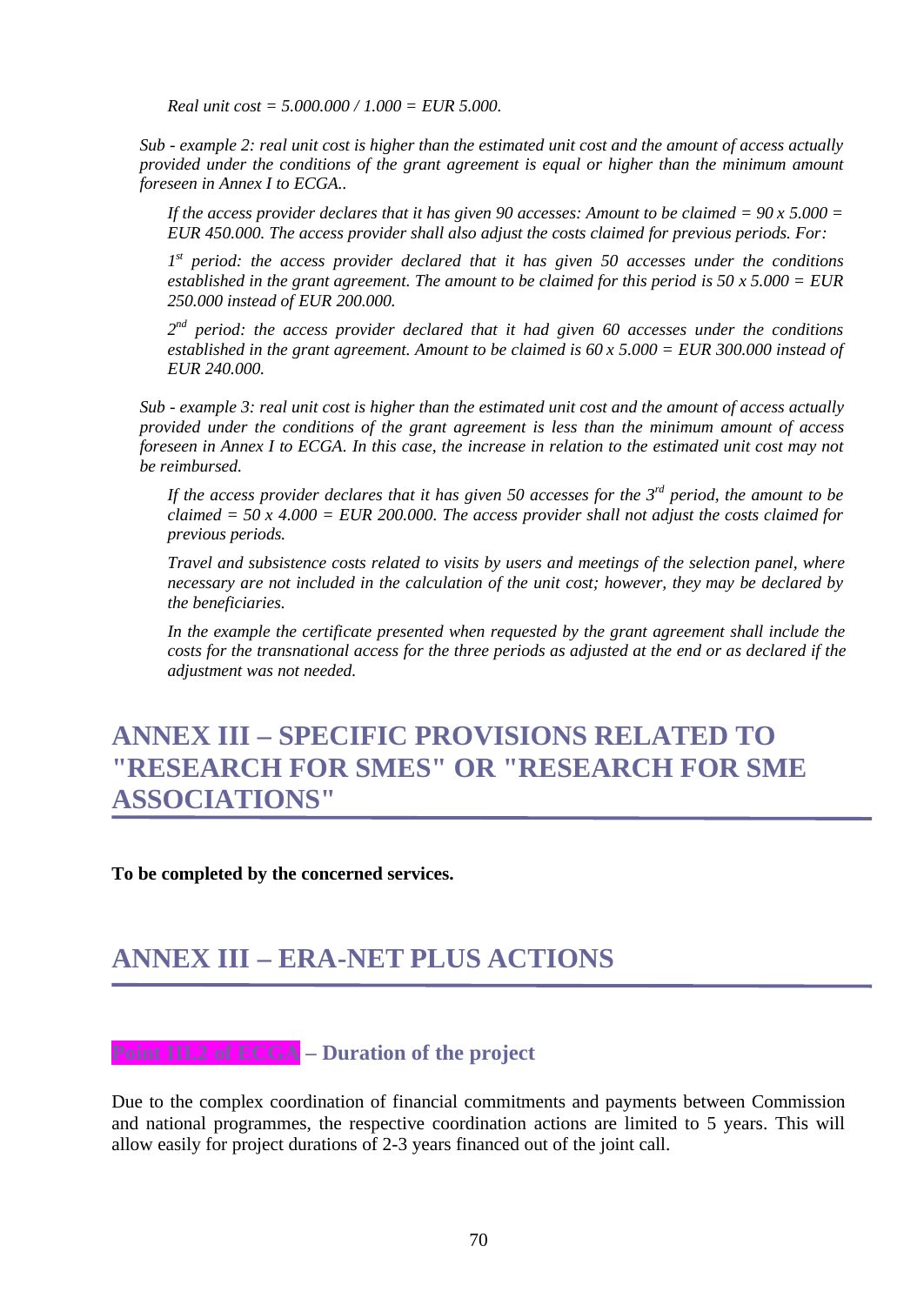*Real unit cost = 5.000.000 / 1.000 = EUR 5.000.*

*Sub - example 2: real unit cost is higher than the estimated unit cost and the amount of access actually provided under the conditions of the grant agreement is equal or higher than the minimum amount foreseen in Annex I to ECGA..*

*If the access provider declares that it has given 90 accesses: Amount to be claimed = 90 x 5.000 = EUR 450.000. The access provider shall also adjust the costs claimed for previous periods. For:*

*1st period: the access provider declared that it has given 50 accesses under the conditions established in the grant agreement. The amount to be claimed for this period is 50 x 5.000 = EUR 250.000 instead of EUR 200.000.*

*2nd period: the access provider declared that it had given 60 accesses under the conditions established in the grant agreement. Amount to be claimed is 60 x 5.000 = EUR 300.000 instead of EUR 240.000.*

*Sub - example 3: real unit cost is higher than the estimated unit cost and the amount of access actually provided under the conditions of the grant agreement is less than the minimum amount of access foreseen in Annex I to ECGA. In this case, the increase in relation to the estimated unit cost may not be reimbursed.*

*If the access provider declares that it has given 50 accesses for the 3rd period, the amount to be claimed = 50 x 4.000 = EUR 200.000. The access provider shall not adjust the costs claimed for previous periods.*

*Travel and subsistence costs related to visits by users and meetings of the selection panel, where necessary are not included in the calculation of the unit cost; however, they may be declared by the beneficiaries.*

*In the example the certificate presented when requested by the grant agreement shall include the costs for the transnational access for the three periods as adjusted at the end or as declared if the adjustment was not needed.*

# ANNEX III – SPECIFIC PROVISIONS RELATED TO "RESEARCH FOR SMES" OR "RESEARCH FOR SME ASSOCIATIONS"

**To be completed by the concerned services.**

# ANNEX III – ERA-NET PLUS ACTIONS

### Point III.2 of ECGA – Duration of the project

Due to the complex coordination of financial commitments and payments between Commission and national programmes, the respective coordination actions are limited to 5 years. This will allow easily for project durations of 2-3 years financed out of the joint call.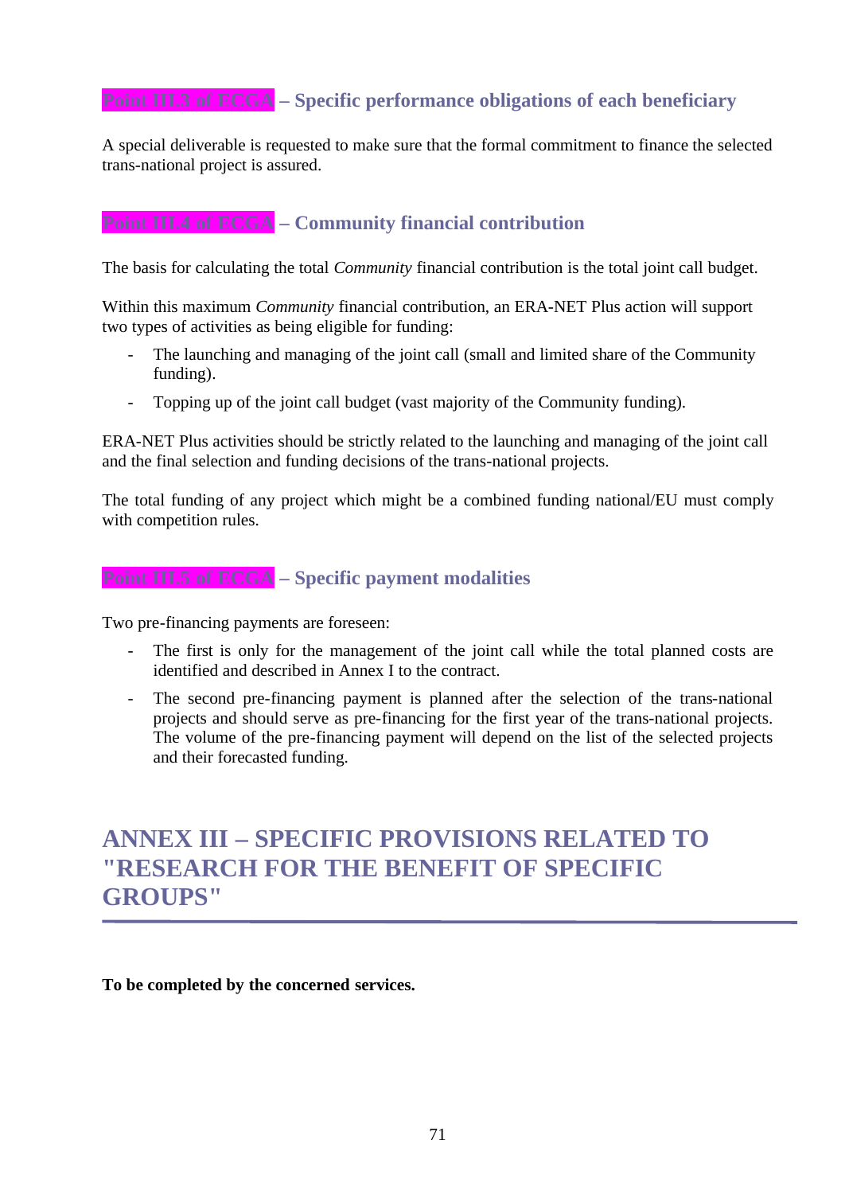### Point III.3 of ECGA – Specific performance obligations of each beneficiary

A special deliverable is requested to make sure that the formal commitment to finance the selected trans-national project is assured.

### Point III.4 of ECGA – Community financial contribution

The basis for calculating the total *Community* financial contribution is the total joint call budget.

Within this maximum *Community* financial contribution, an ERA-NET Plus action will support two types of activities as being eligible for funding:

- The launching and managing of the joint call (small and limited share of the Community funding).
- Topping up of the joint call budget (vast majority of the Community funding).

ERA-NET Plus activities should be strictly related to the launching and managing of the joint call and the final selection and funding decisions of the trans-national projects.

The total funding of any project which might be a combined funding national/EU must comply with competition rules.

### Point III.5 of ECGA – Specific payment modalities

Two pre-financing payments are foreseen:

- The first is only for the management of the joint call while the total planned costs are identified and described in Annex I to the contract.
- The second pre-financing payment is planned after the selection of the trans-national projects and should serve as pre-financing for the first year of the trans-national projects. The volume of the pre-financing payment will depend on the list of the selected projects and their forecasted funding.

# ANNEX III – SPECIFIC PROVISIONS RELATED TO "RESEARCH FOR THE BENEFIT OF SPECIFIC GROUPS"

**To be completed by the concerned services.**